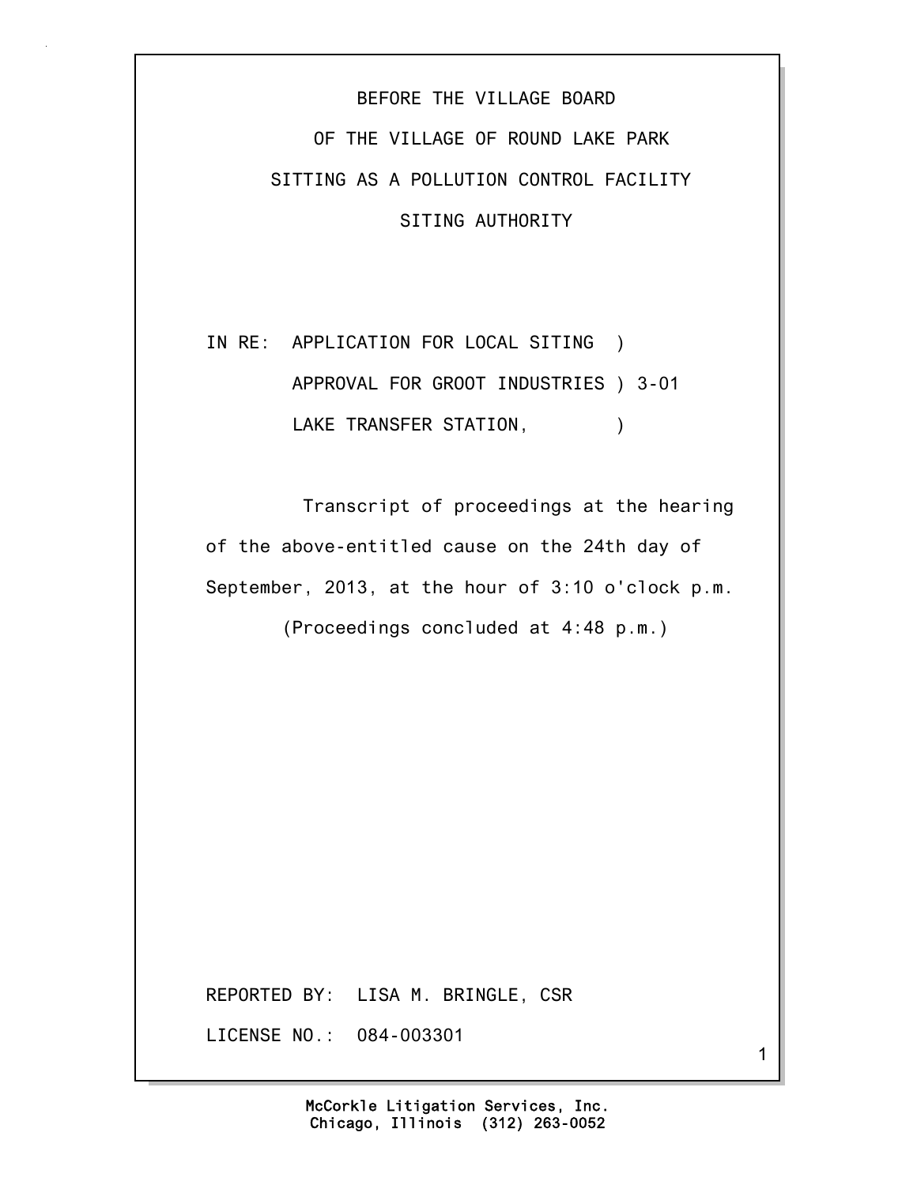BEFORE THE VILLAGE BOARD

OF THE VILLAGE OF ROUND LAKE PARK

SITTING AS A POLLUTION CONTROL FACILITY

SITING AUTHORITY

IN RE: APPLICATION FOR LOCAL SITING )
APPROVAL FOR GROOT INDUSTRIES ) 3-01
LAKE TRANSFER STATION, )

Transcript of proceedings at the hearing of the above-entitled cause on the 24th day of September, 2013, at the hour of 3:10 o'clock p.m.

(Proceedings concluded at 4:48 p.m.)

REPORTED BY: LISA M. BRINGLE, CSR

LICENSE NO.: 084-003301

McCorkle Litigation Services, Inc.
Chicago, Illinois (312) 263-0052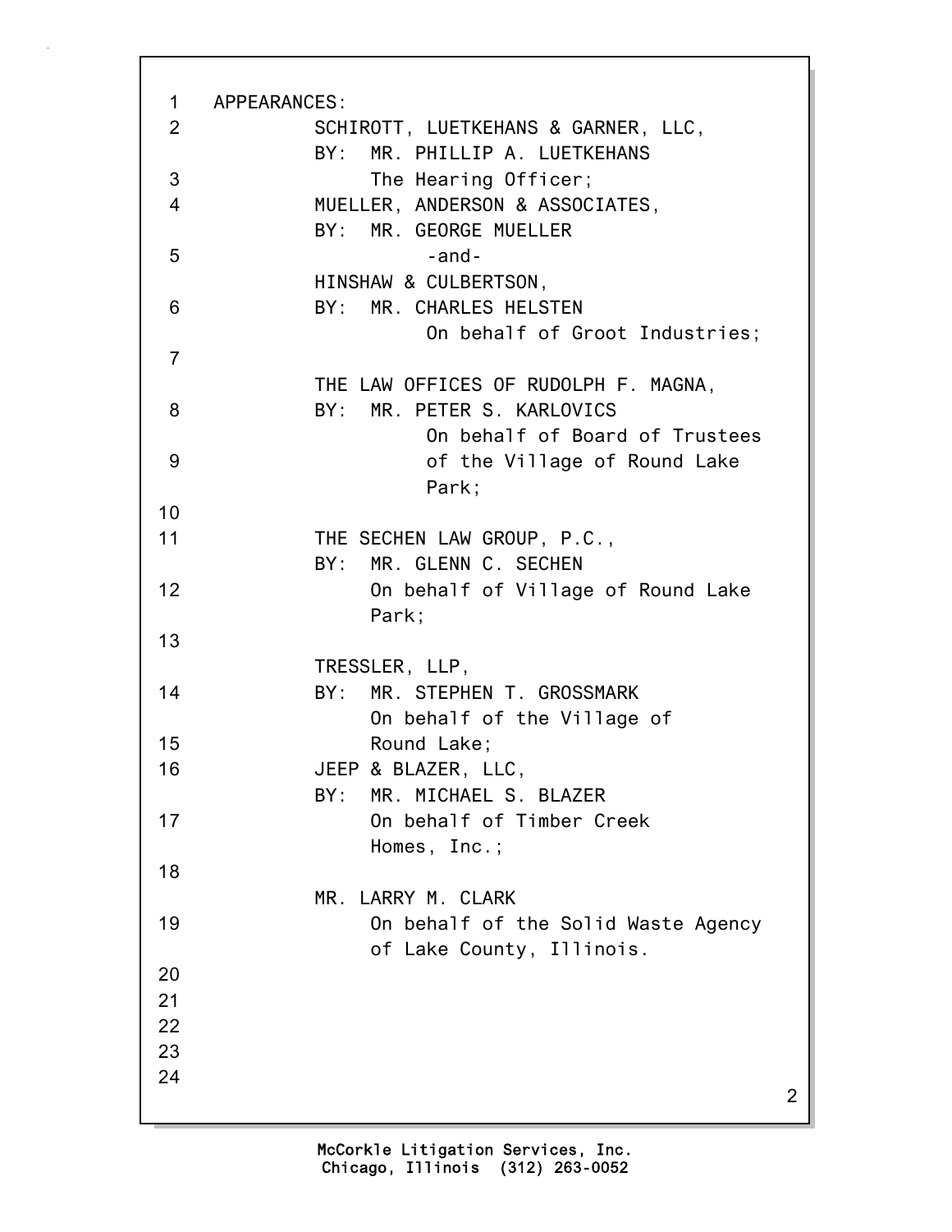APPEARANCES:

SCHIROTT, LUETKEHANS & GARNER, LLC,
BY: MR. PHILLIP A. LUETKEHANS
The Hearing Officer;

MUELLER, ANDERSON & ASSOCIATES,
BY: MR. GEORGE MUELLER
-and-
HINSHAW & CULBERTSON,
BY: MR. CHARLES HELSTEN
On behalf of Groot Industries;

THE LAW OFFICES OF RUDOLPH F. MAGNA,
BY: MR. PETER S. KARLOVICS
On behalf of Board of Trustees of the Village of Round Lake Park;

THE SECHEN LAW GROUP, P.C.,
BY: MR. GLENN C. SECHEN
On behalf of Village of Round Lake Park;

TRESSLER, LLP,
BY: MR. STEPHEN T. GROSSMARK
On behalf of the Village of Round Lake;

JEEP & BLAZER, LLC,
BY: MR. MICHAEL S. BLAZER
On behalf of Timber Creek Homes, Inc.;

MR. LARRY M. CLARK
On behalf of the Solid Waste Agency of Lake County, Illinois.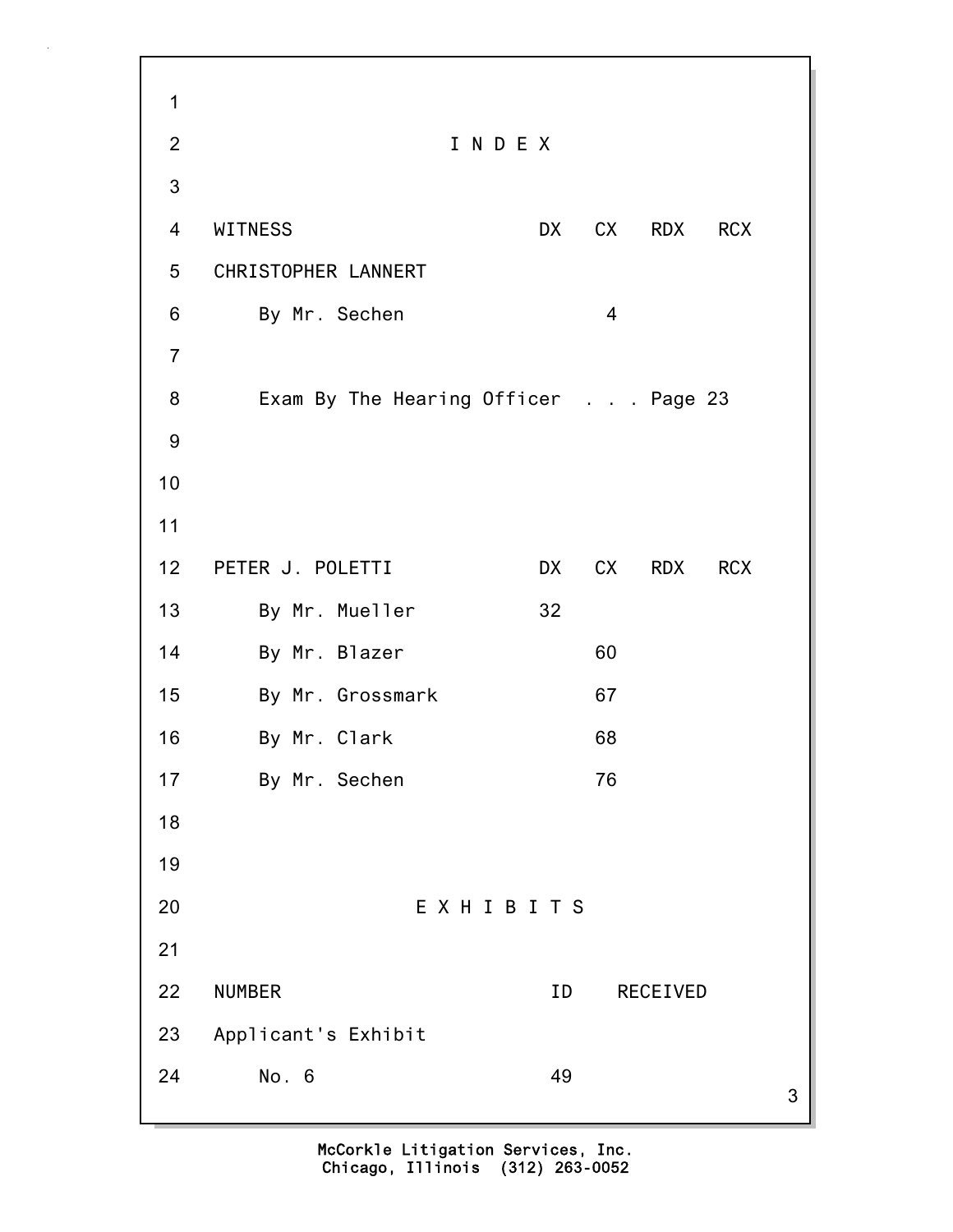# I N D E X

| WITNESS | DX | CX | RDX | RCX |
|---|---|---|---|---|
| CHRISTOPHER LANNERT | | | | |
| By Mr. Sechen | | 4 | | |

Exam By The Hearing Officer . . . Page 23

| PETER J. POLETTI | DX | CX | RDX | RCX |
|---|---|---|---|---|
| By Mr. Mueller | 32 | | | |
| By Mr. Blazer | | 60 | | |
| By Mr. Grossmark | | 67 | | |
| By Mr. Clark | | 68 | | |
| By Mr. Sechen | | 76 | | |

# E X H I B I T S

| NUMBER | ID | RECEIVED |
|---|---|---|
| Applicant's Exhibit | | |
| No. 6 | 49 | |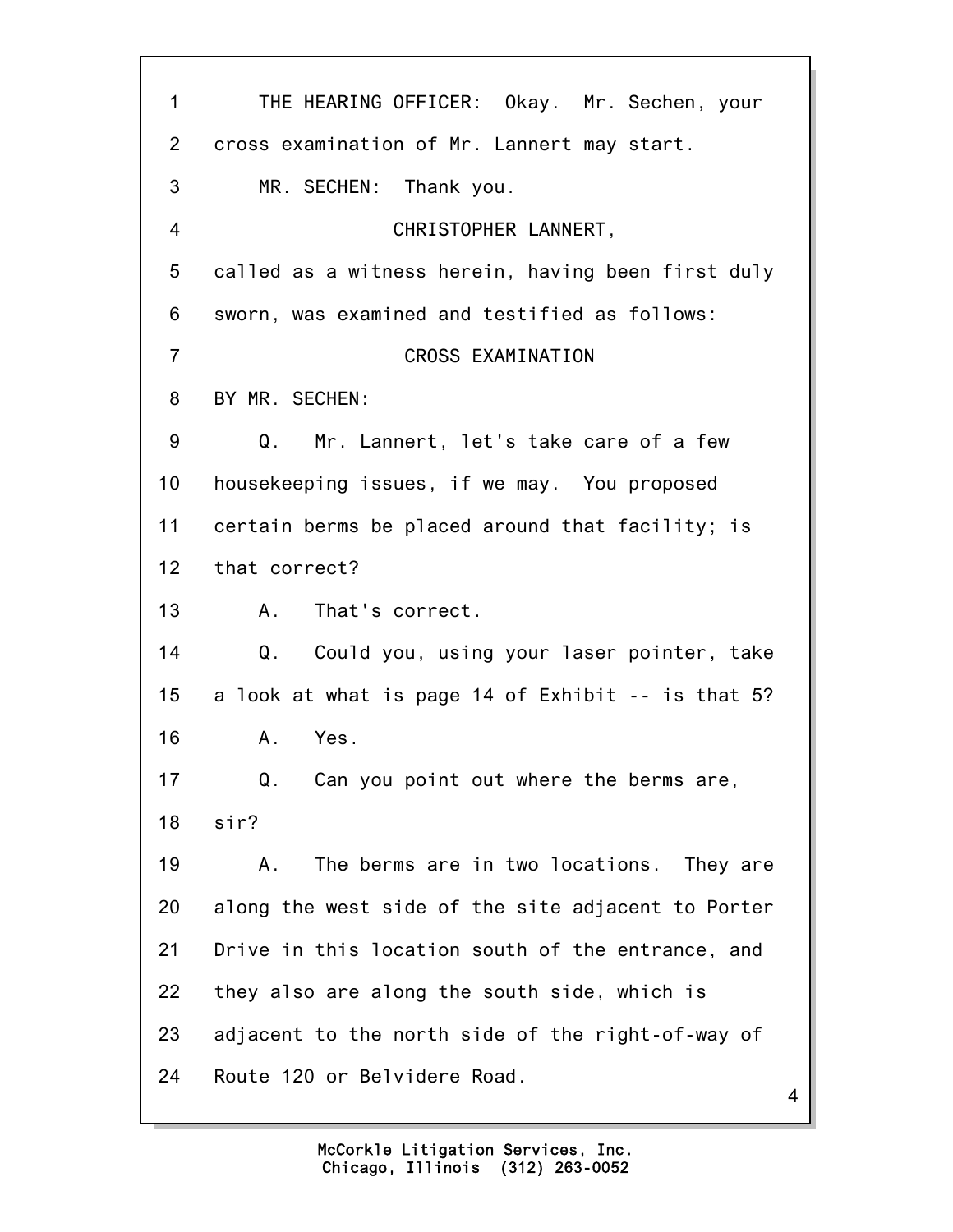THE HEARING OFFICER: Okay. Mr. Sechen, your cross examination of Mr. Lannert may start.

MR. SECHEN: Thank you.

CHRISTOPHER LANNERT,

called as a witness herein, having been first duly sworn, was examined and testified as follows:

CROSS EXAMINATION

BY MR. SECHEN:

Q. Mr. Lannert, let's take care of a few housekeeping issues, if we may. You proposed certain berms be placed around that facility; is that correct?

A. That's correct.

Q. Could you, using your laser pointer, take a look at what is page 14 of Exhibit -- is that 5?

A. Yes.

Q. Can you point out where the berms are, sir?

A. The berms are in two locations. They are along the west side of the site adjacent to Porter Drive in this location south of the entrance, and they also are along the south side, which is adjacent to the north side of the right-of-way of Route 120 or Belvidere Road.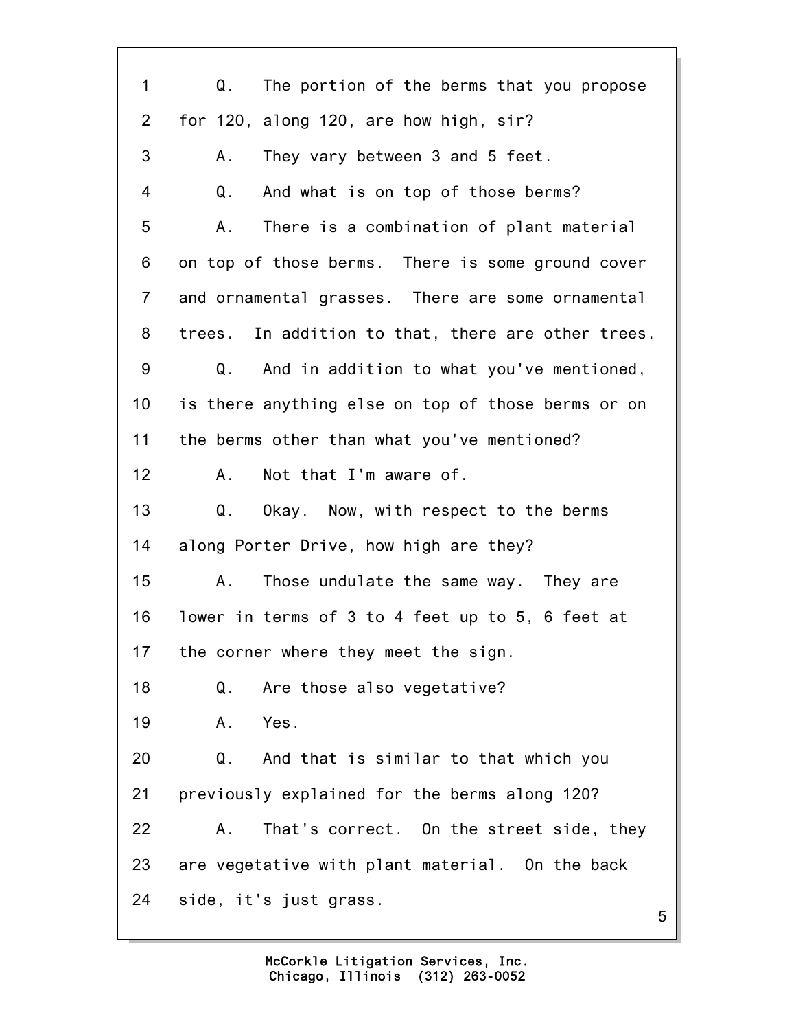1 Q. The portion of the berms that you propose
2 for 120, along 120, are how high, sir?
3 A. They vary between 3 and 5 feet.
4 Q. And what is on top of those berms?
5 A. There is a combination of plant material
6 on top of those berms. There is some ground cover
7 and ornamental grasses. There are some ornamental
8 trees. In addition to that, there are other trees.
9 Q. And in addition to what you've mentioned,
10 is there anything else on top of those berms or on
11 the berms other than what you've mentioned?
12 A. Not that I'm aware of.
13 Q. Okay. Now, with respect to the berms
14 along Porter Drive, how high are they?
15 A. Those undulate the same way. They are
16 lower in terms of 3 to 4 feet up to 5, 6 feet at
17 the corner where they meet the sign.
18 Q. Are those also vegetative?
19 A. Yes.
20 Q. And that is similar to that which you
21 previously explained for the berms along 120?
22 A. That's correct. On the street side, they
23 are vegetative with plant material. On the back
24 side, it's just grass.

McCorkle Litigation Services, Inc.
Chicago, Illinois (312) 263-0052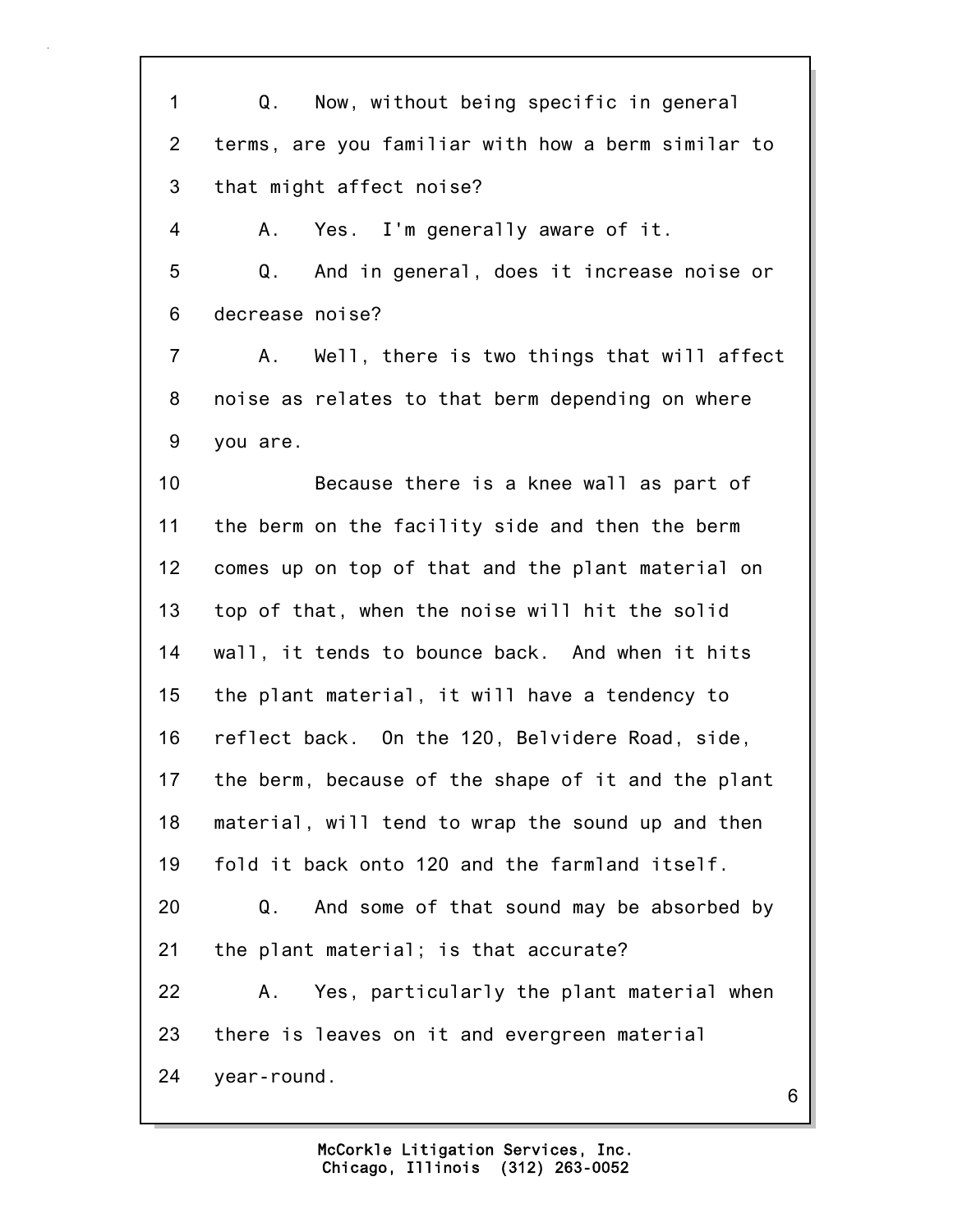1 Q. Now, without being specific in general
2 terms, are you familiar with how a berm similar to
3 that might affect noise?
4 A. Yes. I'm generally aware of it.
5 Q. And in general, does it increase noise or
6 decrease noise?
7 A. Well, there is two things that will affect
8 noise as relates to that berm depending on where
9 you are.
10 Because there is a knee wall as part of
11 the berm on the facility side and then the berm
12 comes up on top of that and the plant material on
13 top of that, when the noise will hit the solid
14 wall, it tends to bounce back. And when it hits
15 the plant material, it will have a tendency to
16 reflect back. On the 120, Belvidere Road, side,
17 the berm, because of the shape of it and the plant
18 material, will tend to wrap the sound up and then
19 fold it back onto 120 and the farmland itself.
20 Q. And some of that sound may be absorbed by
21 the plant material; is that accurate?
22 A. Yes, particularly the plant material when
23 there is leaves on it and evergreen material
24 year-round.

McCorkle Litigation Services, Inc.
Chicago, Illinois (312) 263-0052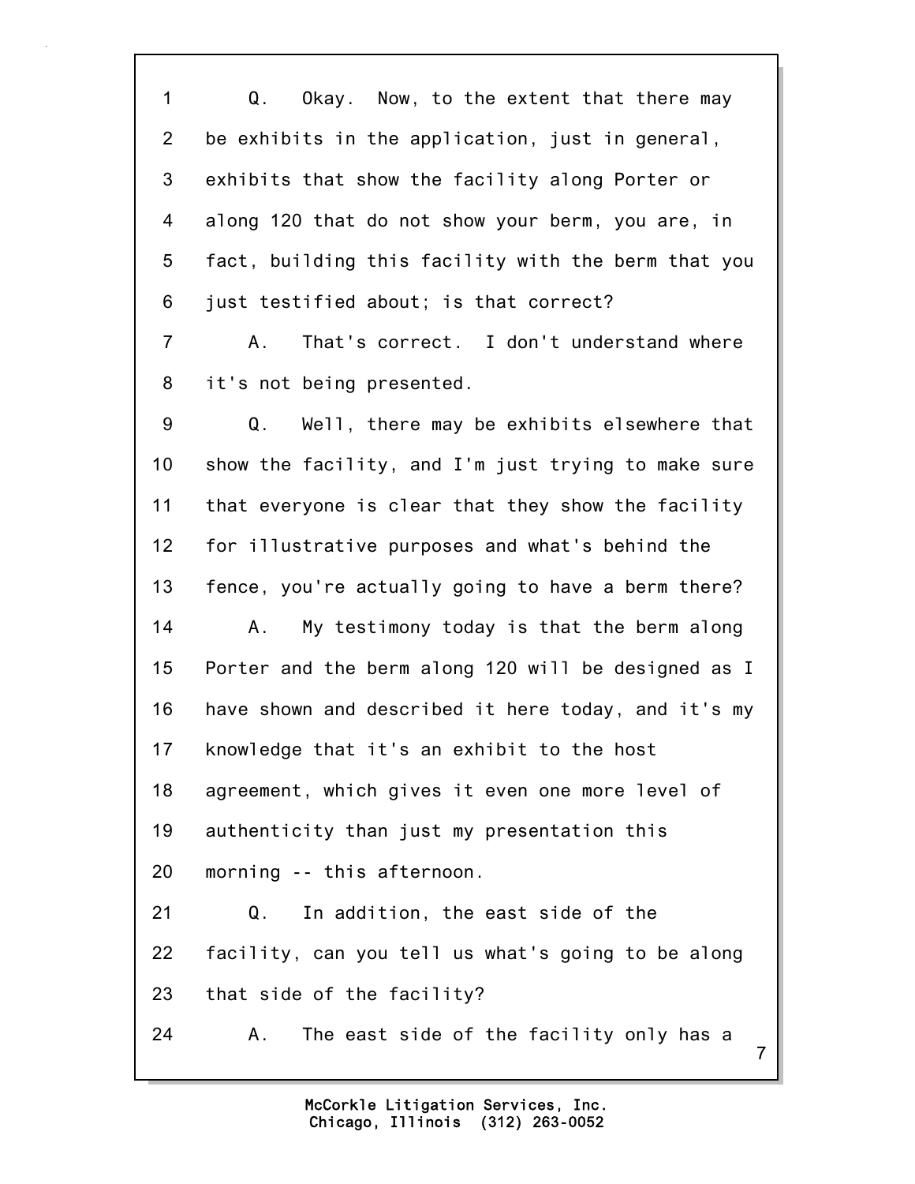Q. Okay. Now, to the extent that there may be exhibits in the application, just in general, exhibits that show the facility along Porter or along 120 that do not show your berm, you are, in fact, building this facility with the berm that you just testified about; is that correct?

A. That's correct. I don't understand where it's not being presented.

Q. Well, there may be exhibits elsewhere that show the facility, and I'm just trying to make sure that everyone is clear that they show the facility for illustrative purposes and what's behind the fence, you're actually going to have a berm there?

A. My testimony today is that the berm along Porter and the berm along 120 will be designed as I have shown and described it here today, and it's my knowledge that it's an exhibit to the host agreement, which gives it even one more level of authenticity than just my presentation this morning -- this afternoon.

Q. In addition, the east side of the facility, can you tell us what's going to be along that side of the facility?

A. The east side of the facility only has a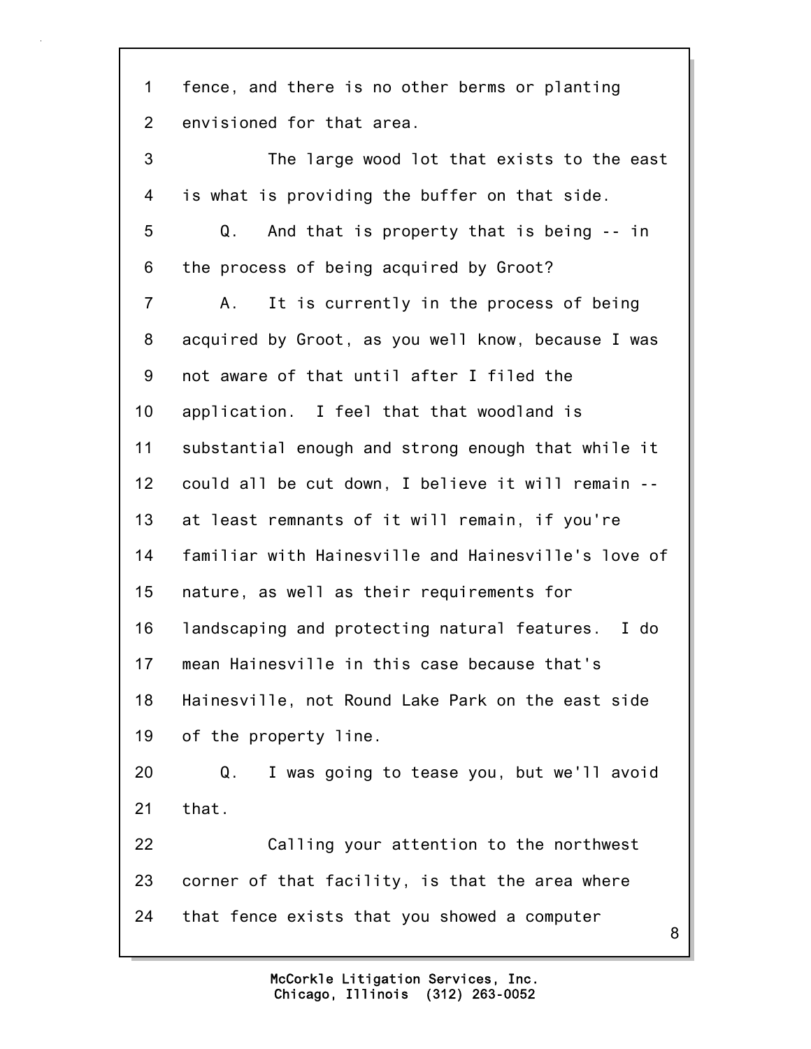fence, and there is no other berms or planting envisioned for that area.

The large wood lot that exists to the east is what is providing the buffer on that side.

Q. And that is property that is being -- in the process of being acquired by Groot?

A. It is currently in the process of being acquired by Groot, as you well know, because I was not aware of that until after I filed the application. I feel that that woodland is substantial enough and strong enough that while it could all be cut down, I believe it will remain -- at least remnants of it will remain, if you're familiar with Hainesville and Hainesville's love of nature, as well as their requirements for landscaping and protecting natural features. I do mean Hainesville in this case because that's Hainesville, not Round Lake Park on the east side of the property line.

Q. I was going to tease you, but we'll avoid that.

Calling your attention to the northwest corner of that facility, is that the area where that fence exists that you showed a computer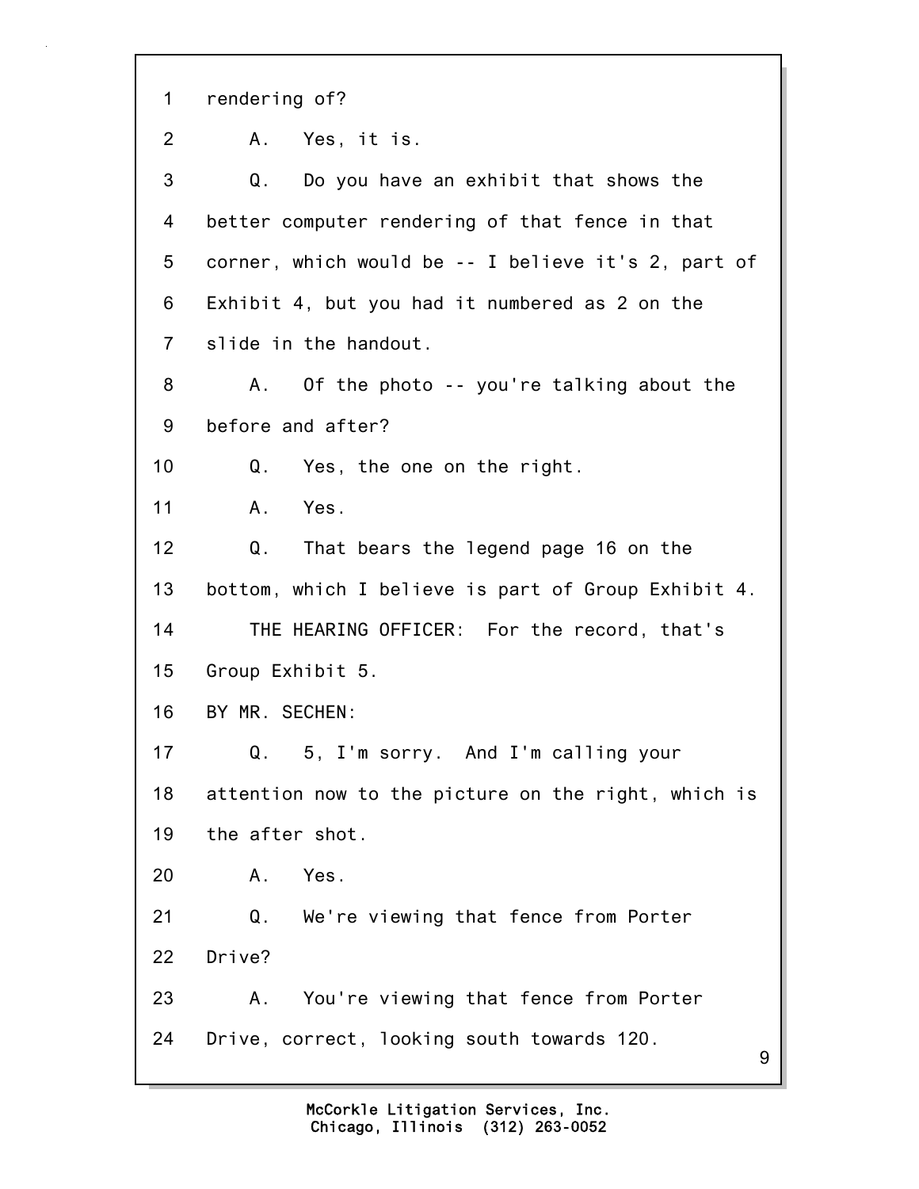1 rendering of?

2 A. Yes, it is.

3 Q. Do you have an exhibit that shows the

4 better computer rendering of that fence in that

5 corner, which would be -- I believe it's 2, part of

6 Exhibit 4, but you had it numbered as 2 on the

7 slide in the handout.

8 A. Of the photo -- you're talking about the

9 before and after?

10 Q. Yes, the one on the right.

11 A. Yes.

12 Q. That bears the legend page 16 on the

13 bottom, which I believe is part of Group Exhibit 4.

14 THE HEARING OFFICER: For the record, that's

15 Group Exhibit 5.

16 BY MR. SECHEN:

17 Q. 5, I'm sorry. And I'm calling your

18 attention now to the picture on the right, which is

19 the after shot.

20 A. Yes.

21 Q. We're viewing that fence from Porter

22 Drive?

23 A. You're viewing that fence from Porter

24 Drive, correct, looking south towards 120.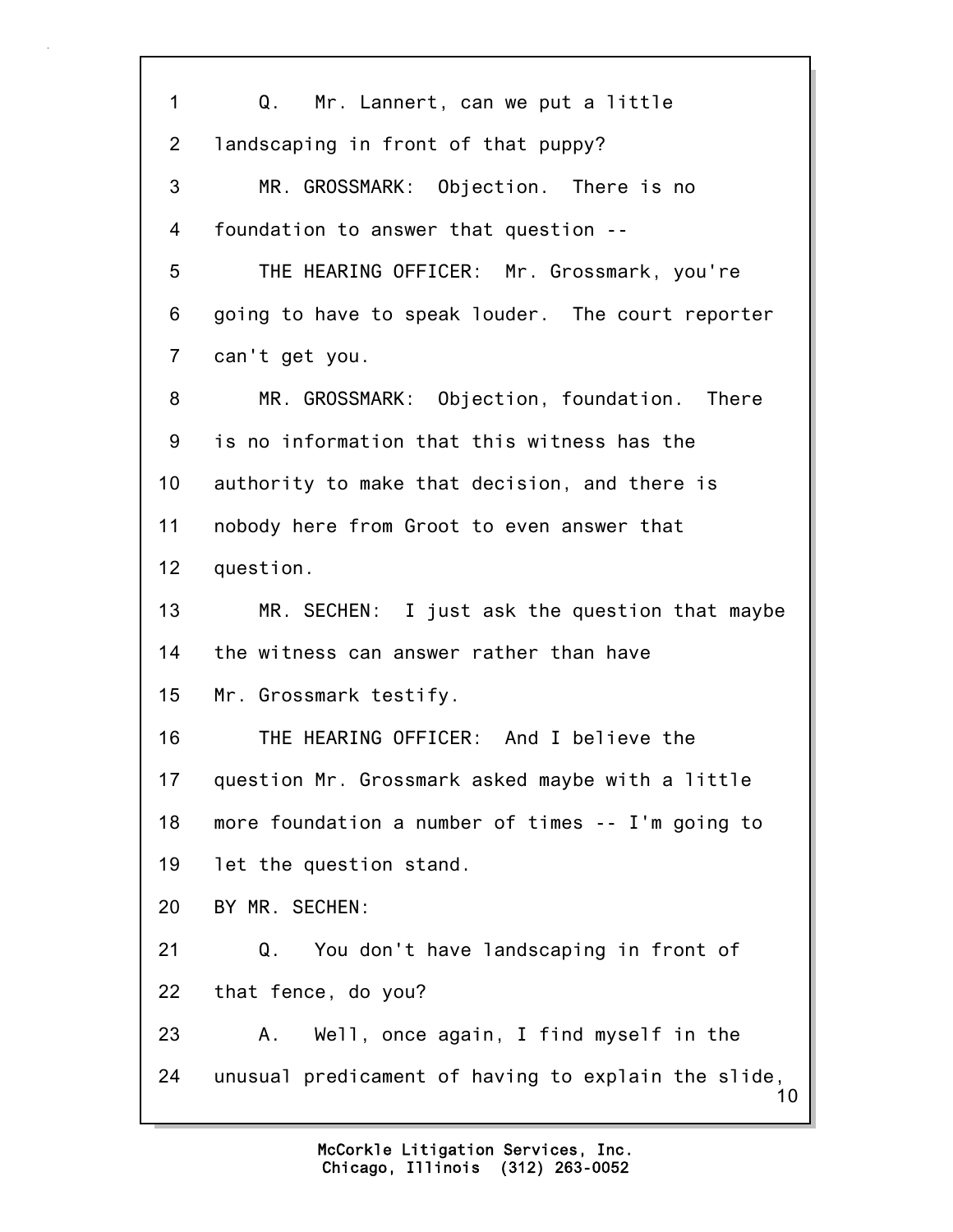Q. Mr. Lannert, can we put a little landscaping in front of that puppy?

MR. GROSSMARK: Objection. There is no foundation to answer that question --

THE HEARING OFFICER: Mr. Grossmark, you're going to have to speak louder. The court reporter can't get you.

MR. GROSSMARK: Objection, foundation. There is no information that this witness has the authority to make that decision, and there is nobody here from Groot to even answer that question.

MR. SECHEN: I just ask the question that maybe the witness can answer rather than have Mr. Grossmark testify.

THE HEARING OFFICER: And I believe the question Mr. Grossmark asked maybe with a little more foundation a number of times -- I'm going to let the question stand.

BY MR. SECHEN:

Q. You don't have landscaping in front of that fence, do you?

A. Well, once again, I find myself in the unusual predicament of having to explain the slide,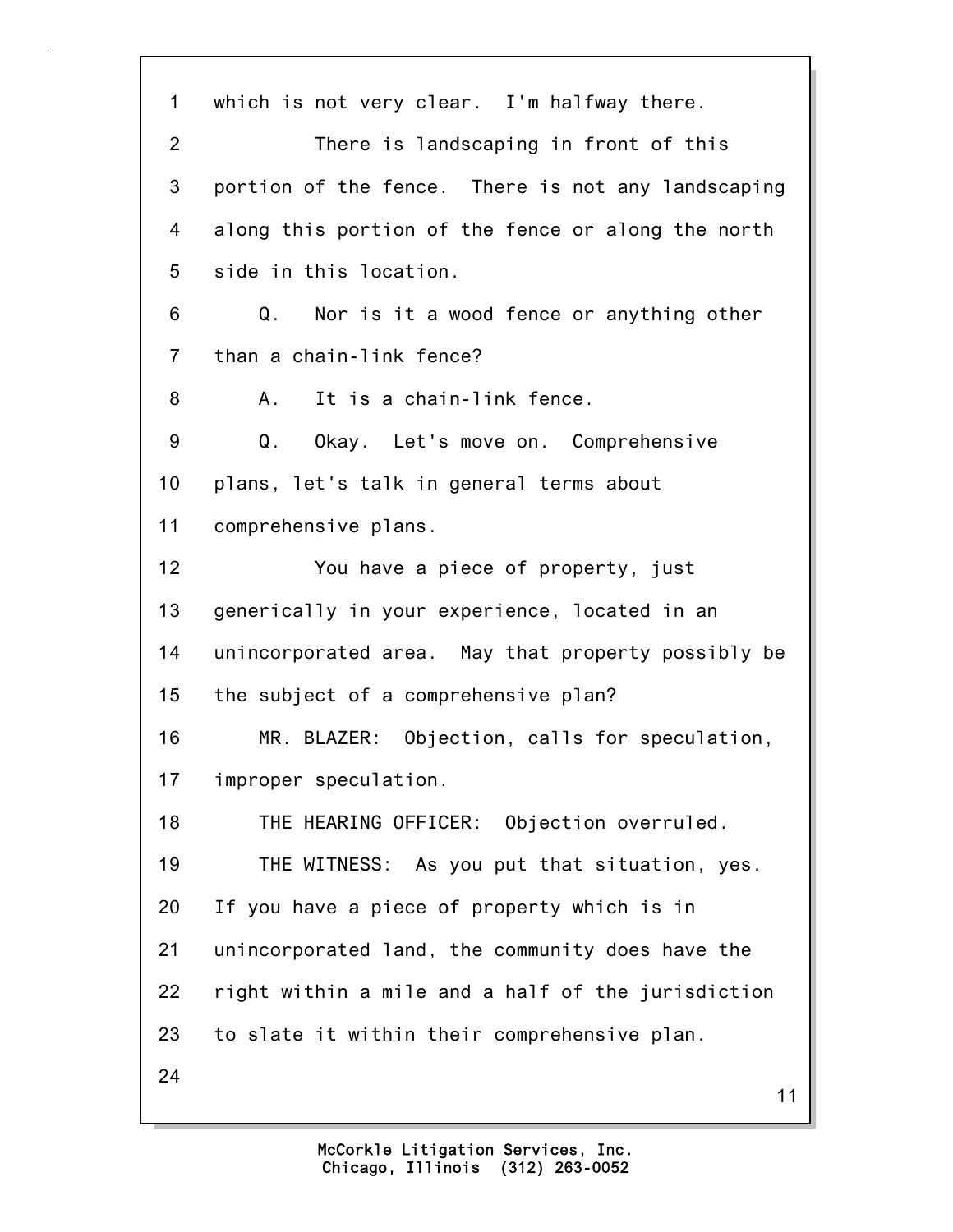which is not very clear. I'm halfway there.

There is landscaping in front of this portion of the fence. There is not any landscaping along this portion of the fence or along the north side in this location.

Q. Nor is it a wood fence or anything other than a chain-link fence?

A. It is a chain-link fence.

Q. Okay. Let's move on. Comprehensive plans, let's talk in general terms about comprehensive plans.

You have a piece of property, just generically in your experience, located in an unincorporated area. May that property possibly be the subject of a comprehensive plan?

MR. BLAZER: Objection, calls for speculation, improper speculation.

THE HEARING OFFICER: Objection overruled.

THE WITNESS: As you put that situation, yes. If you have a piece of property which is in unincorporated land, the community does have the right within a mile and a half of the jurisdiction to slate it within their comprehensive plan.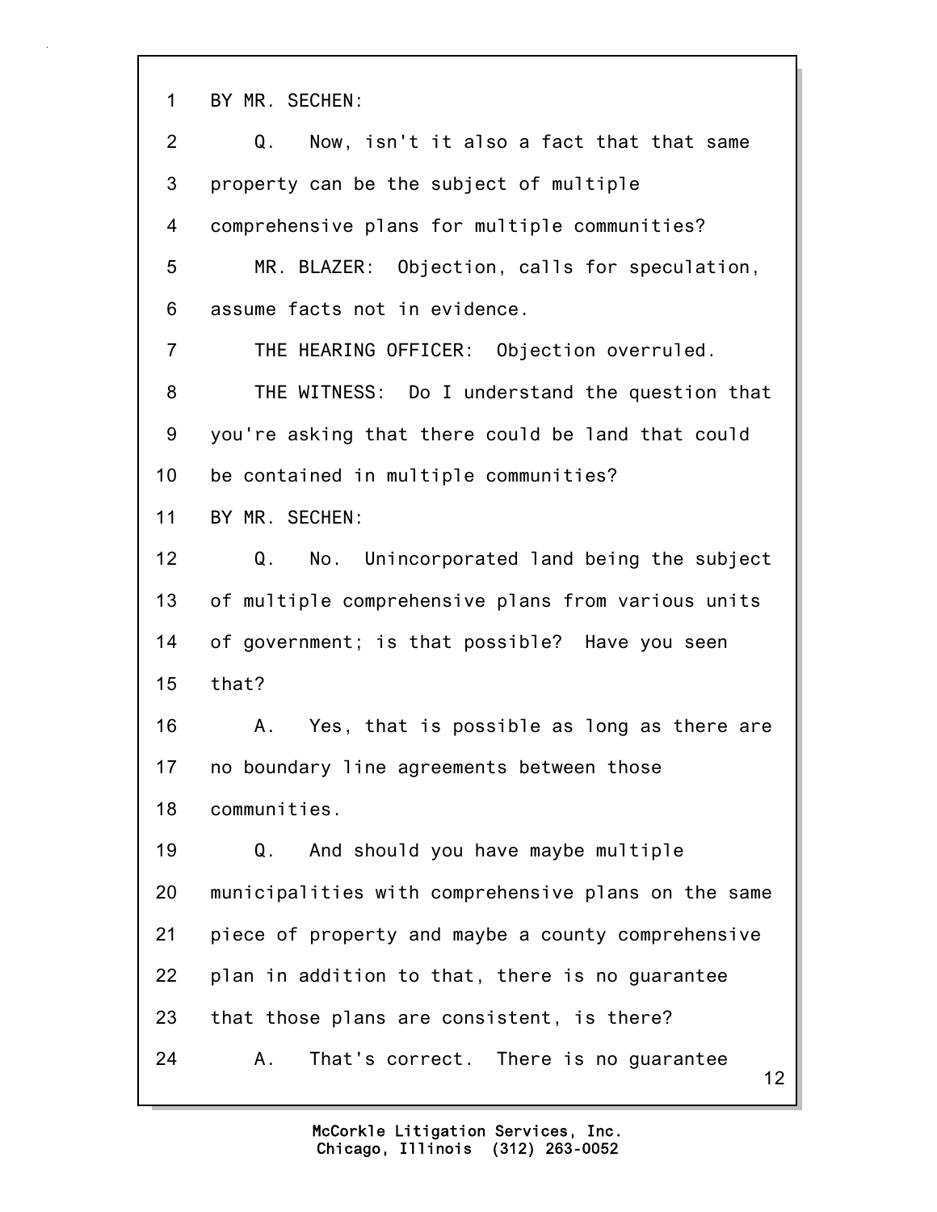BY MR. SECHEN:

Q. Now, isn't it also a fact that that same property can be the subject of multiple comprehensive plans for multiple communities?

MR. BLAZER: Objection, calls for speculation, assume facts not in evidence.

THE HEARING OFFICER: Objection overruled.

THE WITNESS: Do I understand the question that you're asking that there could be land that could be contained in multiple communities?

BY MR. SECHEN:

Q. No. Unincorporated land being the subject of multiple comprehensive plans from various units of government; is that possible? Have you seen that?

A. Yes, that is possible as long as there are no boundary line agreements between those communities.

Q. And should you have maybe multiple municipalities with comprehensive plans on the same piece of property and maybe a county comprehensive plan in addition to that, there is no guarantee that those plans are consistent, is there?

A. That's correct. There is no guarantee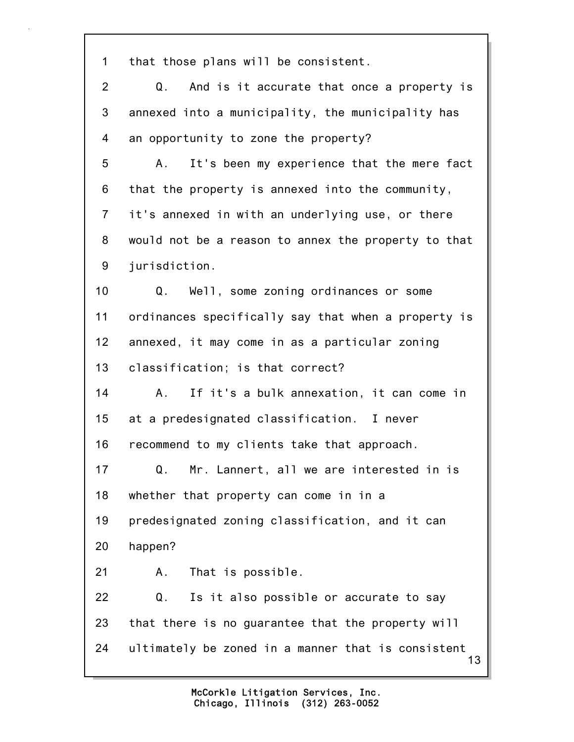1 that those plans will be consistent.

2 Q. And is it accurate that once a property is

3 annexed into a municipality, the municipality has

4 an opportunity to zone the property?

5 A. It's been my experience that the mere fact

6 that the property is annexed into the community,

7 it's annexed in with an underlying use, or there

8 would not be a reason to annex the property to that

9 jurisdiction.

10 Q. Well, some zoning ordinances or some

11 ordinances specifically say that when a property is

12 annexed, it may come in as a particular zoning

13 classification; is that correct?

14 A. If it's a bulk annexation, it can come in

15 at a predesignated classification. I never

16 recommend to my clients take that approach.

17 Q. Mr. Lannert, all we are interested in is

18 whether that property can come in in a

19 predesignated zoning classification, and it can

20 happen?

21 A. That is possible.

22 Q. Is it also possible or accurate to say

23 that there is no guarantee that the property will

24 ultimately be zoned in a manner that is consistent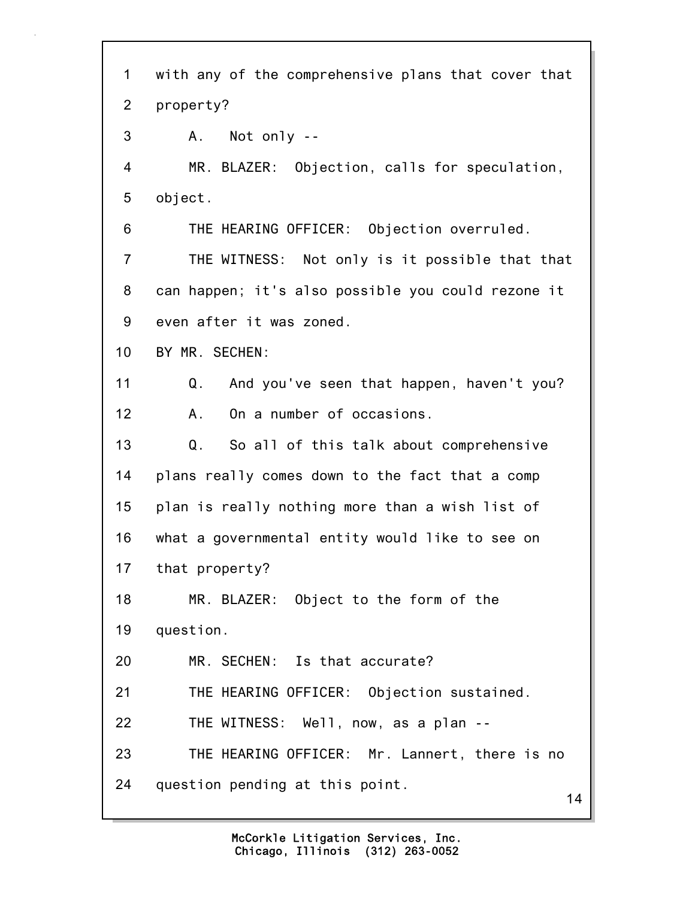1 with any of the comprehensive plans that cover that
2 property?
3 A. Not only --
4 MR. BLAZER: Objection, calls for speculation,
5 object.
6 THE HEARING OFFICER: Objection overruled.
7 THE WITNESS: Not only is it possible that that
8 can happen; it's also possible you could rezone it
9 even after it was zoned.
10 BY MR. SECHEN:
11 Q. And you've seen that happen, haven't you?
12 A. On a number of occasions.
13 Q. So all of this talk about comprehensive
14 plans really comes down to the fact that a comp
15 plan is really nothing more than a wish list of
16 what a governmental entity would like to see on
17 that property?
18 MR. BLAZER: Object to the form of the
19 question.
20 MR. SECHEN: Is that accurate?
21 THE HEARING OFFICER: Objection sustained.
22 THE WITNESS: Well, now, as a plan --
23 THE HEARING OFFICER: Mr. Lannert, there is no
24 question pending at this point.

McCorkle Litigation Services, Inc.
Chicago, Illinois (312) 263-0052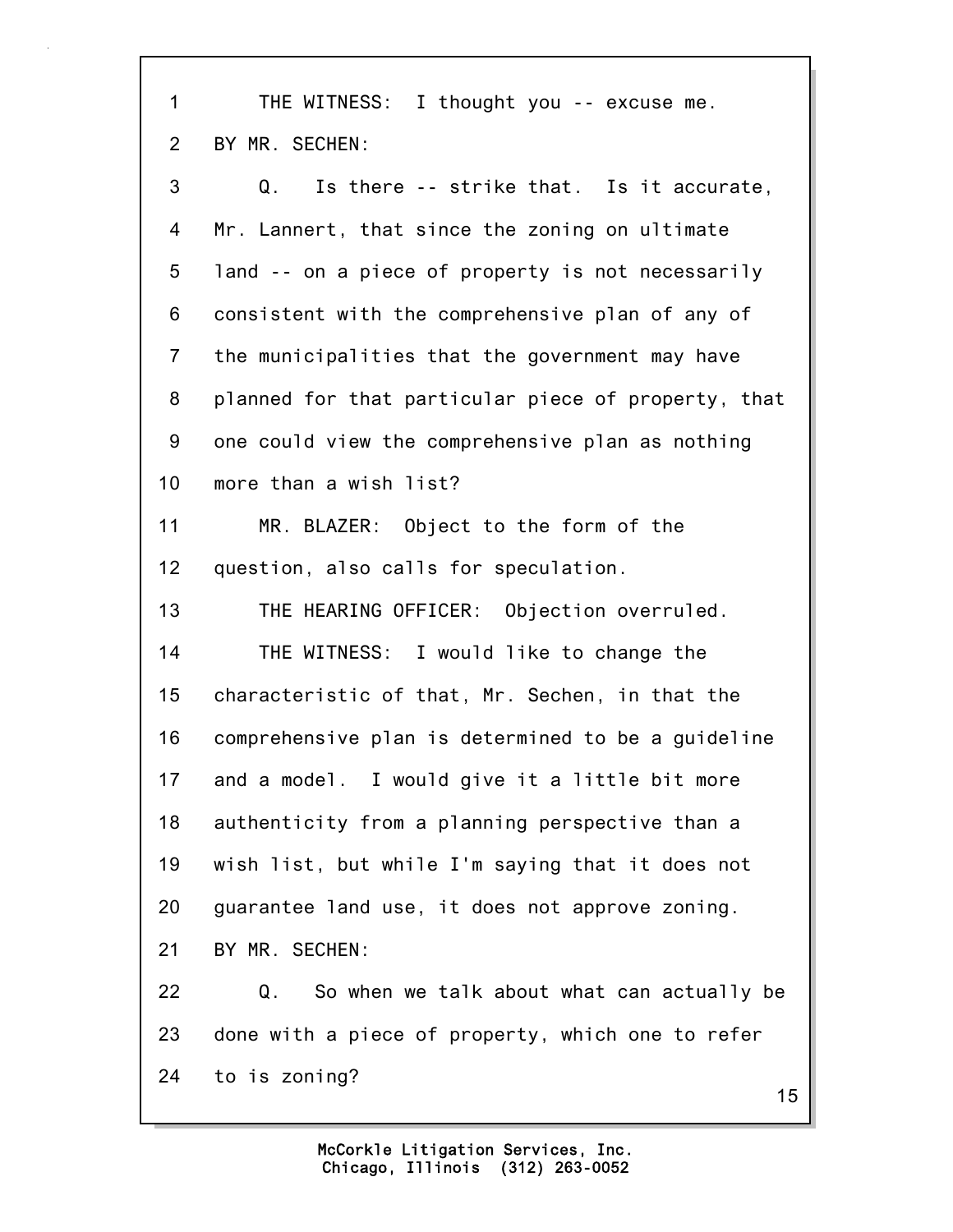1 THE WITNESS: I thought you -- excuse me.

2 BY MR. SECHEN:

3 Q. Is there -- strike that. Is it accurate,

4 Mr. Lannert, that since the zoning on ultimate

5 land -- on a piece of property is not necessarily

6 consistent with the comprehensive plan of any of

7 the municipalities that the government may have

8 planned for that particular piece of property, that

9 one could view the comprehensive plan as nothing

10 more than a wish list?

11 MR. BLAZER: Object to the form of the

12 question, also calls for speculation.

13 THE HEARING OFFICER: Objection overruled.

14 THE WITNESS: I would like to change the

15 characteristic of that, Mr. Sechen, in that the

16 comprehensive plan is determined to be a guideline

17 and a model. I would give it a little bit more

18 authenticity from a planning perspective than a

19 wish list, but while I'm saying that it does not

20 guarantee land use, it does not approve zoning.

21 BY MR. SECHEN:

22 Q. So when we talk about what can actually be

23 done with a piece of property, which one to refer

24 to is zoning?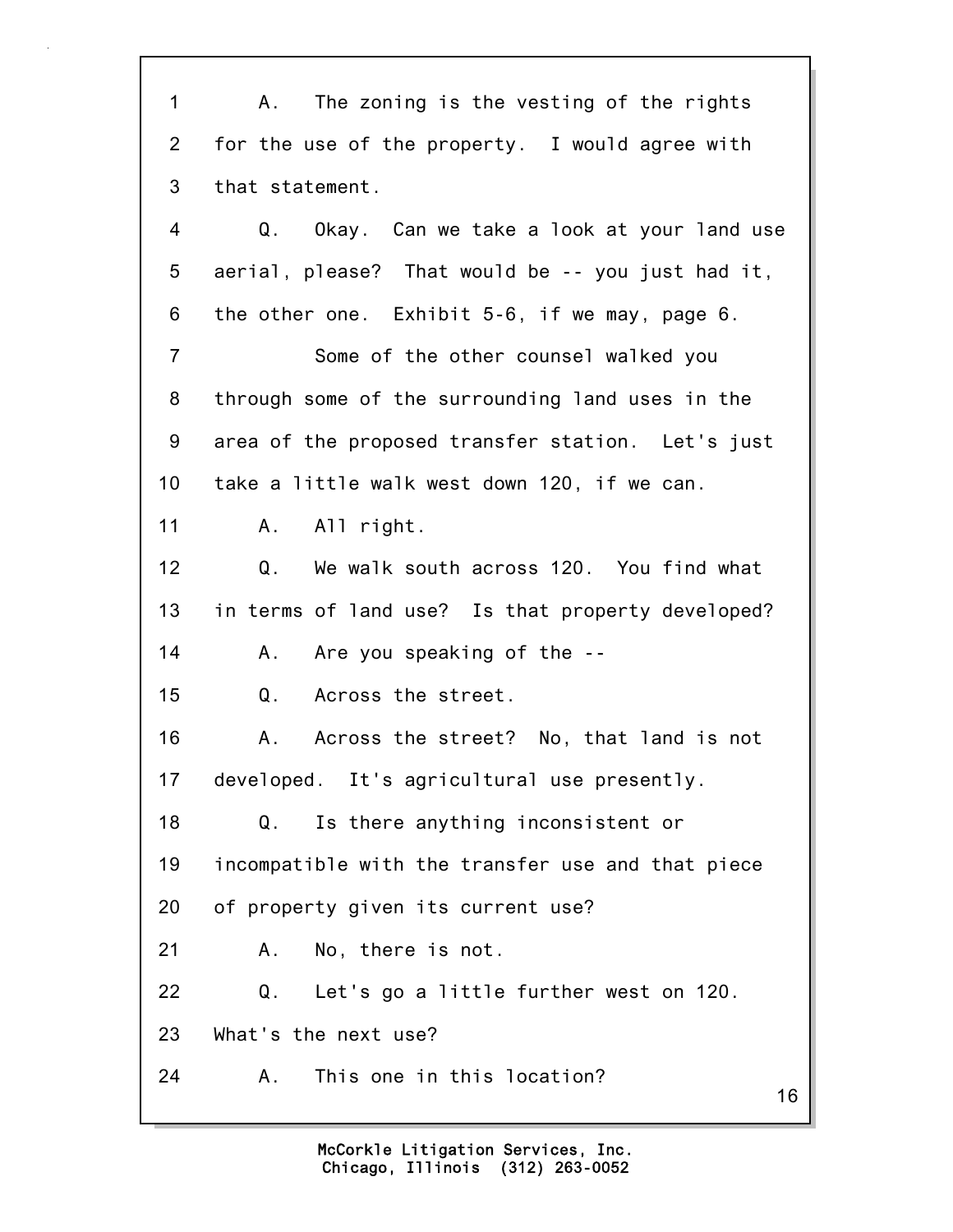A. The zoning is the vesting of the rights for the use of the property. I would agree with that statement.

Q. Okay. Can we take a look at your land use aerial, please? That would be -- you just had it, the other one. Exhibit 5-6, if we may, page 6.

Some of the other counsel walked you through some of the surrounding land uses in the area of the proposed transfer station. Let's just take a little walk west down 120, if we can.

A. All right.

Q. We walk south across 120. You find what in terms of land use? Is that property developed?

A. Are you speaking of the --

Q. Across the street.

A. Across the street? No, that land is not developed. It's agricultural use presently.

Q. Is there anything inconsistent or incompatible with the transfer use and that piece of property given its current use?

A. No, there is not.

Q. Let's go a little further west on 120. What's the next use?

A. This one in this location?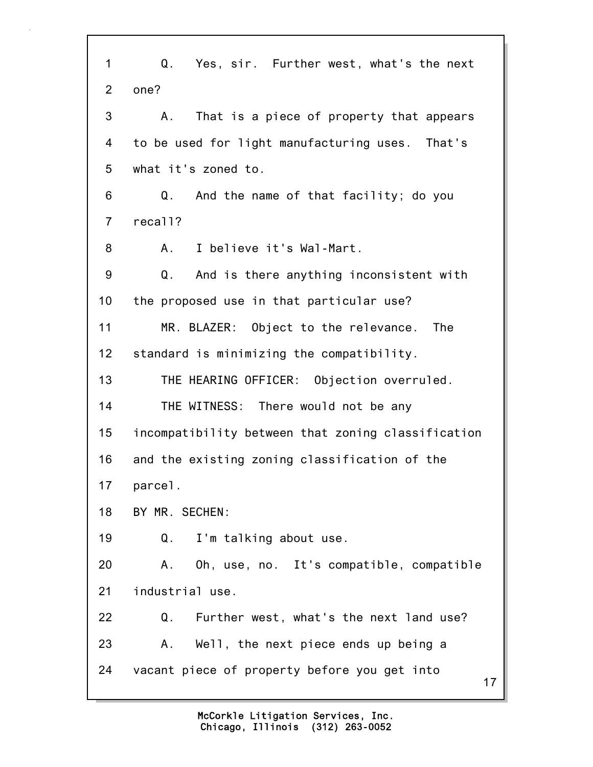1 Q. Yes, sir. Further west, what's the next
2 one?
3 A. That is a piece of property that appears
4 to be used for light manufacturing uses. That's
5 what it's zoned to.
6 Q. And the name of that facility; do you
7 recall?
8 A. I believe it's Wal-Mart.
9 Q. And is there anything inconsistent with
10 the proposed use in that particular use?
11 MR. BLAZER: Object to the relevance. The
12 standard is minimizing the compatibility.
13 THE HEARING OFFICER: Objection overruled.
14 THE WITNESS: There would not be any
15 incompatibility between that zoning classification
16 and the existing zoning classification of the
17 parcel.
18 BY MR. SECHEN:
19 Q. I'm talking about use.
20 A. Oh, use, no. It's compatible, compatible
21 industrial use.
22 Q. Further west, what's the next land use?
23 A. Well, the next piece ends up being a
24 vacant piece of property before you get into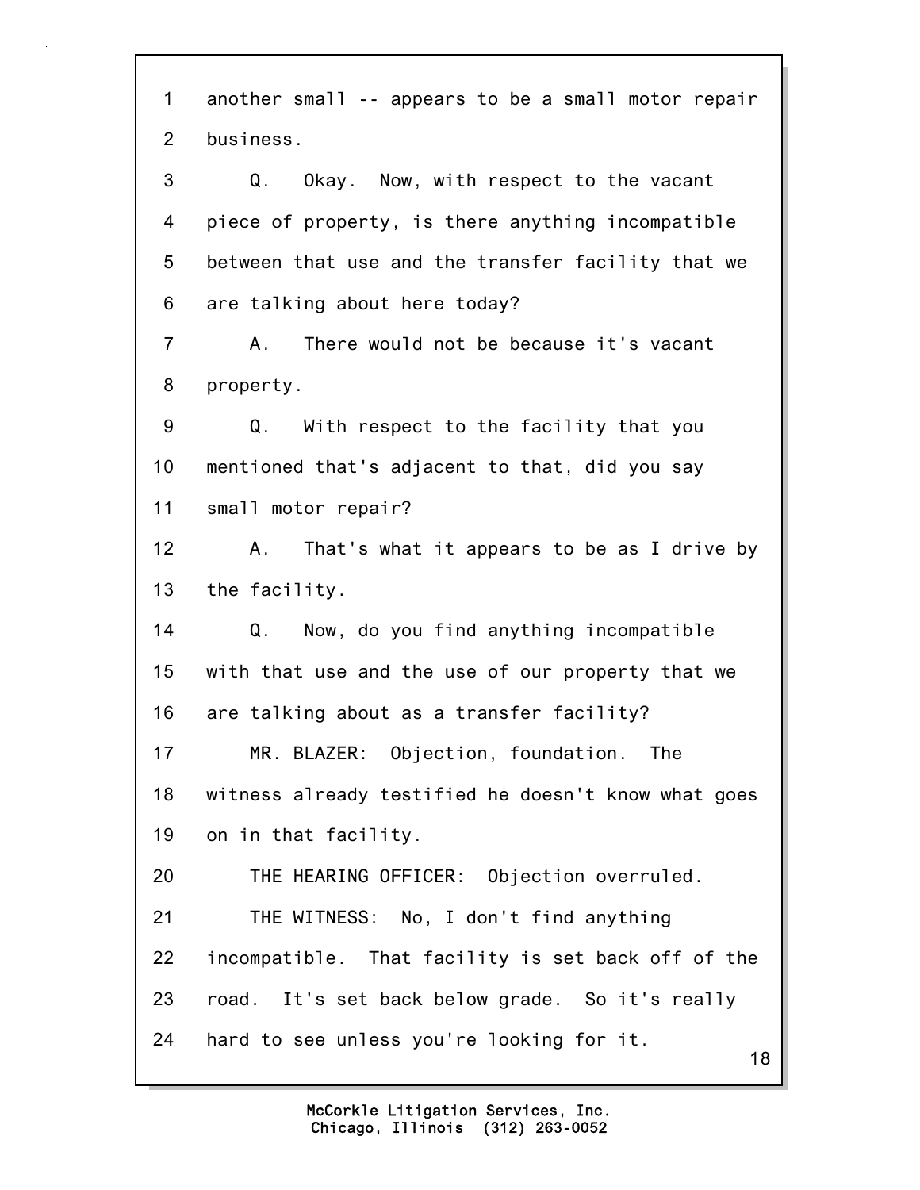1 another small -- appears to be a small motor repair
2 business.
3 Q. Okay. Now, with respect to the vacant
4 piece of property, is there anything incompatible
5 between that use and the transfer facility that we
6 are talking about here today?
7 A. There would not be because it's vacant
8 property.
9 Q. With respect to the facility that you
10 mentioned that's adjacent to that, did you say
11 small motor repair?
12 A. That's what it appears to be as I drive by
13 the facility.
14 Q. Now, do you find anything incompatible
15 with that use and the use of our property that we
16 are talking about as a transfer facility?
17 MR. BLAZER: Objection, foundation. The
18 witness already testified he doesn't know what goes
19 on in that facility.
20 THE HEARING OFFICER: Objection overruled.
21 THE WITNESS: No, I don't find anything
22 incompatible. That facility is set back off of the
23 road. It's set back below grade. So it's really
24 hard to see unless you're looking for it.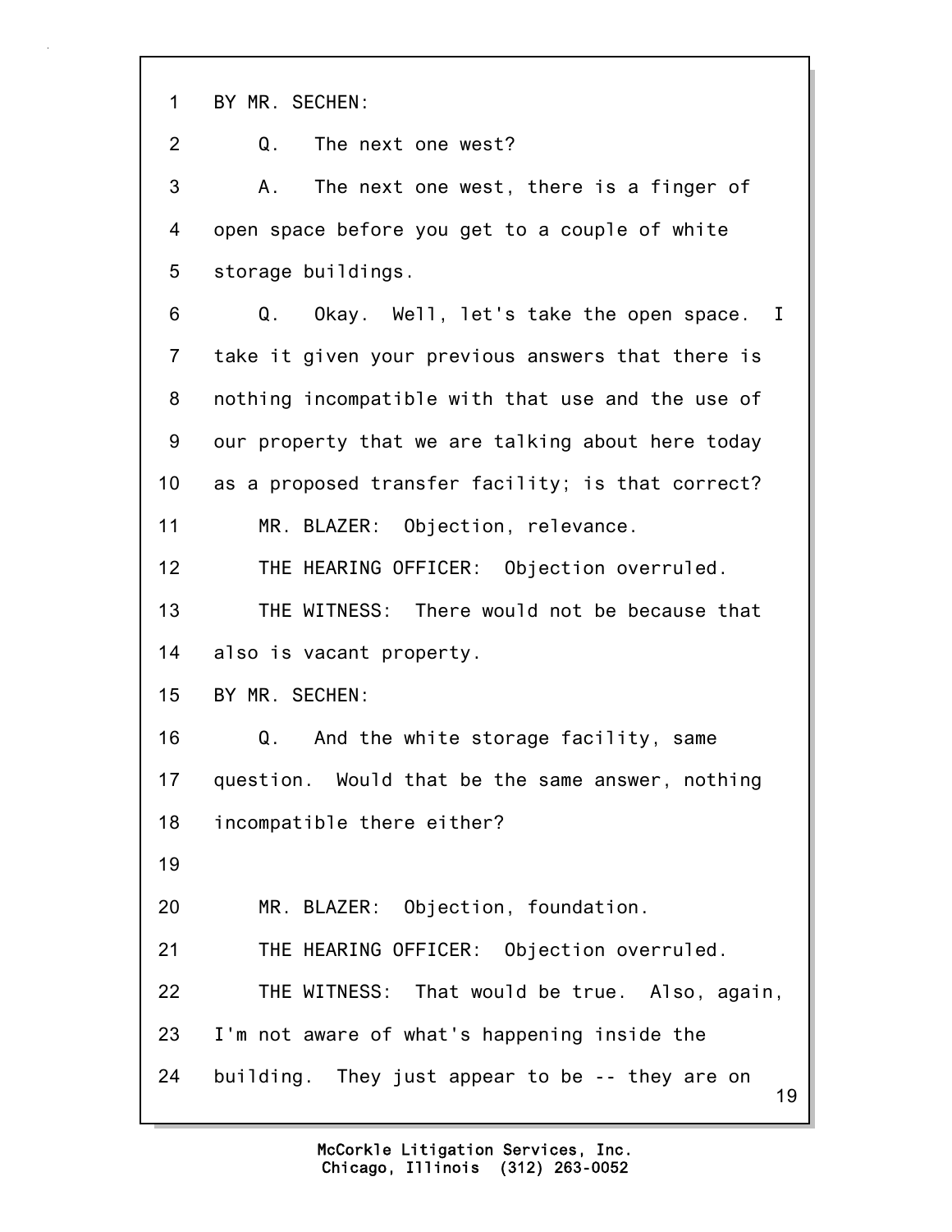BY MR. SECHEN:

Q. The next one west?

A. The next one west, there is a finger of open space before you get to a couple of white storage buildings.

Q. Okay. Well, let's take the open space. I take it given your previous answers that there is nothing incompatible with that use and the use of our property that we are talking about here today as a proposed transfer facility; is that correct?

MR. BLAZER: Objection, relevance.

THE HEARING OFFICER: Objection overruled.

THE WITNESS: There would not be because that also is vacant property.

BY MR. SECHEN:

Q. And the white storage facility, same question. Would that be the same answer, nothing incompatible there either?

MR. BLAZER: Objection, foundation.

THE HEARING OFFICER: Objection overruled.

THE WITNESS: That would be true. Also, again, I'm not aware of what's happening inside the building. They just appear to be -- they are on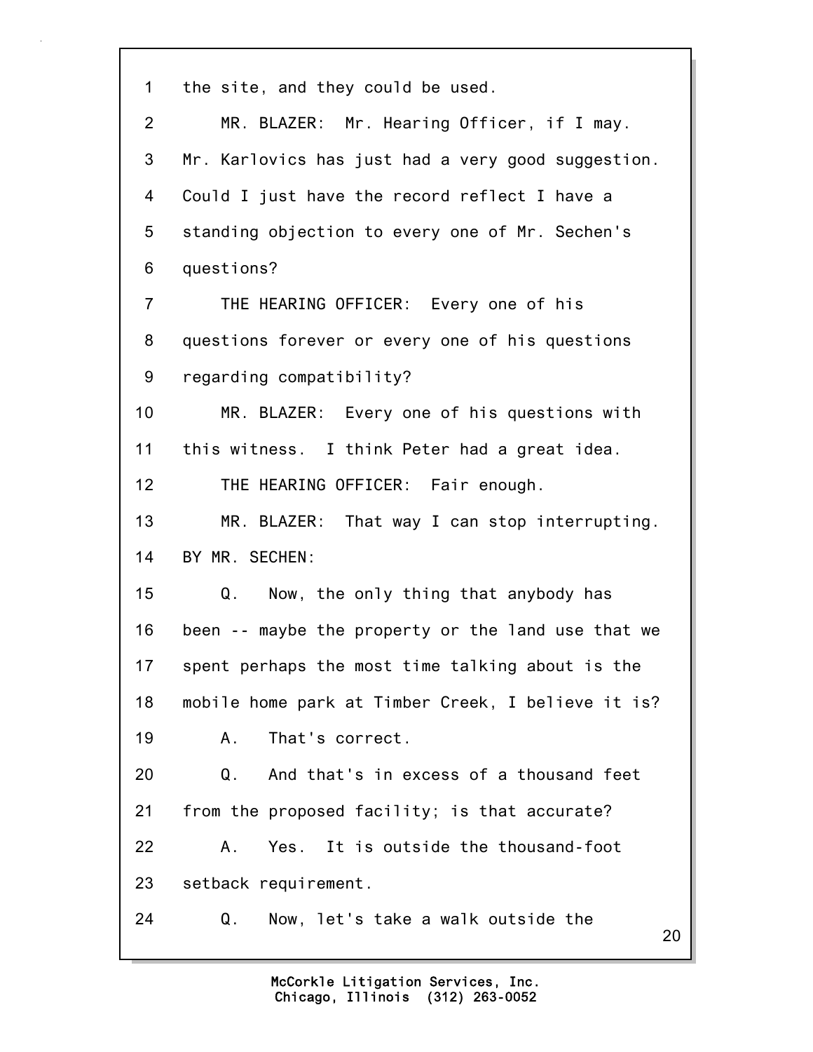1 the site, and they could be used.

2 MR. BLAZER: Mr. Hearing Officer, if I may.

3 Mr. Karlovics has just had a very good suggestion.

4 Could I just have the record reflect I have a

5 standing objection to every one of Mr. Sechen's

6 questions?

7 THE HEARING OFFICER: Every one of his

8 questions forever or every one of his questions

9 regarding compatibility?

10 MR. BLAZER: Every one of his questions with

11 this witness. I think Peter had a great idea.

12 THE HEARING OFFICER: Fair enough.

13 MR. BLAZER: That way I can stop interrupting.

14 BY MR. SECHEN:

15 Q. Now, the only thing that anybody has

16 been -- maybe the property or the land use that we

17 spent perhaps the most time talking about is the

18 mobile home park at Timber Creek, I believe it is?

19 A. That's correct.

20 Q. And that's in excess of a thousand feet

21 from the proposed facility; is that accurate?

22 A. Yes. It is outside the thousand-foot

23 setback requirement.

24 Q. Now, let's take a walk outside the

McCorkle Litigation Services, Inc.
Chicago, Illinois (312) 263-0052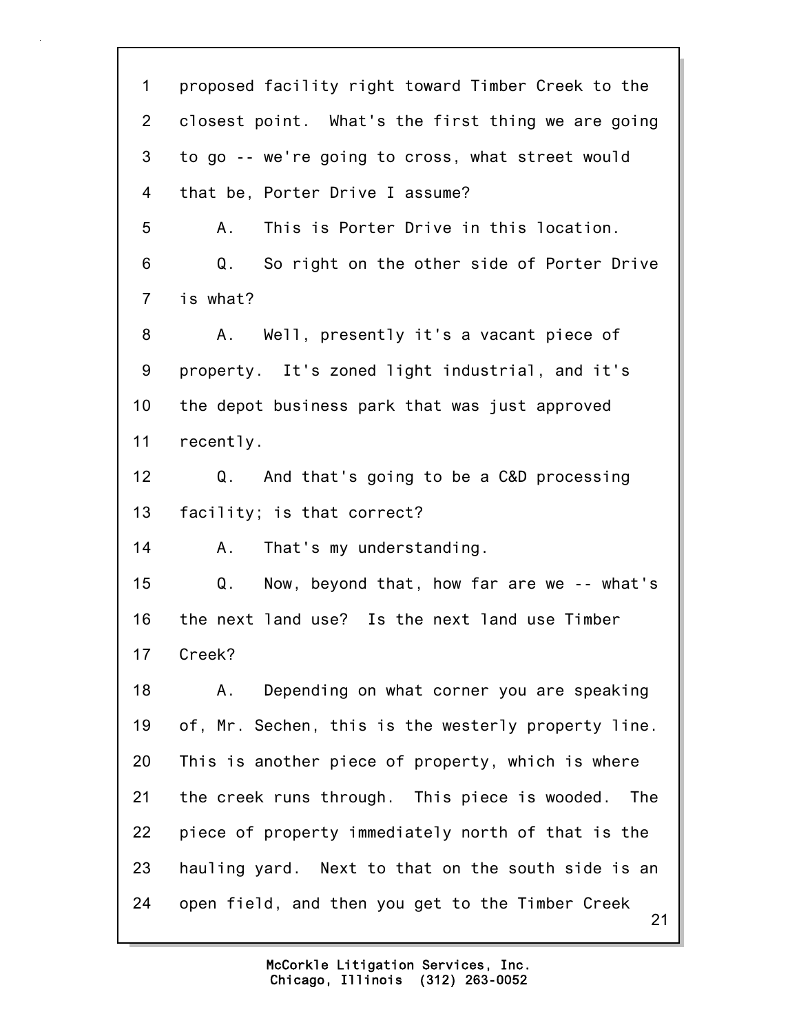proposed facility right toward Timber Creek to the closest point. What's the first thing we are going to go -- we're going to cross, what street would that be, Porter Drive I assume?

A. This is Porter Drive in this location.

Q. So right on the other side of Porter Drive is what?

A. Well, presently it's a vacant piece of property. It's zoned light industrial, and it's the depot business park that was just approved recently.

Q. And that's going to be a C&D processing facility; is that correct?

A. That's my understanding.

Q. Now, beyond that, how far are we -- what's the next land use? Is the next land use Timber Creek?

A. Depending on what corner you are speaking of, Mr. Sechen, this is the westerly property line. This is another piece of property, which is where the creek runs through. This piece is wooded. The piece of property immediately north of that is the hauling yard. Next to that on the south side is an open field, and then you get to the Timber Creek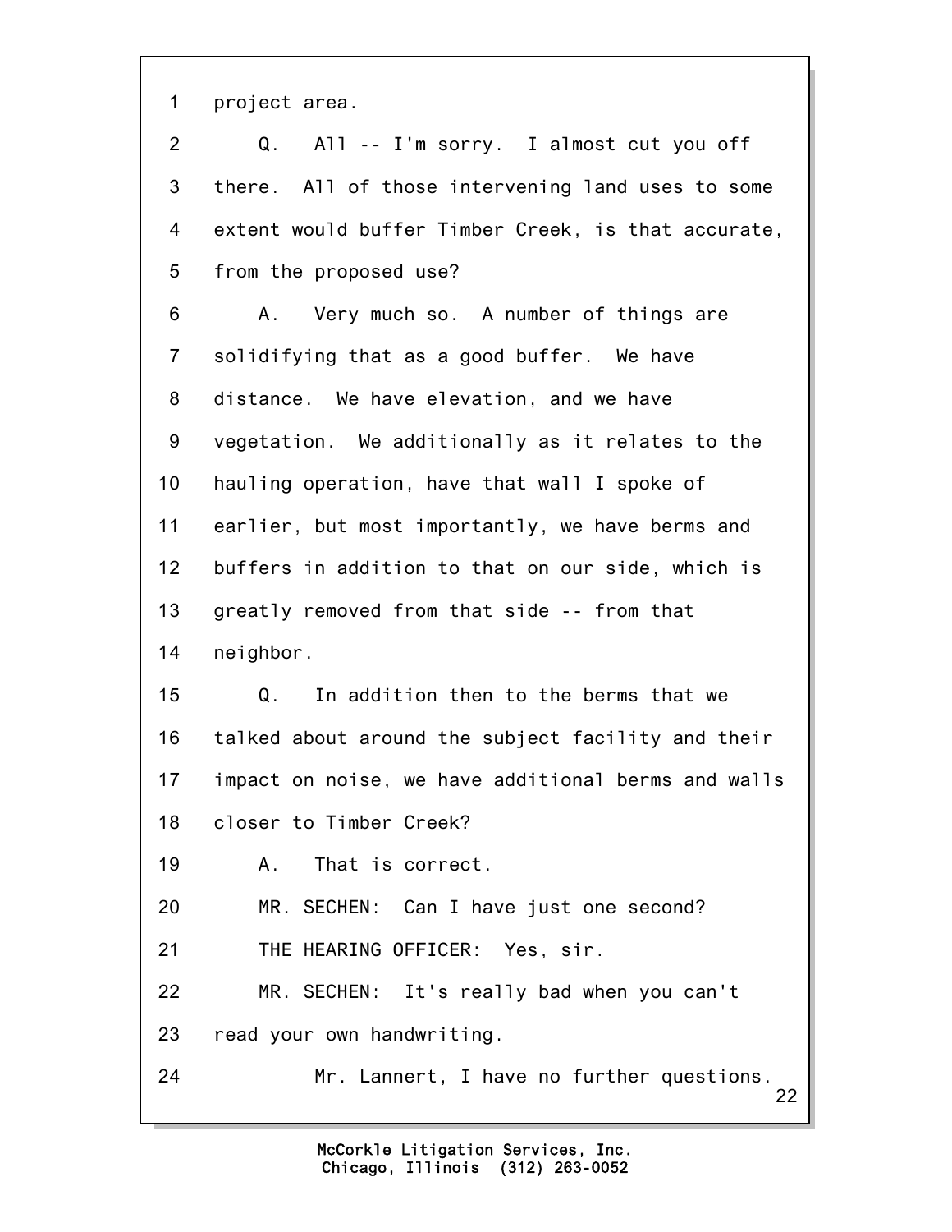project area.

Q. All -- I'm sorry. I almost cut you off there. All of those intervening land uses to some extent would buffer Timber Creek, is that accurate, from the proposed use?

A. Very much so. A number of things are solidifying that as a good buffer. We have distance. We have elevation, and we have vegetation. We additionally as it relates to the hauling operation, have that wall I spoke of earlier, but most importantly, we have berms and buffers in addition to that on our side, which is greatly removed from that side -- from that neighbor.

Q. In addition then to the berms that we talked about around the subject facility and their impact on noise, we have additional berms and walls closer to Timber Creek?

A. That is correct.

MR. SECHEN: Can I have just one second?

THE HEARING OFFICER: Yes, sir.

MR. SECHEN: It's really bad when you can't read your own handwriting.

Mr. Lannert, I have no further questions.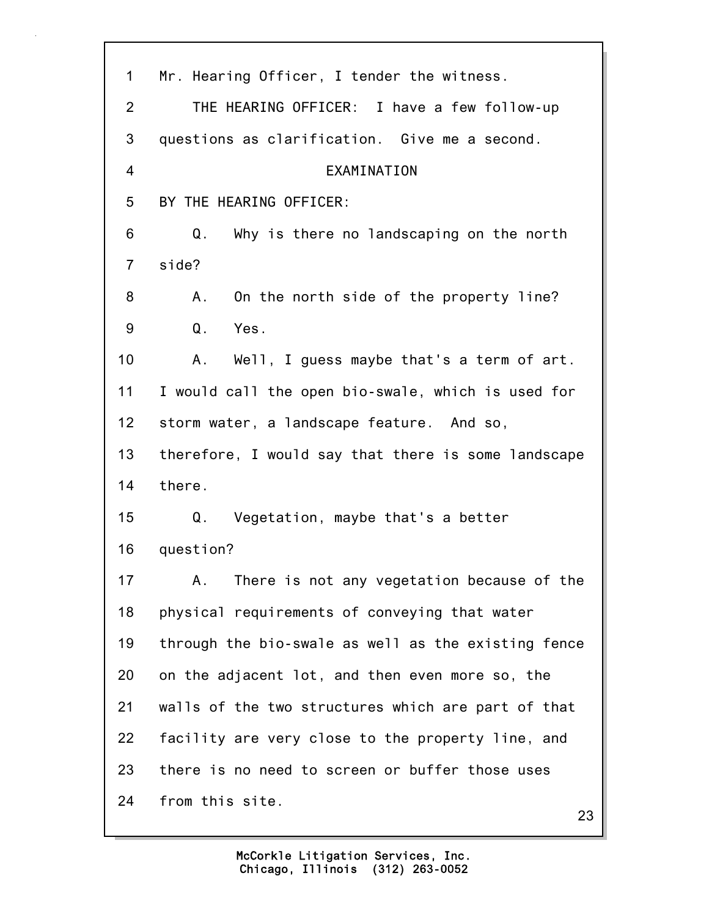Mr. Hearing Officer, I tender the witness.

THE HEARING OFFICER: I have a few follow-up questions as clarification. Give me a second.

EXAMINATION

BY THE HEARING OFFICER:

Q. Why is there no landscaping on the north side?

A. On the north side of the property line?

Q. Yes.

A. Well, I guess maybe that's a term of art. I would call the open bio-swale, which is used for storm water, a landscape feature. And so, therefore, I would say that there is some landscape there.

Q. Vegetation, maybe that's a better question?

A. There is not any vegetation because of the physical requirements of conveying that water through the bio-swale as well as the existing fence on the adjacent lot, and then even more so, the walls of the two structures which are part of that facility are very close to the property line, and there is no need to screen or buffer those uses from this site.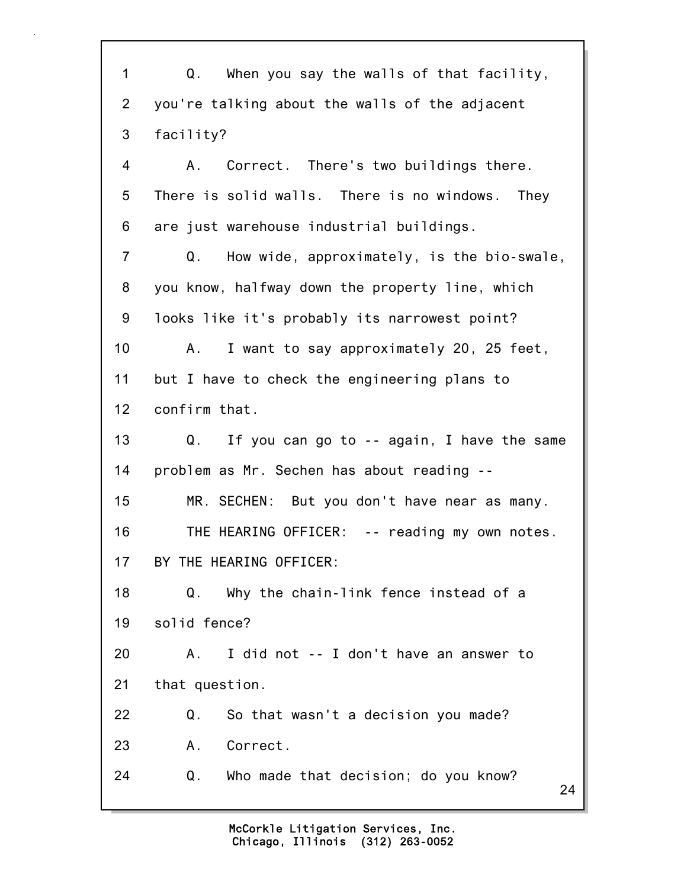Q. When you say the walls of that facility, you're talking about the walls of the adjacent facility?

A. Correct. There's two buildings there. There is solid walls. There is no windows. They are just warehouse industrial buildings.

Q. How wide, approximately, is the bio-swale, you know, halfway down the property line, which looks like it's probably its narrowest point?

A. I want to say approximately 20, 25 feet, but I have to check the engineering plans to confirm that.

Q. If you can go to -- again, I have the same problem as Mr. Sechen has about reading --

MR. SECHEN: But you don't have near as many.

THE HEARING OFFICER: -- reading my own notes.

BY THE HEARING OFFICER:

Q. Why the chain-link fence instead of a solid fence?

A. I did not -- I don't have an answer to that question.

Q. So that wasn't a decision you made?

A. Correct.

Q. Who made that decision; do you know?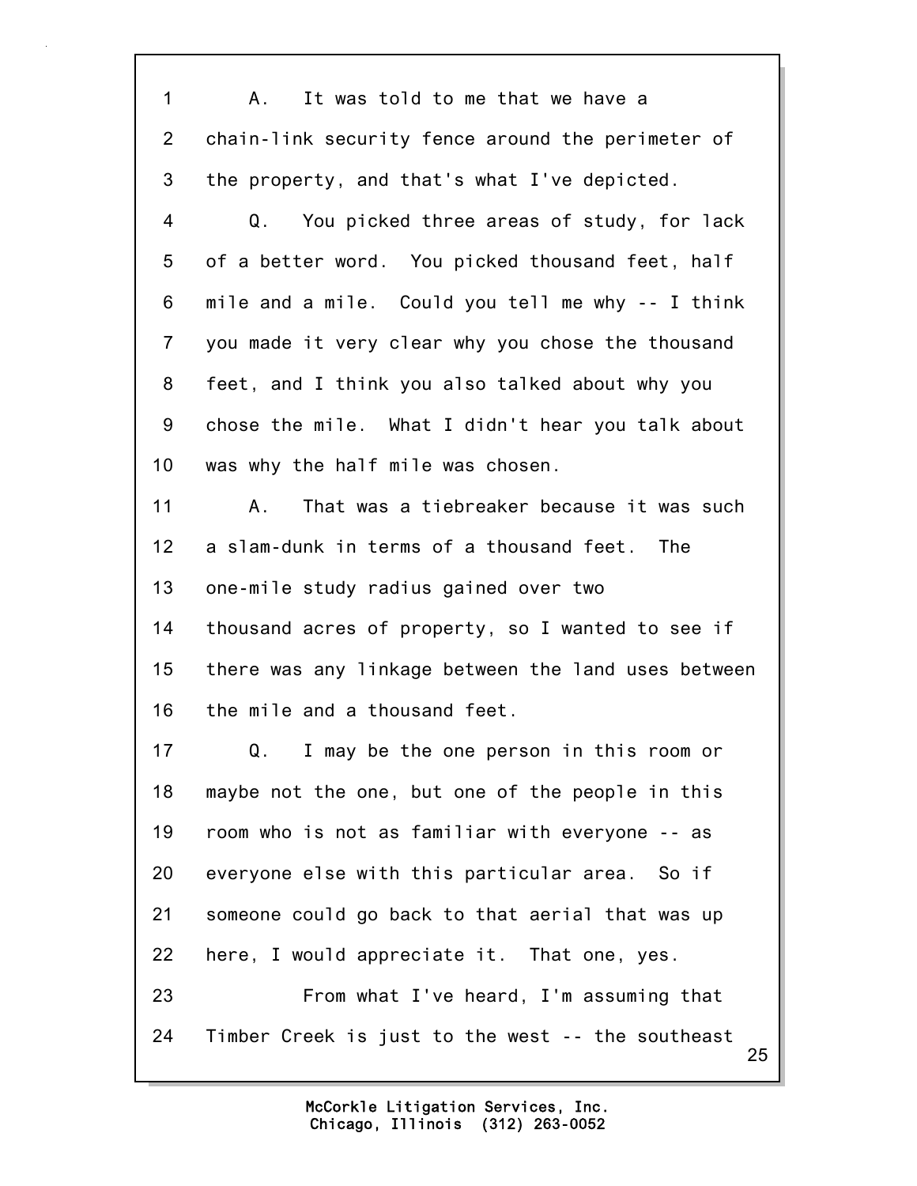A. It was told to me that we have a chain-link security fence around the perimeter of the property, and that's what I've depicted.

Q. You picked three areas of study, for lack of a better word. You picked thousand feet, half mile and a mile. Could you tell me why -- I think you made it very clear why you chose the thousand feet, and I think you also talked about why you chose the mile. What I didn't hear you talk about was why the half mile was chosen.

A. That was a tiebreaker because it was such a slam-dunk in terms of a thousand feet. The one-mile study radius gained over two thousand acres of property, so I wanted to see if there was any linkage between the land uses between the mile and a thousand feet.

Q. I may be the one person in this room or maybe not the one, but one of the people in this room who is not as familiar with everyone -- as everyone else with this particular area. So if someone could go back to that aerial that was up here, I would appreciate it. That one, yes.

From what I've heard, I'm assuming that Timber Creek is just to the west -- the southeast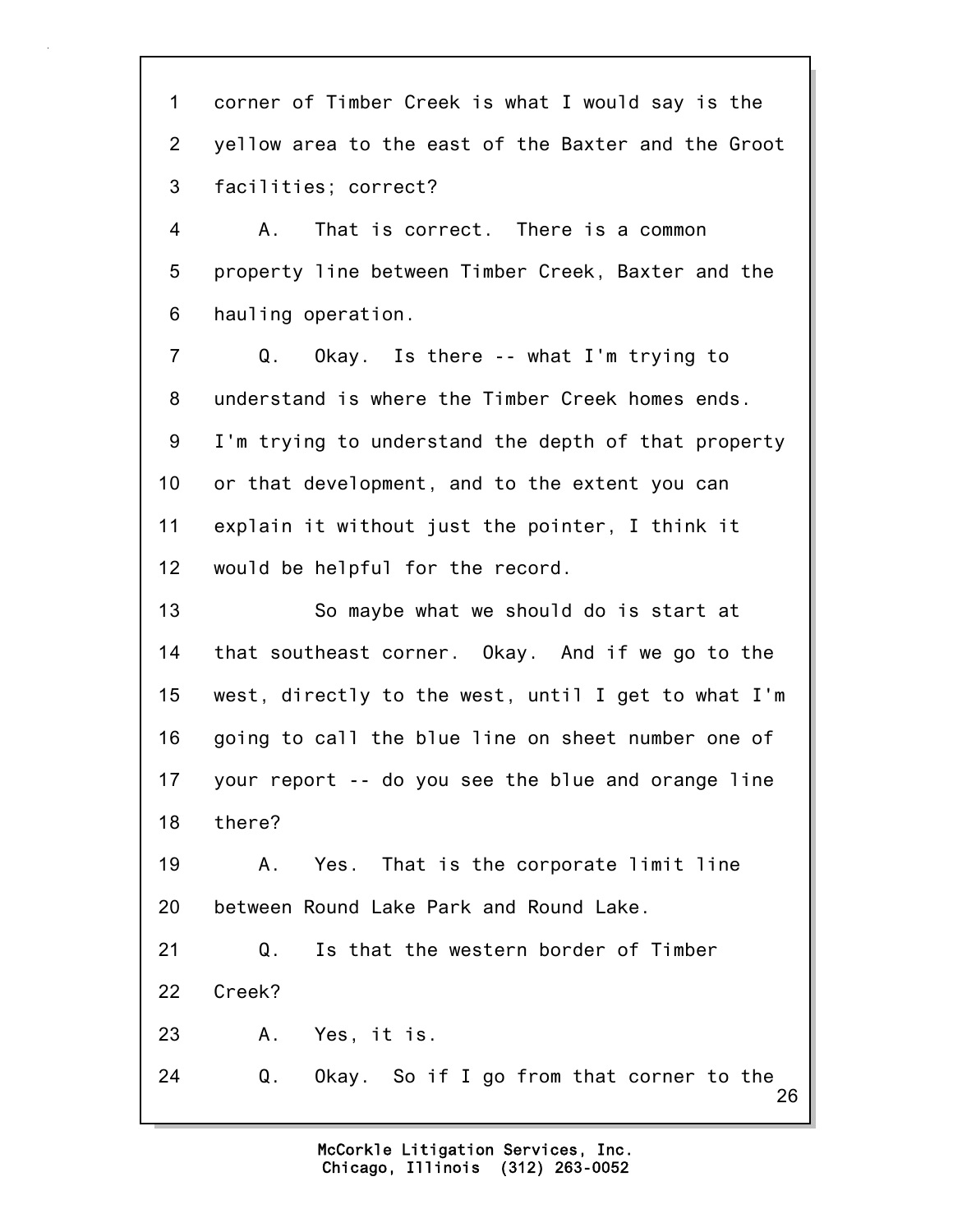1 corner of Timber Creek is what I would say is the
2 yellow area to the east of the Baxter and the Groot
3 facilities; correct?
4 A. That is correct. There is a common
5 property line between Timber Creek, Baxter and the
6 hauling operation.
7 Q. Okay. Is there -- what I'm trying to
8 understand is where the Timber Creek homes ends.
9 I'm trying to understand the depth of that property
10 or that development, and to the extent you can
11 explain it without just the pointer, I think it
12 would be helpful for the record.
13 So maybe what we should do is start at
14 that southeast corner. Okay. And if we go to the
15 west, directly to the west, until I get to what I'm
16 going to call the blue line on sheet number one of
17 your report -- do you see the blue and orange line
18 there?
19 A. Yes. That is the corporate limit line
20 between Round Lake Park and Round Lake.
21 Q. Is that the western border of Timber
22 Creek?
23 A. Yes, it is.
24 Q. Okay. So if I go from that corner to the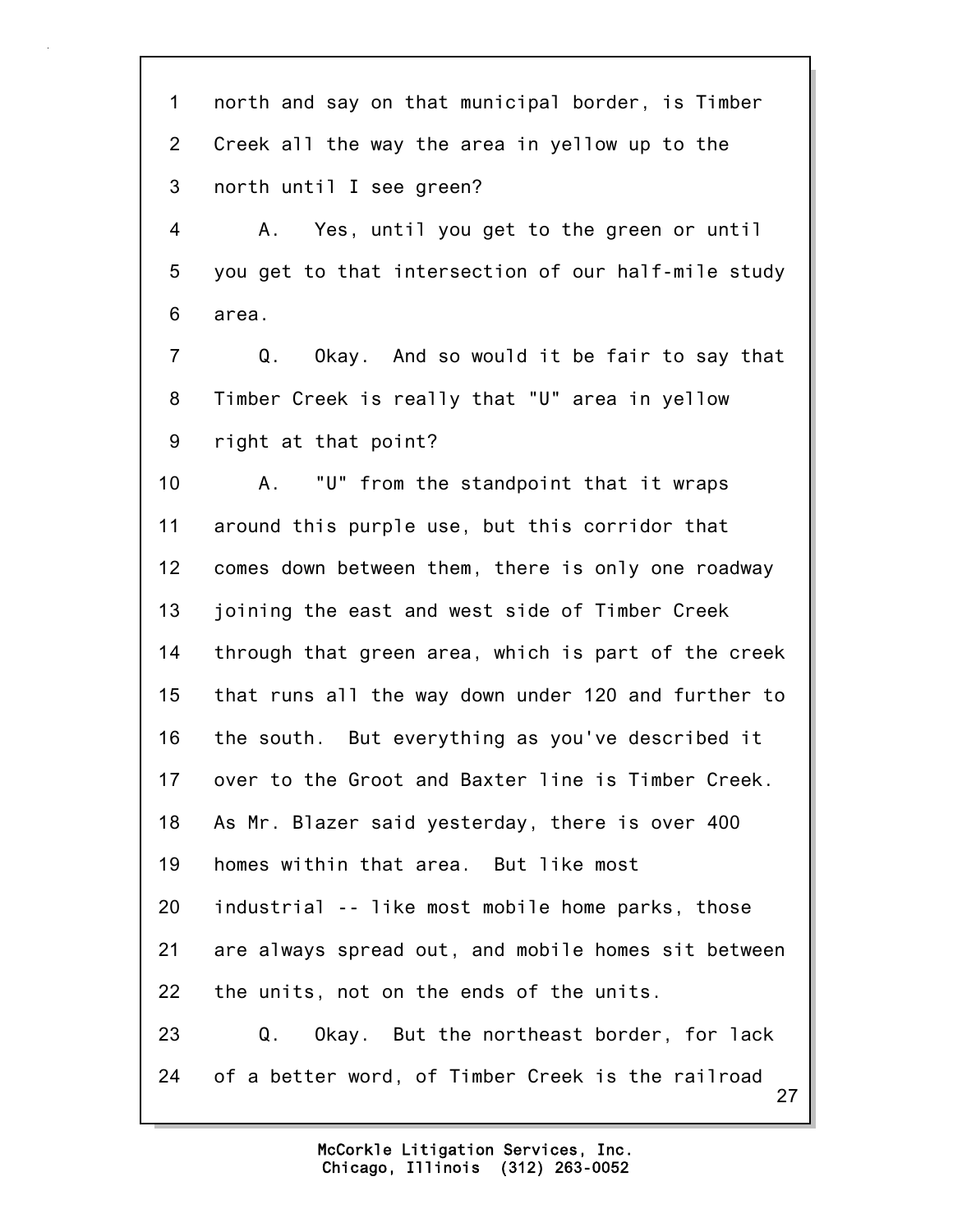1 north and say on that municipal border, is Timber
2 Creek all the way the area in yellow up to the
3 north until I see green?
4 A. Yes, until you get to the green or until
5 you get to that intersection of our half-mile study
6 area.
7 Q. Okay. And so would it be fair to say that
8 Timber Creek is really that "U" area in yellow
9 right at that point?
10 A. "U" from the standpoint that it wraps
11 around this purple use, but this corridor that
12 comes down between them, there is only one roadway
13 joining the east and west side of Timber Creek
14 through that green area, which is part of the creek
15 that runs all the way down under 120 and further to
16 the south. But everything as you've described it
17 over to the Groot and Baxter line is Timber Creek.
18 As Mr. Blazer said yesterday, there is over 400
19 homes within that area. But like most
20 industrial -- like most mobile home parks, those
21 are always spread out, and mobile homes sit between
22 the units, not on the ends of the units.
23 Q. Okay. But the northeast border, for lack
24 of a better word, of Timber Creek is the railroad

McCorkle Litigation Services, Inc.
Chicago, Illinois (312) 263-0052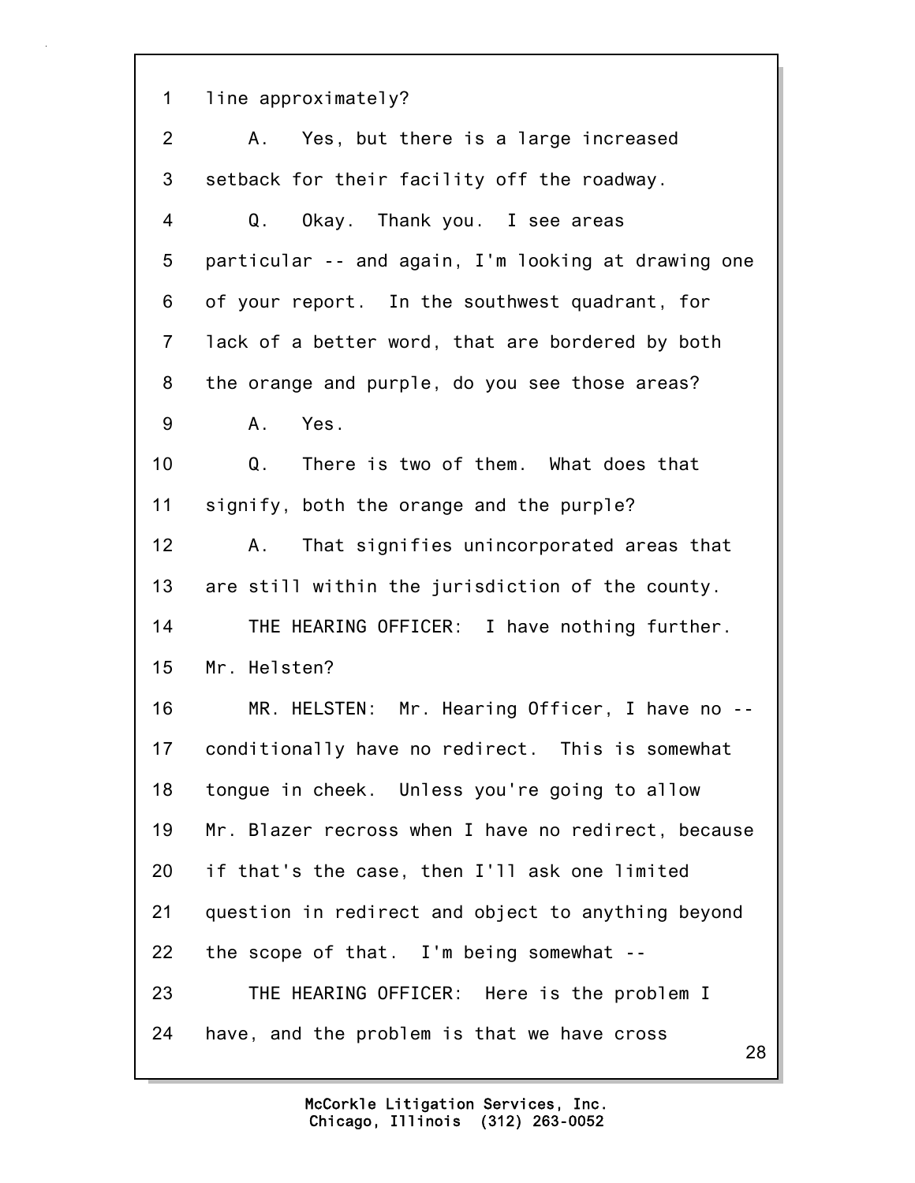1 line approximately?

2 A. Yes, but there is a large increased

3 setback for their facility off the roadway.

4 Q. Okay. Thank you. I see areas

5 particular -- and again, I'm looking at drawing one

6 of your report. In the southwest quadrant, for

7 lack of a better word, that are bordered by both

8 the orange and purple, do you see those areas?

9 A. Yes.

10 Q. There is two of them. What does that

11 signify, both the orange and the purple?

12 A. That signifies unincorporated areas that

13 are still within the jurisdiction of the county.

14 THE HEARING OFFICER: I have nothing further.

15 Mr. Helsten?

16 MR. HELSTEN: Mr. Hearing Officer, I have no --

17 conditionally have no redirect. This is somewhat

18 tongue in cheek. Unless you're going to allow

19 Mr. Blazer recross when I have no redirect, because

20 if that's the case, then I'll ask one limited

21 question in redirect and object to anything beyond

22 the scope of that. I'm being somewhat --

23 THE HEARING OFFICER: Here is the problem I

24 have, and the problem is that we have cross

McCorkle Litigation Services, Inc.
Chicago, Illinois (312) 263-0052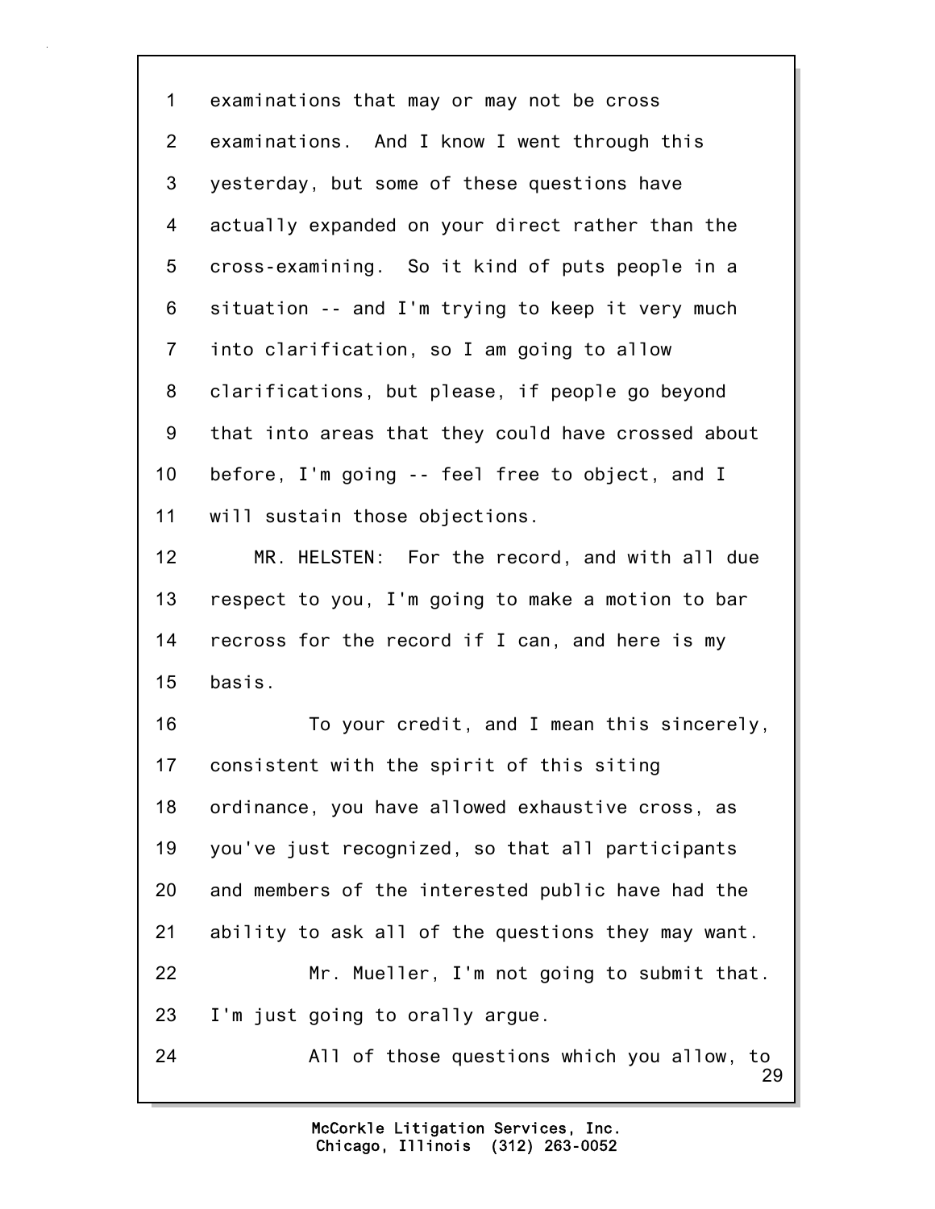1 examinations that may or may not be cross
2 examinations. And I know I went through this
3 yesterday, but some of these questions have
4 actually expanded on your direct rather than the
5 cross-examining. So it kind of puts people in a
6 situation -- and I'm trying to keep it very much
7 into clarification, so I am going to allow
8 clarifications, but please, if people go beyond
9 that into areas that they could have crossed about
10 before, I'm going -- feel free to object, and I
11 will sustain those objections.
12 MR. HELSTEN: For the record, and with all due
13 respect to you, I'm going to make a motion to bar
14 recross for the record if I can, and here is my
15 basis.
16 To your credit, and I mean this sincerely,
17 consistent with the spirit of this siting
18 ordinance, you have allowed exhaustive cross, as
19 you've just recognized, so that all participants
20 and members of the interested public have had the
21 ability to ask all of the questions they may want.
22 Mr. Mueller, I'm not going to submit that.
23 I'm just going to orally argue.
24 All of those questions which you allow, to

McCorkle Litigation Services, Inc.
Chicago, Illinois (312) 263-0052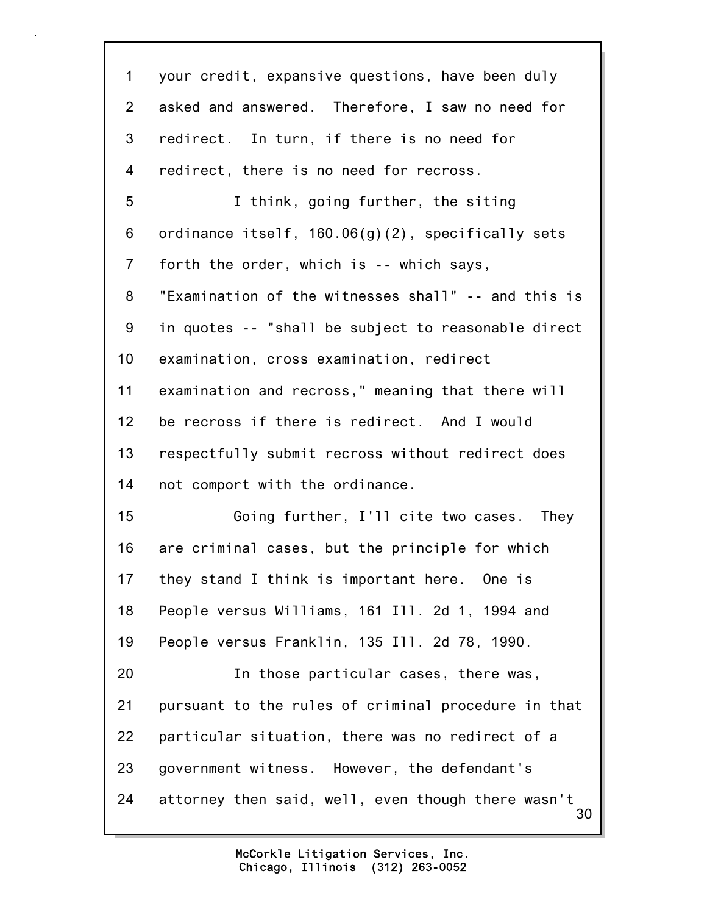your credit, expansive questions, have been duly asked and answered. Therefore, I saw no need for redirect. In turn, if there is no need for redirect, there is no need for recross.

I think, going further, the siting ordinance itself, 160.06(g)(2), specifically sets forth the order, which is -- which says, "Examination of the witnesses shall" -- and this is in quotes -- "shall be subject to reasonable direct examination, cross examination, redirect examination and recross," meaning that there will be recross if there is redirect. And I would respectfully submit recross without redirect does not comport with the ordinance.

Going further, I'll cite two cases. They are criminal cases, but the principle for which they stand I think is important here. One is People versus Williams, 161 Ill. 2d 1, 1994 and People versus Franklin, 135 Ill. 2d 78, 1990.

In those particular cases, there was, pursuant to the rules of criminal procedure in that particular situation, there was no redirect of a government witness. However, the defendant's attorney then said, well, even though there wasn't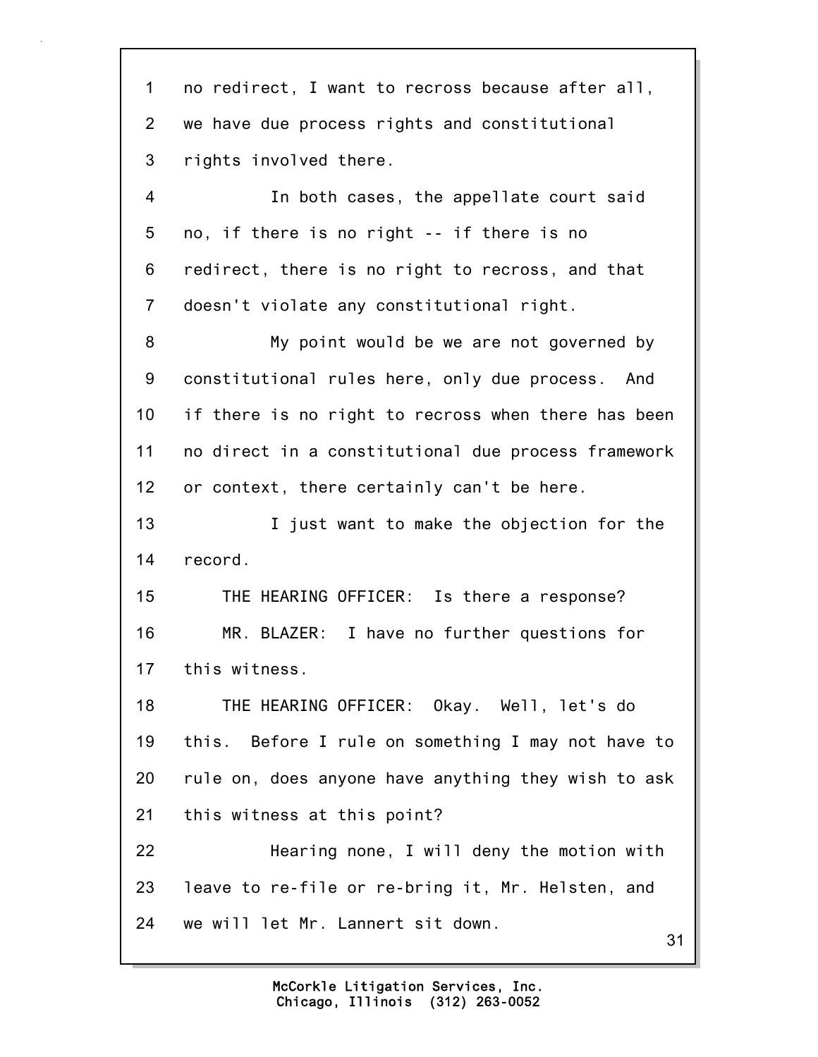no redirect, I want to recross because after all, we have due process rights and constitutional rights involved there.

In both cases, the appellate court said no, if there is no right -- if there is no redirect, there is no right to recross, and that doesn't violate any constitutional right.

My point would be we are not governed by constitutional rules here, only due process. And if there is no right to recross when there has been no direct in a constitutional due process framework or context, there certainly can't be here.

I just want to make the objection for the record.

THE HEARING OFFICER: Is there a response?

MR. BLAZER: I have no further questions for this witness.

THE HEARING OFFICER: Okay. Well, let's do this. Before I rule on something I may not have to rule on, does anyone have anything they wish to ask this witness at this point?

Hearing none, I will deny the motion with leave to re-file or re-bring it, Mr. Helsten, and we will let Mr. Lannert sit down.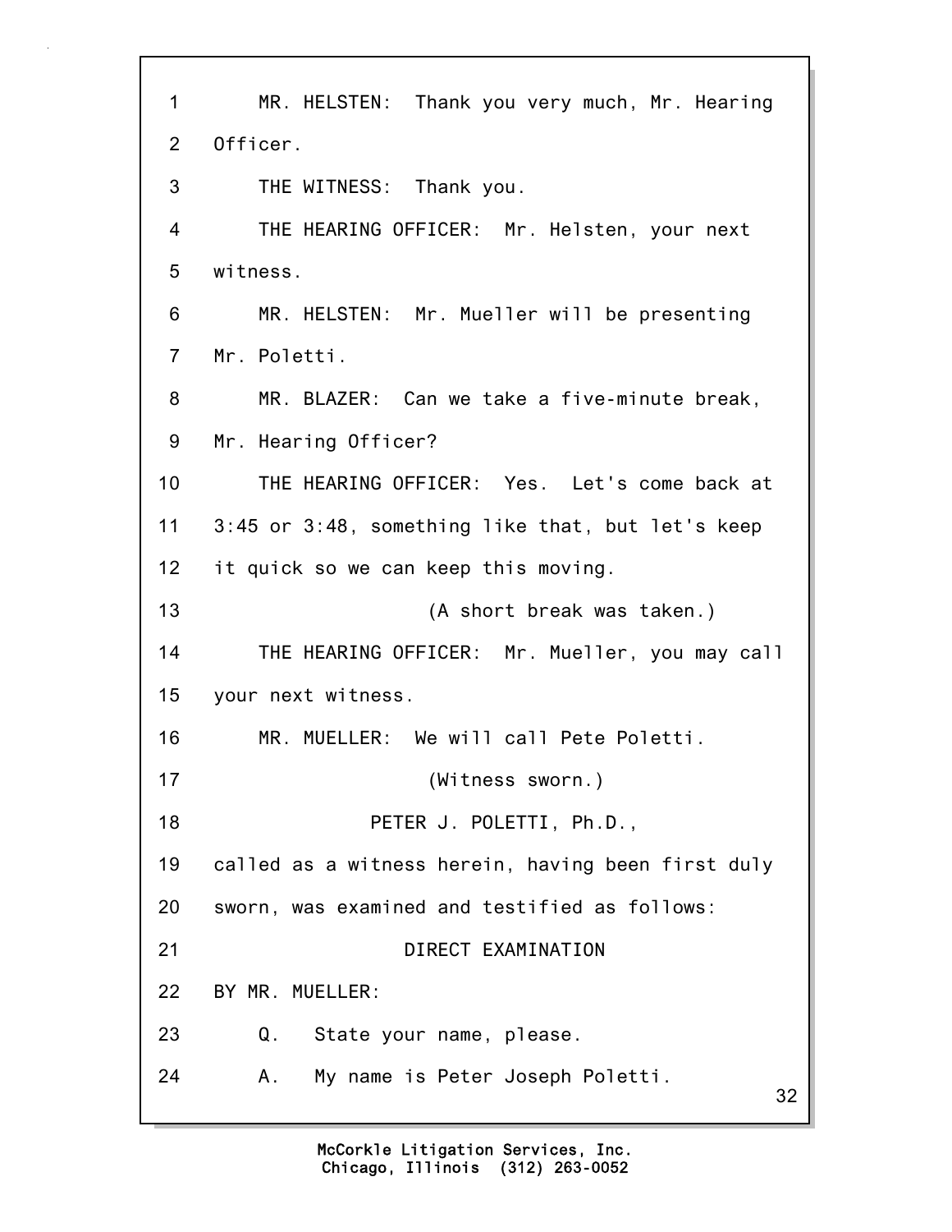MR. HELSTEN: Thank you very much, Mr. Hearing Officer.

THE WITNESS: Thank you.

THE HEARING OFFICER: Mr. Helsten, your next witness.

MR. HELSTEN: Mr. Mueller will be presenting Mr. Poletti.

MR. BLAZER: Can we take a five-minute break, Mr. Hearing Officer?

THE HEARING OFFICER: Yes. Let's come back at 3:45 or 3:48, something like that, but let's keep it quick so we can keep this moving.

(A short break was taken.)

THE HEARING OFFICER: Mr. Mueller, you may call your next witness.

MR. MUELLER: We will call Pete Poletti.

(Witness sworn.)

PETER J. POLETTI, Ph.D.,

called as a witness herein, having been first duly sworn, was examined and testified as follows:

DIRECT EXAMINATION

BY MR. MUELLER:

Q. State your name, please.

A. My name is Peter Joseph Poletti.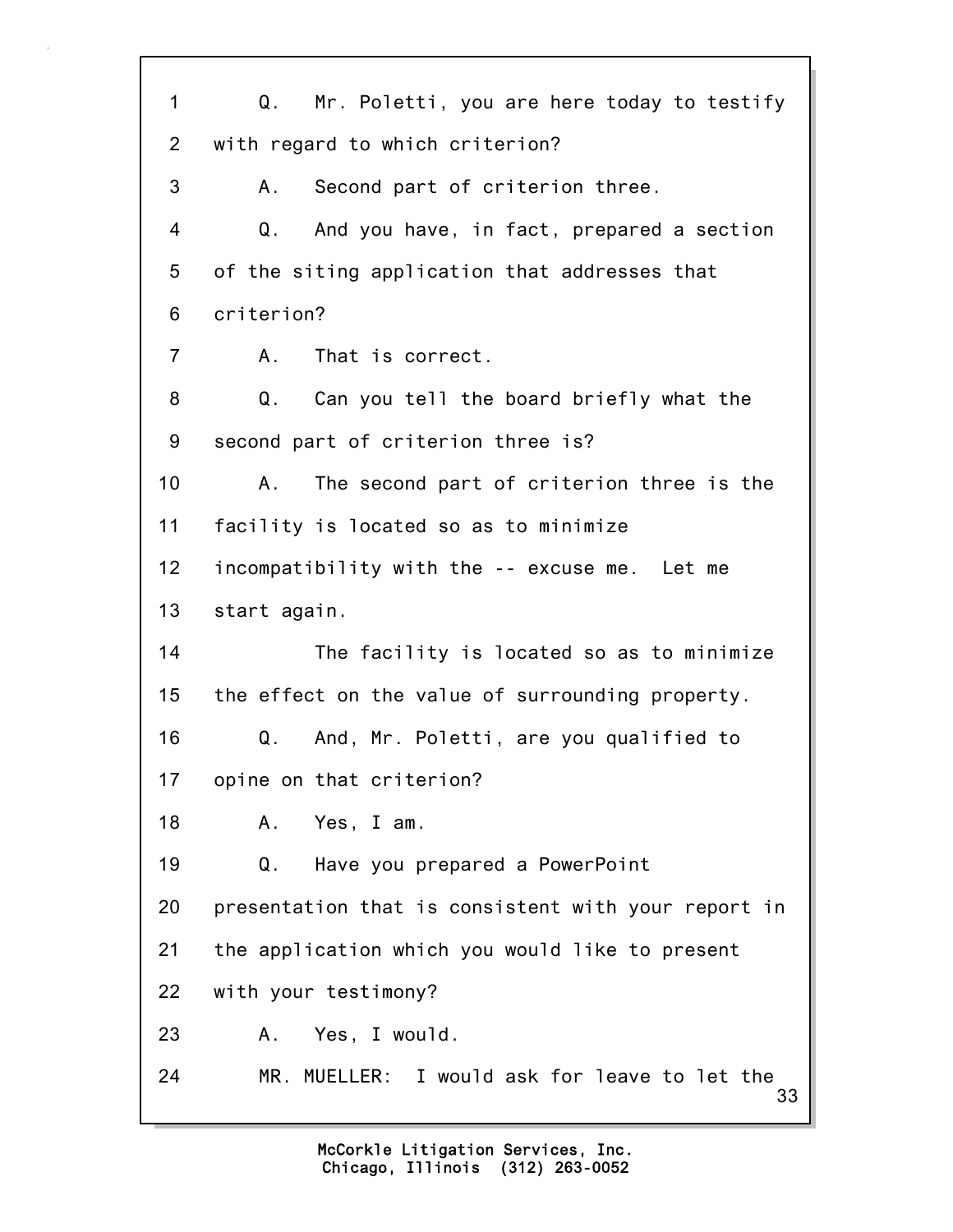Q. Mr. Poletti, you are here today to testify with regard to which criterion?

A. Second part of criterion three.

Q. And you have, in fact, prepared a section of the siting application that addresses that criterion?

A. That is correct.

Q. Can you tell the board briefly what the second part of criterion three is?

A. The second part of criterion three is the facility is located so as to minimize incompatibility with the -- excuse me. Let me start again.

The facility is located so as to minimize the effect on the value of surrounding property.

Q. And, Mr. Poletti, are you qualified to opine on that criterion?

A. Yes, I am.

Q. Have you prepared a PowerPoint presentation that is consistent with your report in the application which you would like to present with your testimony?

A. Yes, I would.

MR. MUELLER: I would ask for leave to let the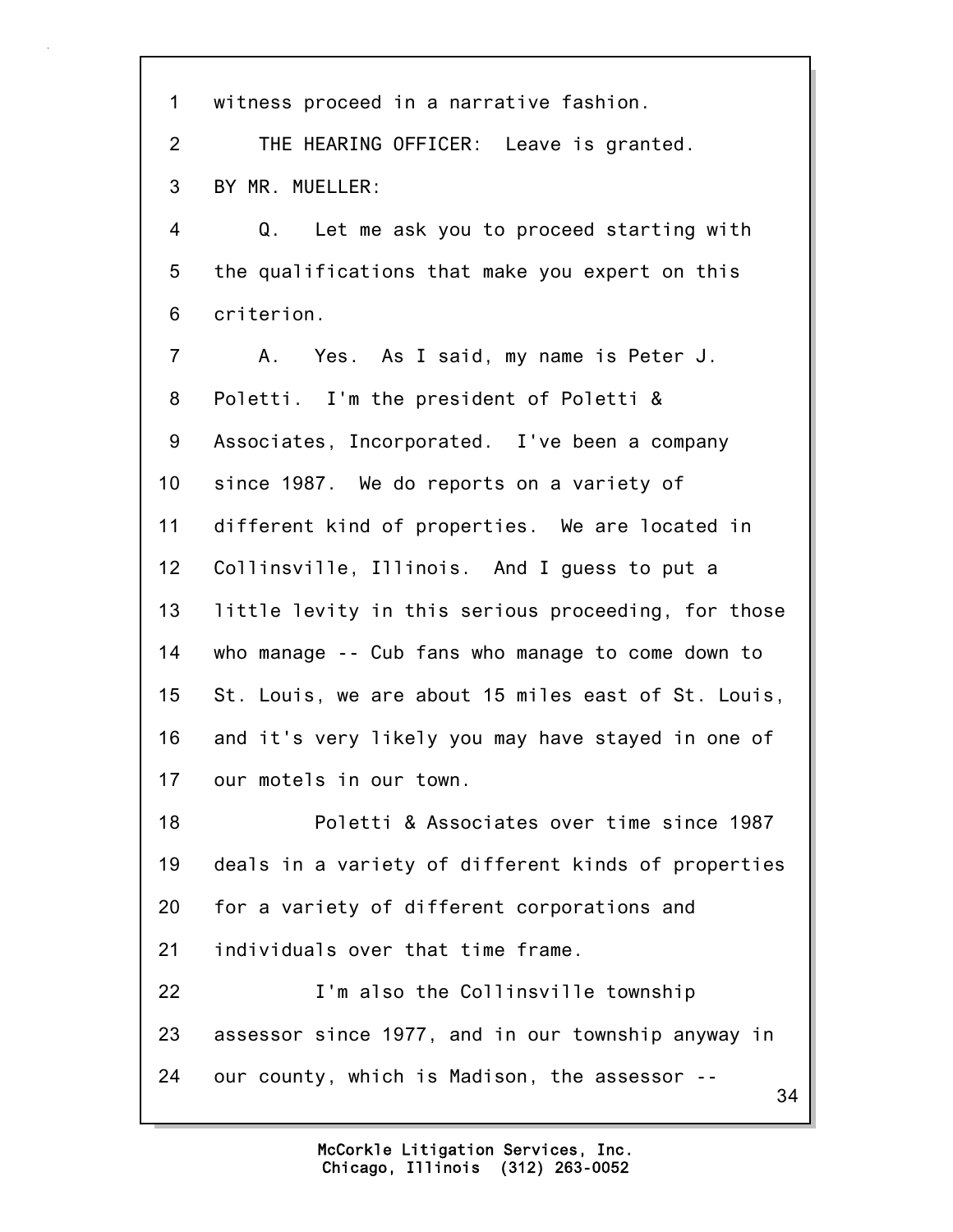witness proceed in a narrative fashion.

THE HEARING OFFICER: Leave is granted.

BY MR. MUELLER:

Q. Let me ask you to proceed starting with the qualifications that make you expert on this criterion.

A. Yes. As I said, my name is Peter J. Poletti. I'm the president of Poletti & Associates, Incorporated. I've been a company since 1987. We do reports on a variety of different kind of properties. We are located in Collinsville, Illinois. And I guess to put a little levity in this serious proceeding, for those who manage -- Cub fans who manage to come down to St. Louis, we are about 15 miles east of St. Louis, and it's very likely you may have stayed in one of our motels in our town.

Poletti & Associates over time since 1987 deals in a variety of different kinds of properties for a variety of different corporations and individuals over that time frame.

I'm also the Collinsville township assessor since 1977, and in our township anyway in our county, which is Madison, the assessor --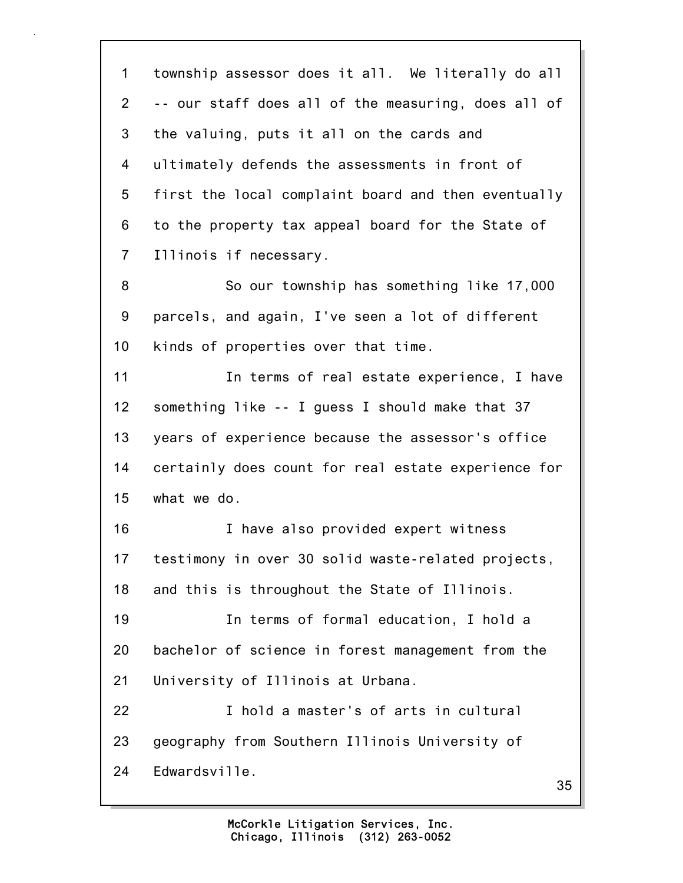township assessor does it all. We literally do all -- our staff does all of the measuring, does all of the valuing, puts it all on the cards and ultimately defends the assessments in front of first the local complaint board and then eventually to the property tax appeal board for the State of Illinois if necessary.

So our township has something like 17,000 parcels, and again, I've seen a lot of different kinds of properties over that time.

In terms of real estate experience, I have something like -- I guess I should make that 37 years of experience because the assessor's office certainly does count for real estate experience for what we do.

I have also provided expert witness testimony in over 30 solid waste-related projects, and this is throughout the State of Illinois.

In terms of formal education, I hold a bachelor of science in forest management from the University of Illinois at Urbana.

I hold a master's of arts in cultural geography from Southern Illinois University of Edwardsville.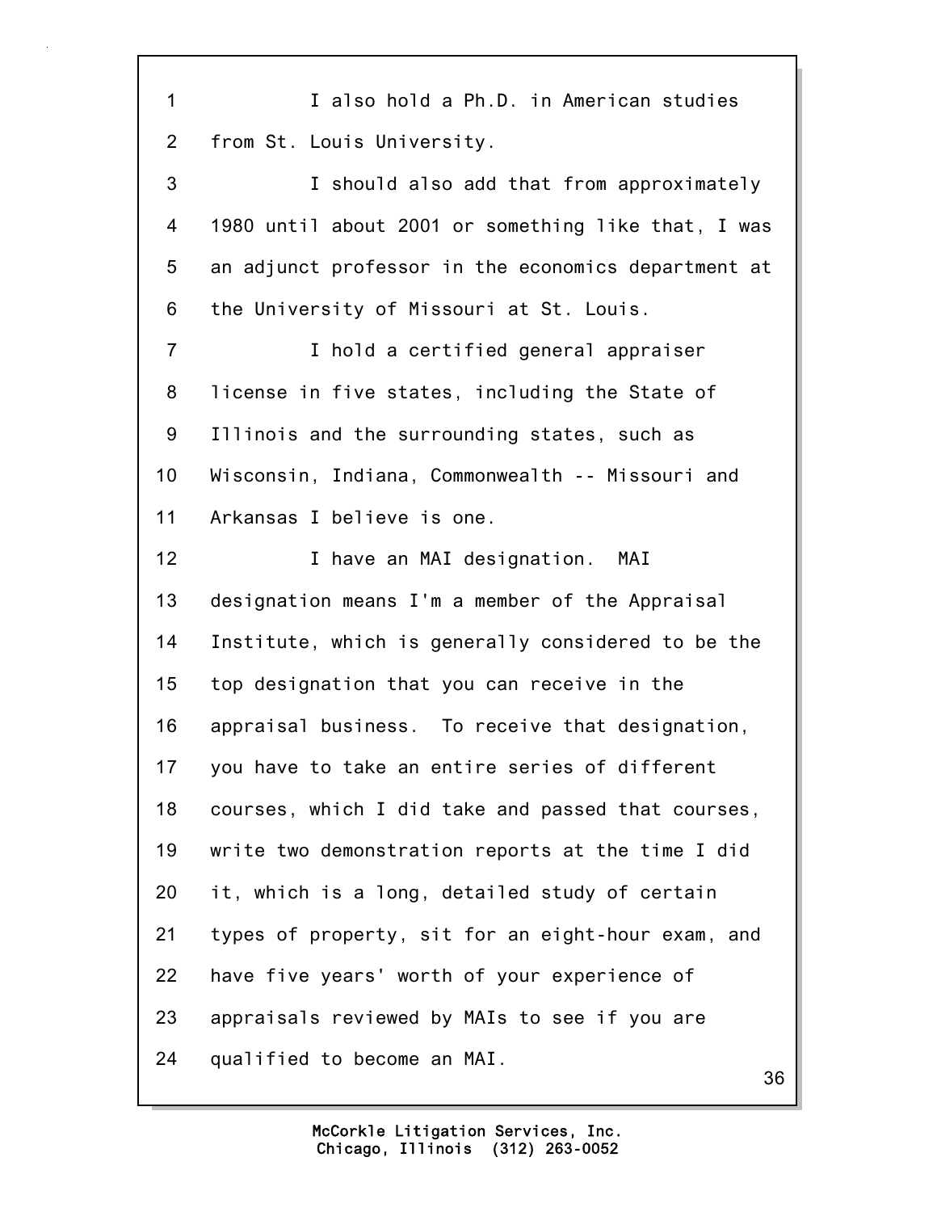I also hold a Ph.D. in American studies from St. Louis University.

I should also add that from approximately 1980 until about 2001 or something like that, I was an adjunct professor in the economics department at the University of Missouri at St. Louis.

I hold a certified general appraiser license in five states, including the State of Illinois and the surrounding states, such as Wisconsin, Indiana, Commonwealth -- Missouri and Arkansas I believe is one.

I have an MAI designation. MAI designation means I'm a member of the Appraisal Institute, which is generally considered to be the top designation that you can receive in the appraisal business. To receive that designation, you have to take an entire series of different courses, which I did take and passed that courses, write two demonstration reports at the time I did it, which is a long, detailed study of certain types of property, sit for an eight-hour exam, and have five years' worth of your experience of appraisals reviewed by MAIs to see if you are qualified to become an MAI.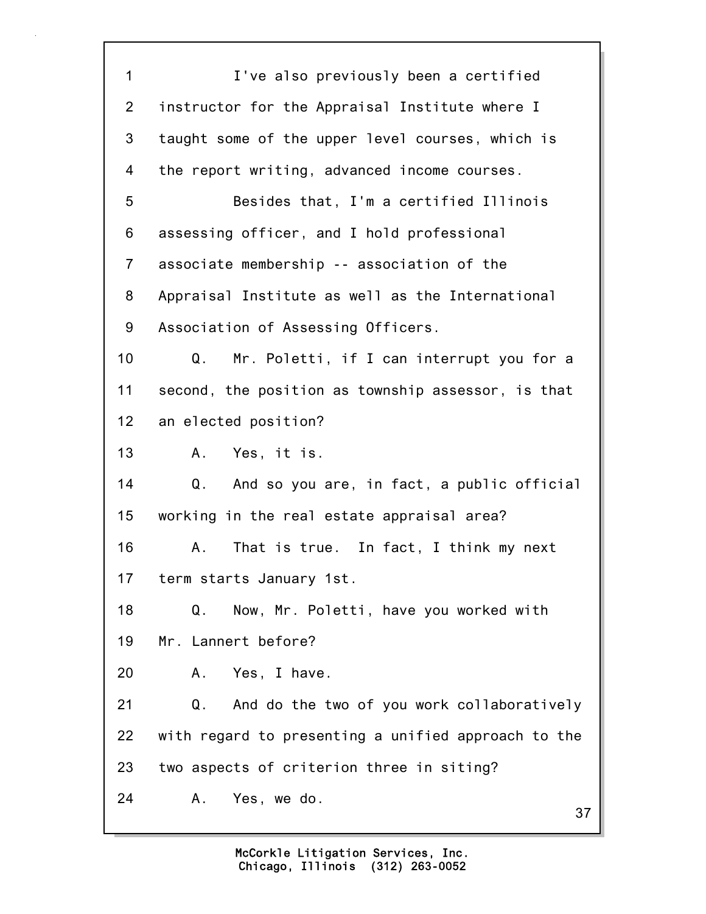1 I've also previously been a certified
2 instructor for the Appraisal Institute where I
3 taught some of the upper level courses, which is
4 the report writing, advanced income courses.
5 Besides that, I'm a certified Illinois
6 assessing officer, and I hold professional
7 associate membership -- association of the
8 Appraisal Institute as well as the International
9 Association of Assessing Officers.
10 Q. Mr. Poletti, if I can interrupt you for a
11 second, the position as township assessor, is that
12 an elected position?
13 A. Yes, it is.
14 Q. And so you are, in fact, a public official
15 working in the real estate appraisal area?
16 A. That is true. In fact, I think my next
17 term starts January 1st.
18 Q. Now, Mr. Poletti, have you worked with
19 Mr. Lannert before?
20 A. Yes, I have.
21 Q. And do the two of you work collaboratively
22 with regard to presenting a unified approach to the
23 two aspects of criterion three in siting?
24 A. Yes, we do.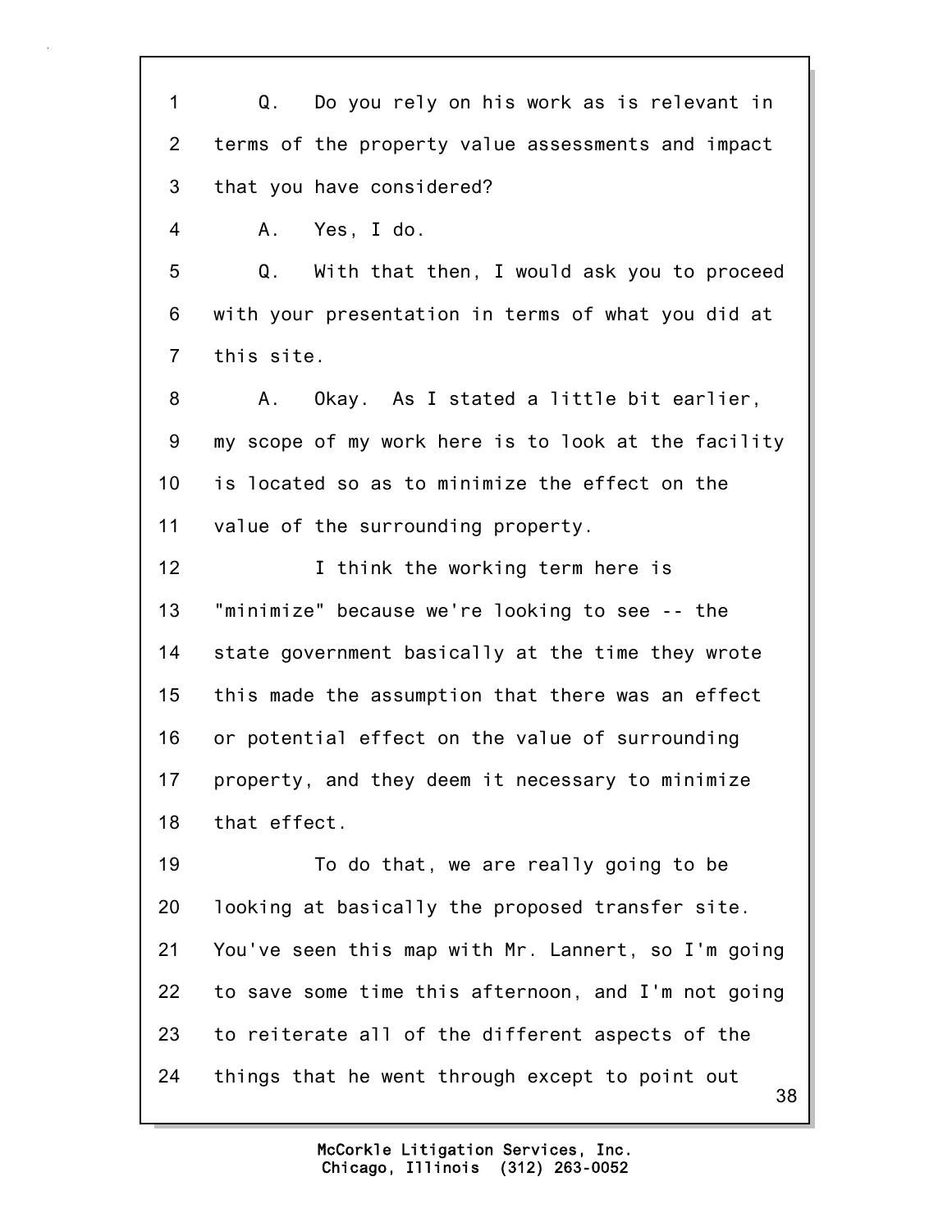Q. Do you rely on his work as is relevant in terms of the property value assessments and impact that you have considered?

A. Yes, I do.

Q. With that then, I would ask you to proceed with your presentation in terms of what you did at this site.

A. Okay. As I stated a little bit earlier, my scope of my work here is to look at the facility is located so as to minimize the effect on the value of the surrounding property.

I think the working term here is "minimize" because we're looking to see -- the state government basically at the time they wrote this made the assumption that there was an effect or potential effect on the value of surrounding property, and they deem it necessary to minimize that effect.

To do that, we are really going to be looking at basically the proposed transfer site. You've seen this map with Mr. Lannert, so I'm going to save some time this afternoon, and I'm not going to reiterate all of the different aspects of the things that he went through except to point out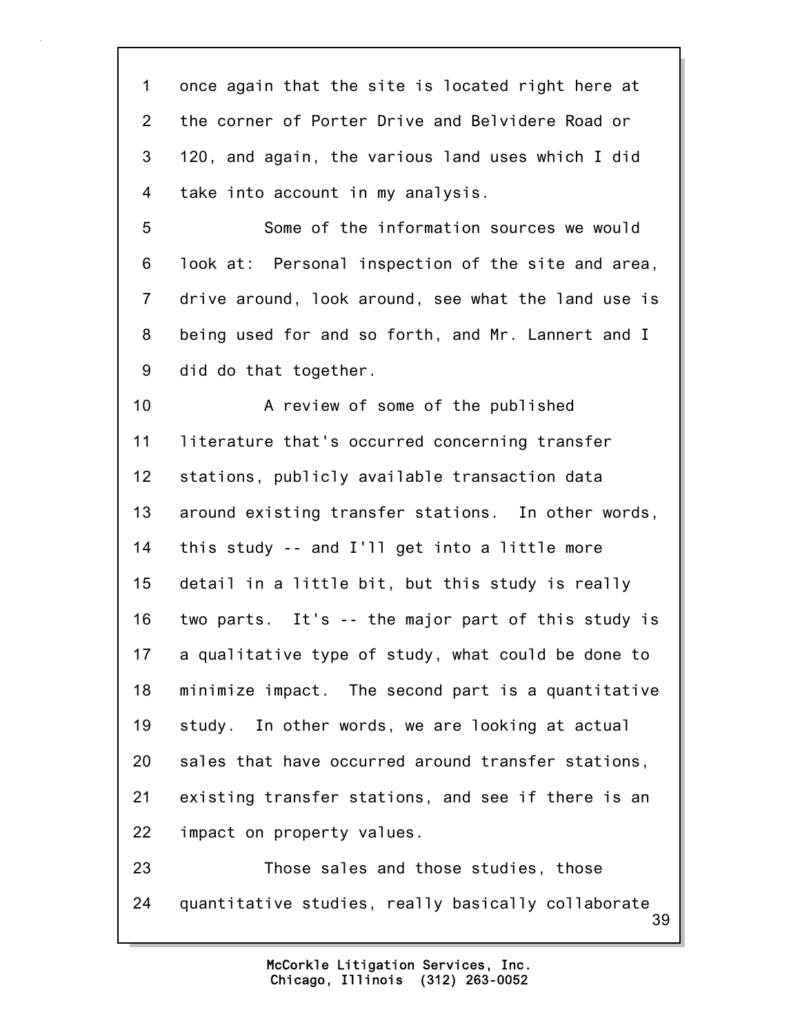once again that the site is located right here at the corner of Porter Drive and Belvidere Road or 120, and again, the various land uses which I did take into account in my analysis.

Some of the information sources we would look at: Personal inspection of the site and area, drive around, look around, see what the land use is being used for and so forth, and Mr. Lannert and I did do that together.

A review of some of the published literature that's occurred concerning transfer stations, publicly available transaction data around existing transfer stations. In other words, this study -- and I'll get into a little more detail in a little bit, but this study is really two parts. It's -- the major part of this study is a qualitative type of study, what could be done to minimize impact. The second part is a quantitative study. In other words, we are looking at actual sales that have occurred around transfer stations, existing transfer stations, and see if there is an impact on property values.

Those sales and those studies, those quantitative studies, really basically collaborate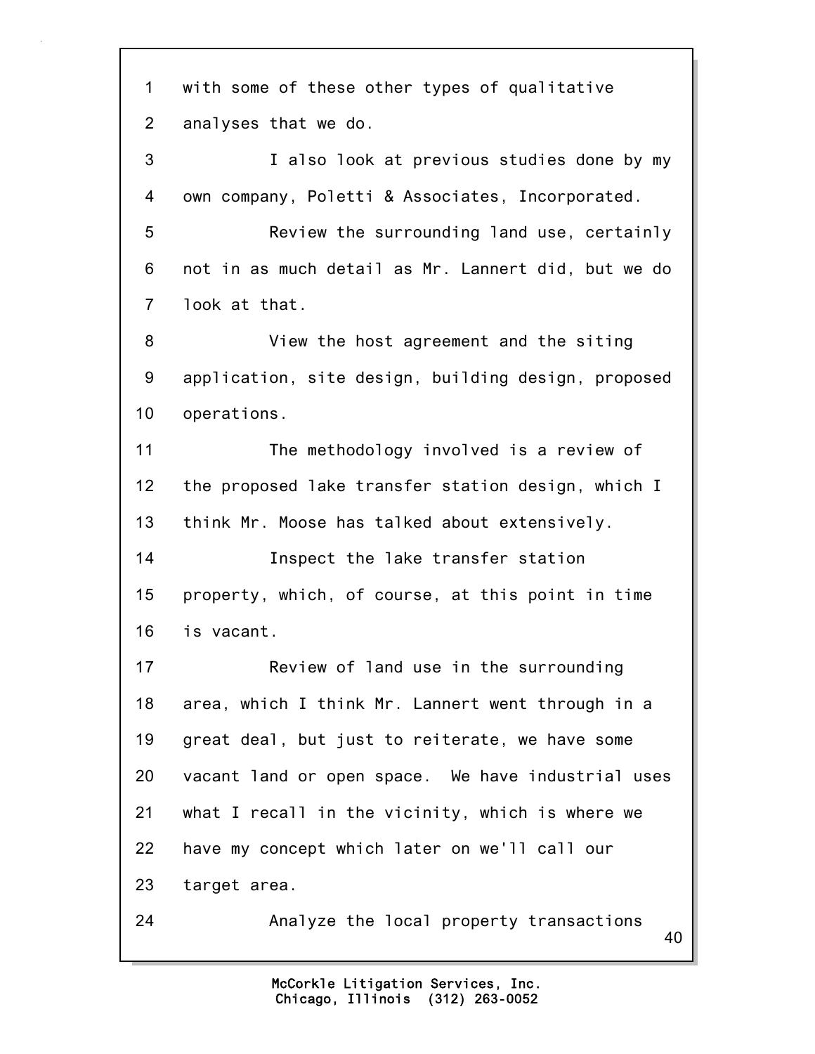1 with some of these other types of qualitative
2 analyses that we do.
3 I also look at previous studies done by my
4 own company, Poletti & Associates, Incorporated.
5 Review the surrounding land use, certainly
6 not in as much detail as Mr. Lannert did, but we do
7 look at that.
8 View the host agreement and the siting
9 application, site design, building design, proposed
10 operations.
11 The methodology involved is a review of
12 the proposed lake transfer station design, which I
13 think Mr. Moose has talked about extensively.
14 Inspect the lake transfer station
15 property, which, of course, at this point in time
16 is vacant.
17 Review of land use in the surrounding
18 area, which I think Mr. Lannert went through in a
19 great deal, but just to reiterate, we have some
20 vacant land or open space. We have industrial uses
21 what I recall in the vicinity, which is where we
22 have my concept which later on we'll call our
23 target area.
24 Analyze the local property transactions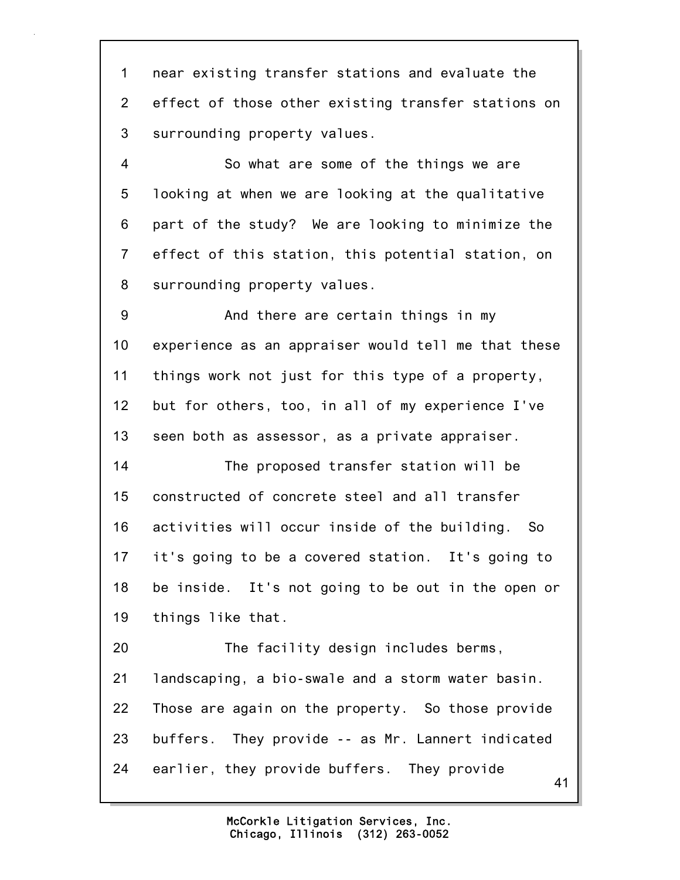near existing transfer stations and evaluate the effect of those other existing transfer stations on surrounding property values.

So what are some of the things we are looking at when we are looking at the qualitative part of the study? We are looking to minimize the effect of this station, this potential station, on surrounding property values.

And there are certain things in my experience as an appraiser would tell me that these things work not just for this type of a property, but for others, too, in all of my experience I've seen both as assessor, as a private appraiser.

The proposed transfer station will be constructed of concrete steel and all transfer activities will occur inside of the building. So it's going to be a covered station. It's going to be inside. It's not going to be out in the open or things like that.

The facility design includes berms, landscaping, a bio-swale and a storm water basin. Those are again on the property. So those provide buffers. They provide -- as Mr. Lannert indicated earlier, they provide buffers. They provide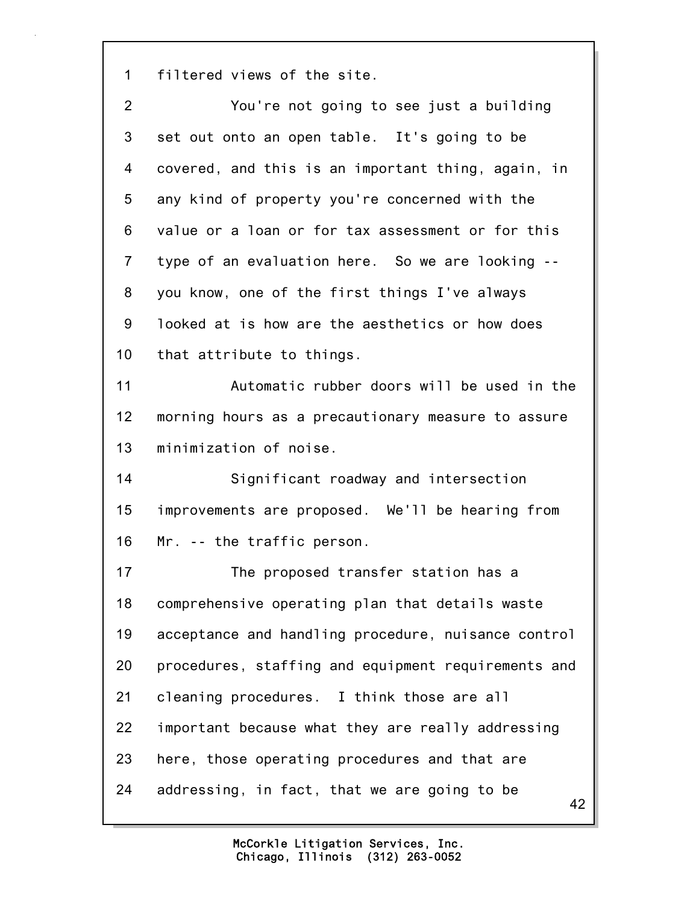filtered views of the site.

You're not going to see just a building set out onto an open table. It's going to be covered, and this is an important thing, again, in any kind of property you're concerned with the value or a loan or for tax assessment or for this type of an evaluation here. So we are looking -- you know, one of the first things I've always looked at is how are the aesthetics or how does that attribute to things.

Automatic rubber doors will be used in the morning hours as a precautionary measure to assure minimization of noise.

Significant roadway and intersection improvements are proposed. We'll be hearing from Mr. -- the traffic person.

The proposed transfer station has a comprehensive operating plan that details waste acceptance and handling procedure, nuisance control procedures, staffing and equipment requirements and cleaning procedures. I think those are all important because what they are really addressing here, those operating procedures and that are addressing, in fact, that we are going to be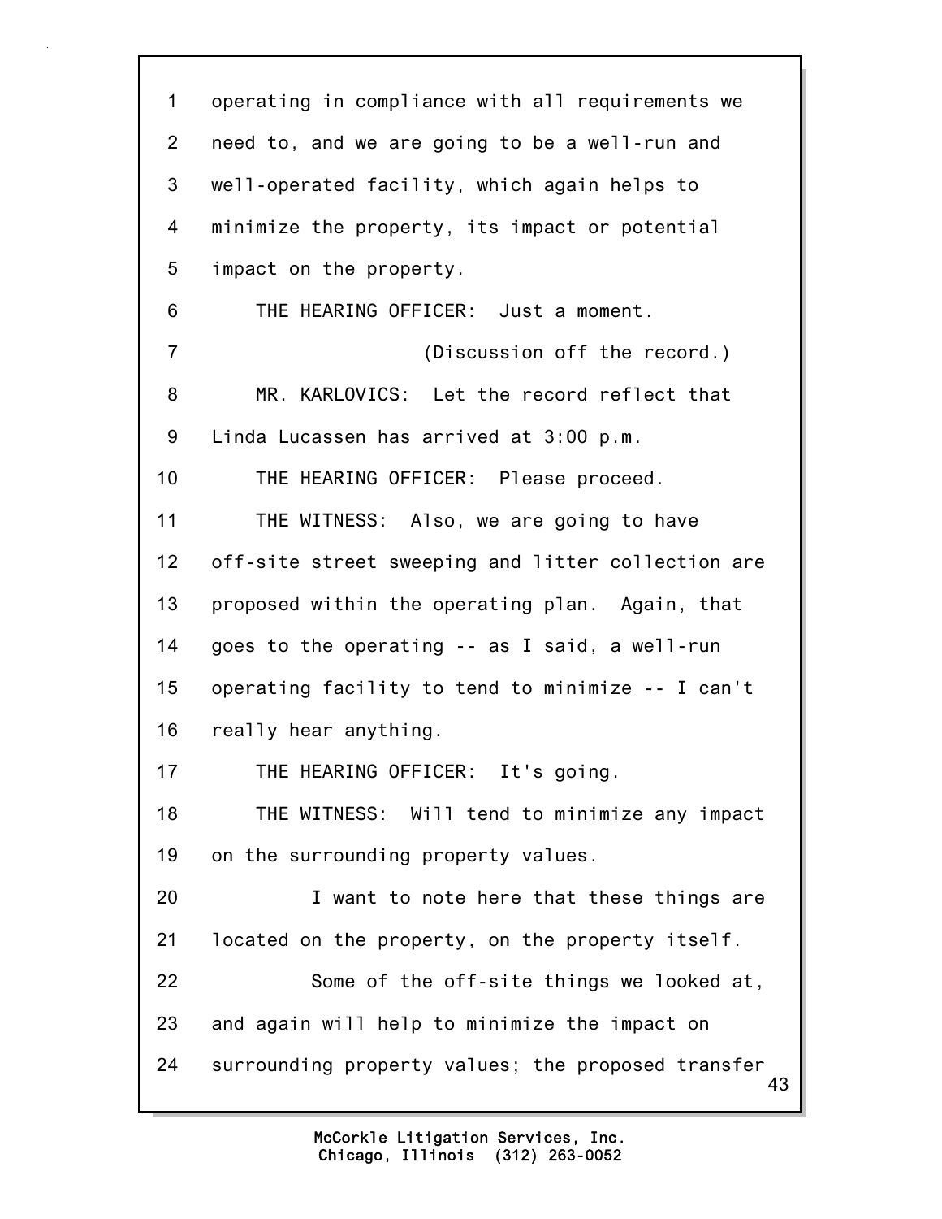operating in compliance with all requirements we need to, and we are going to be a well-run and well-operated facility, which again helps to minimize the property, its impact or potential impact on the property.

THE HEARING OFFICER: Just a moment.

(Discussion off the record.)

MR. KARLOVICS: Let the record reflect that Linda Lucassen has arrived at 3:00 p.m.

THE HEARING OFFICER: Please proceed.

THE WITNESS: Also, we are going to have off-site street sweeping and litter collection are proposed within the operating plan. Again, that goes to the operating -- as I said, a well-run operating facility to tend to minimize -- I can't really hear anything.

THE HEARING OFFICER: It's going.

THE WITNESS: Will tend to minimize any impact on the surrounding property values.

I want to note here that these things are located on the property, on the property itself.

Some of the off-site things we looked at, and again will help to minimize the impact on surrounding property values; the proposed transfer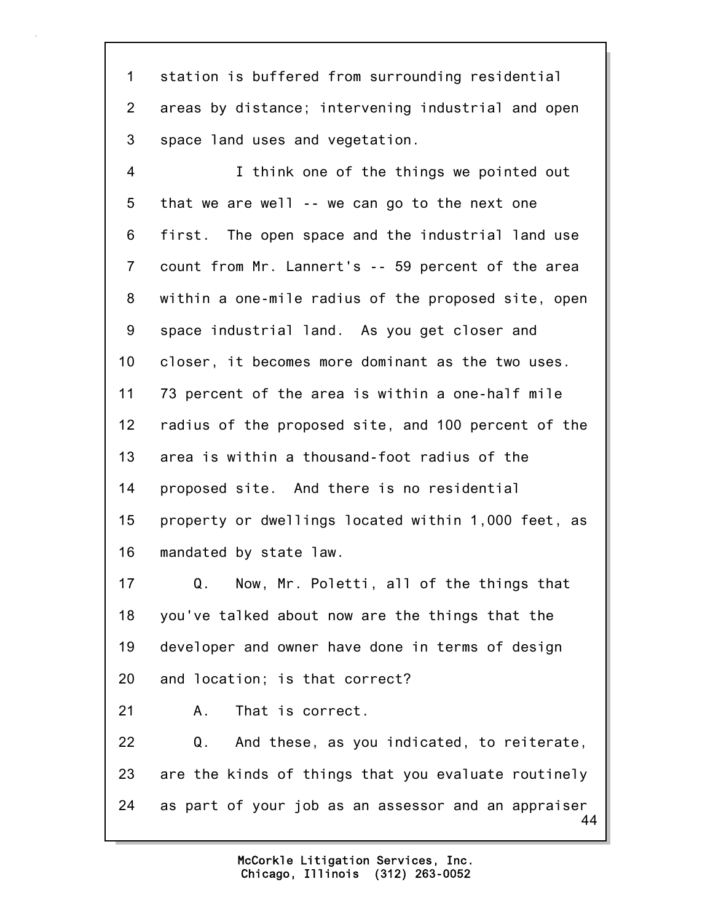1 station is buffered from surrounding residential
2 areas by distance; intervening industrial and open
3 space land uses and vegetation.
4 I think one of the things we pointed out
5 that we are well -- we can go to the next one
6 first. The open space and the industrial land use
7 count from Mr. Lannert's -- 59 percent of the area
8 within a one-mile radius of the proposed site, open
9 space industrial land. As you get closer and
10 closer, it becomes more dominant as the two uses.
11 73 percent of the area is within a one-half mile
12 radius of the proposed site, and 100 percent of the
13 area is within a thousand-foot radius of the
14 proposed site. And there is no residential
15 property or dwellings located within 1,000 feet, as
16 mandated by state law.
17 Q. Now, Mr. Poletti, all of the things that
18 you've talked about now are the things that the
19 developer and owner have done in terms of design
20 and location; is that correct?
21 A. That is correct.
22 Q. And these, as you indicated, to reiterate,
23 are the kinds of things that you evaluate routinely
24 as part of your job as an assessor and an appraiser

McCorkle Litigation Services, Inc.
Chicago, Illinois (312) 263-0052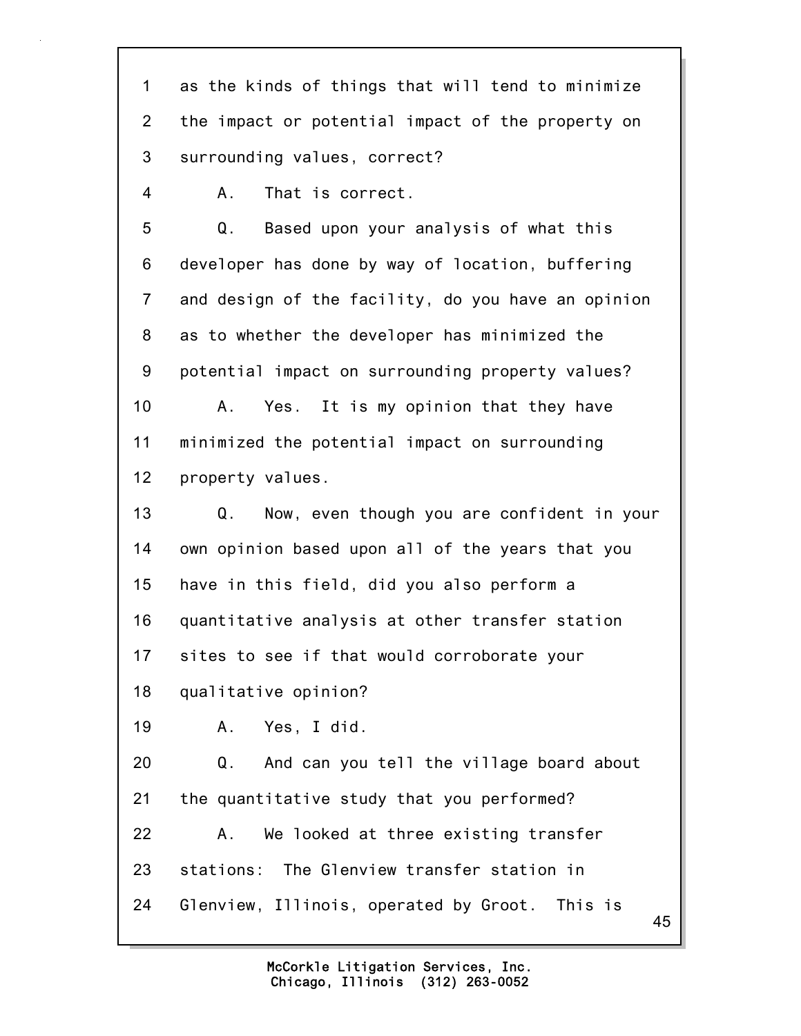1 as the kinds of things that will tend to minimize
2 the impact or potential impact of the property on
3 surrounding values, correct?

4 A. That is correct.

5 Q. Based upon your analysis of what this
6 developer has done by way of location, buffering
7 and design of the facility, do you have an opinion
8 as to whether the developer has minimized the
9 potential impact on surrounding property values?

10 A. Yes. It is my opinion that they have
11 minimized the potential impact on surrounding
12 property values.

13 Q. Now, even though you are confident in your
14 own opinion based upon all of the years that you
15 have in this field, did you also perform a
16 quantitative analysis at other transfer station
17 sites to see if that would corroborate your
18 qualitative opinion?

19 A. Yes, I did.

20 Q. And can you tell the village board about
21 the quantitative study that you performed?

22 A. We looked at three existing transfer
23 stations: The Glenview transfer station in
24 Glenview, Illinois, operated by Groot. This is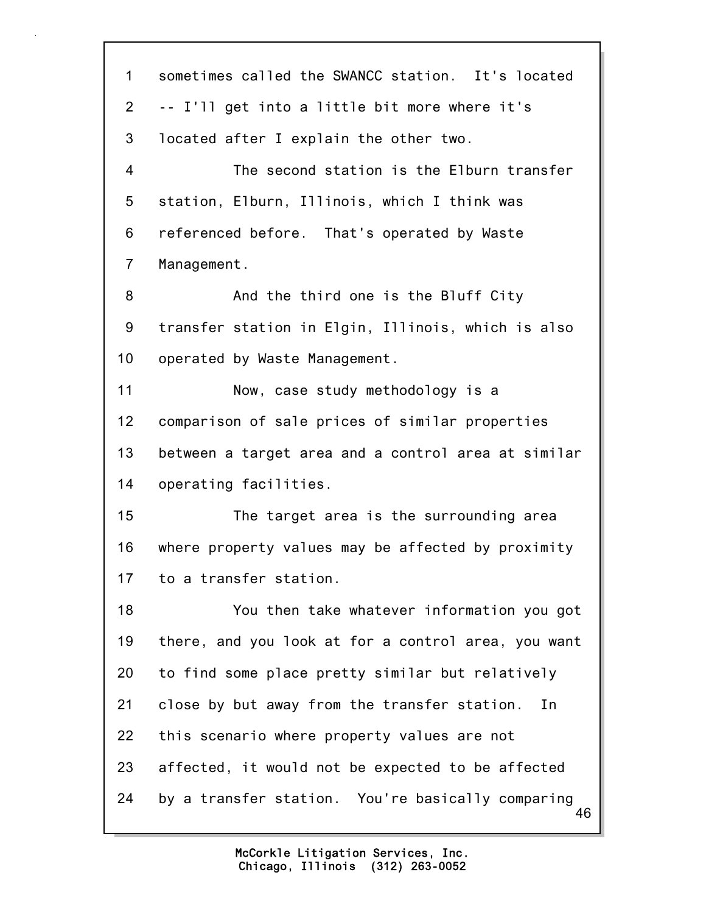sometimes called the SWANCC station. It's located -- I'll get into a little bit more where it's located after I explain the other two.

The second station is the Elburn transfer station, Elburn, Illinois, which I think was referenced before. That's operated by Waste Management.

And the third one is the Bluff City transfer station in Elgin, Illinois, which is also operated by Waste Management.

Now, case study methodology is a comparison of sale prices of similar properties between a target area and a control area at similar operating facilities.

The target area is the surrounding area where property values may be affected by proximity to a transfer station.

You then take whatever information you got there, and you look at for a control area, you want to find some place pretty similar but relatively close by but away from the transfer station. In this scenario where property values are not affected, it would not be expected to be affected by a transfer station. You're basically comparing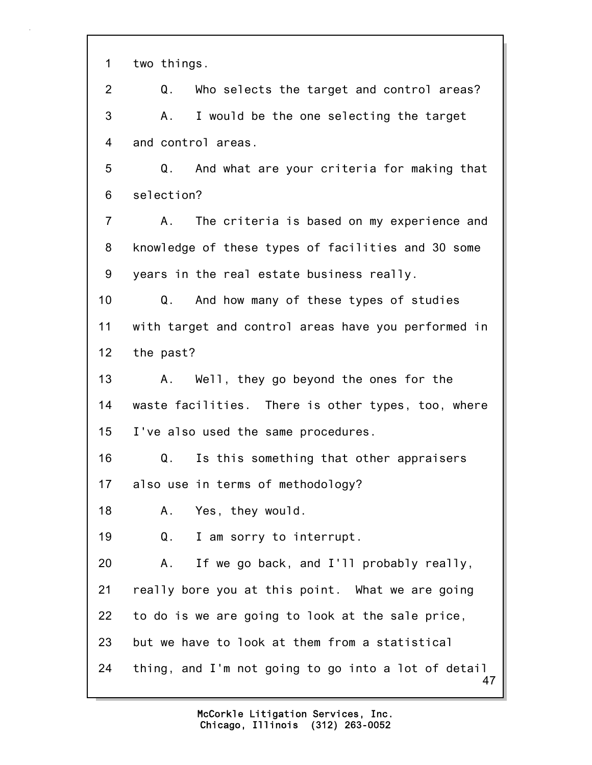1 two things.

2 Q. Who selects the target and control areas?

3 A. I would be the one selecting the target

4 and control areas.

5 Q. And what are your criteria for making that

6 selection?

7 A. The criteria is based on my experience and

8 knowledge of these types of facilities and 30 some

9 years in the real estate business really.

10 Q. And how many of these types of studies

11 with target and control areas have you performed in

12 the past?

13 A. Well, they go beyond the ones for the

14 waste facilities. There is other types, too, where

15 I've also used the same procedures.

16 Q. Is this something that other appraisers

17 also use in terms of methodology?

18 A. Yes, they would.

19 Q. I am sorry to interrupt.

20 A. If we go back, and I'll probably really,

21 really bore you at this point. What we are going

22 to do is we are going to look at the sale price,

23 but we have to look at them from a statistical

24 thing, and I'm not going to go into a lot of detail

McCorkle Litigation Services, Inc.
Chicago, Illinois (312) 263-0052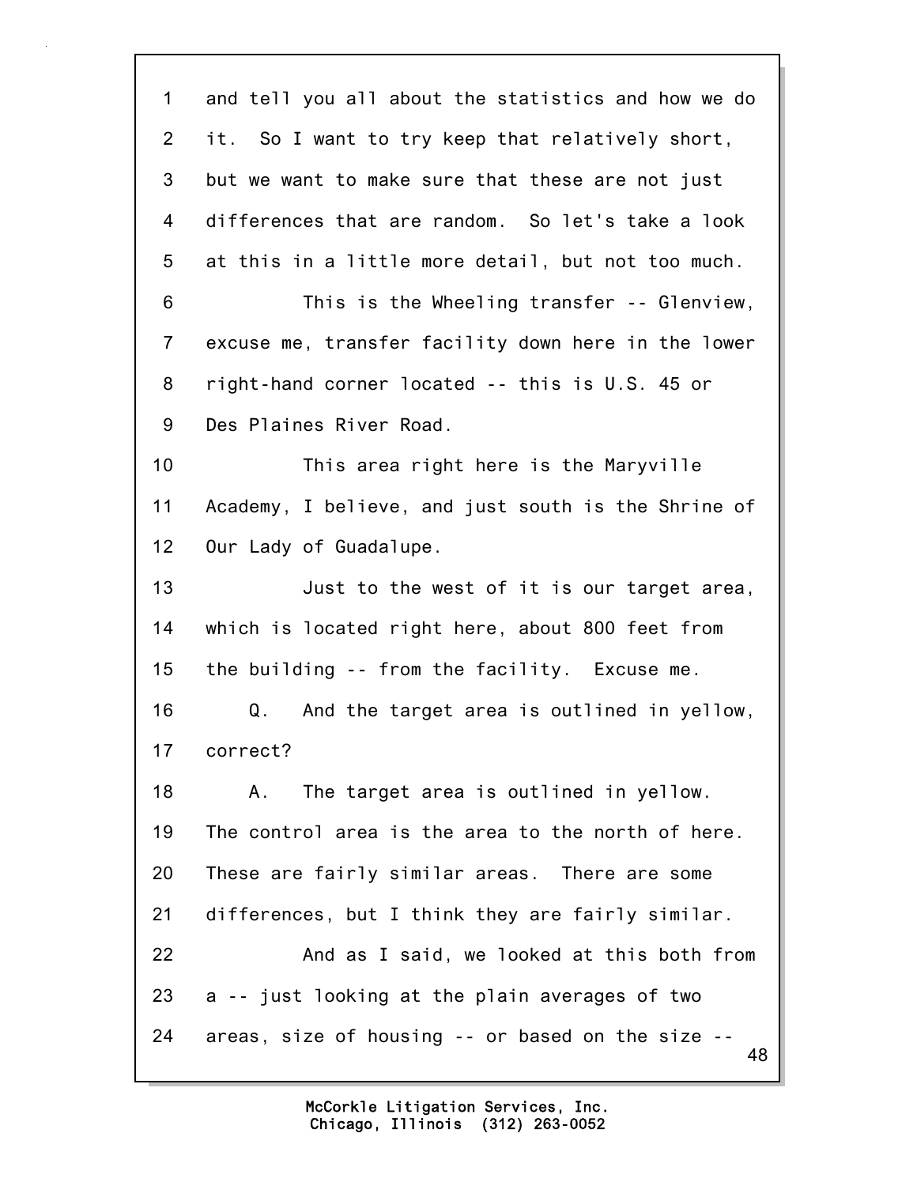and tell you all about the statistics and how we do it. So I want to try keep that relatively short, but we want to make sure that these are not just differences that are random. So let's take a look at this in a little more detail, but not too much.

This is the Wheeling transfer -- Glenview, excuse me, transfer facility down here in the lower right-hand corner located -- this is U.S. 45 or Des Plaines River Road.

This area right here is the Maryville Academy, I believe, and just south is the Shrine of Our Lady of Guadalupe.

Just to the west of it is our target area, which is located right here, about 800 feet from the building -- from the facility. Excuse me.

Q. And the target area is outlined in yellow, correct?

A. The target area is outlined in yellow. The control area is the area to the north of here. These are fairly similar areas. There are some differences, but I think they are fairly similar.

And as I said, we looked at this both from a -- just looking at the plain averages of two areas, size of housing -- or based on the size --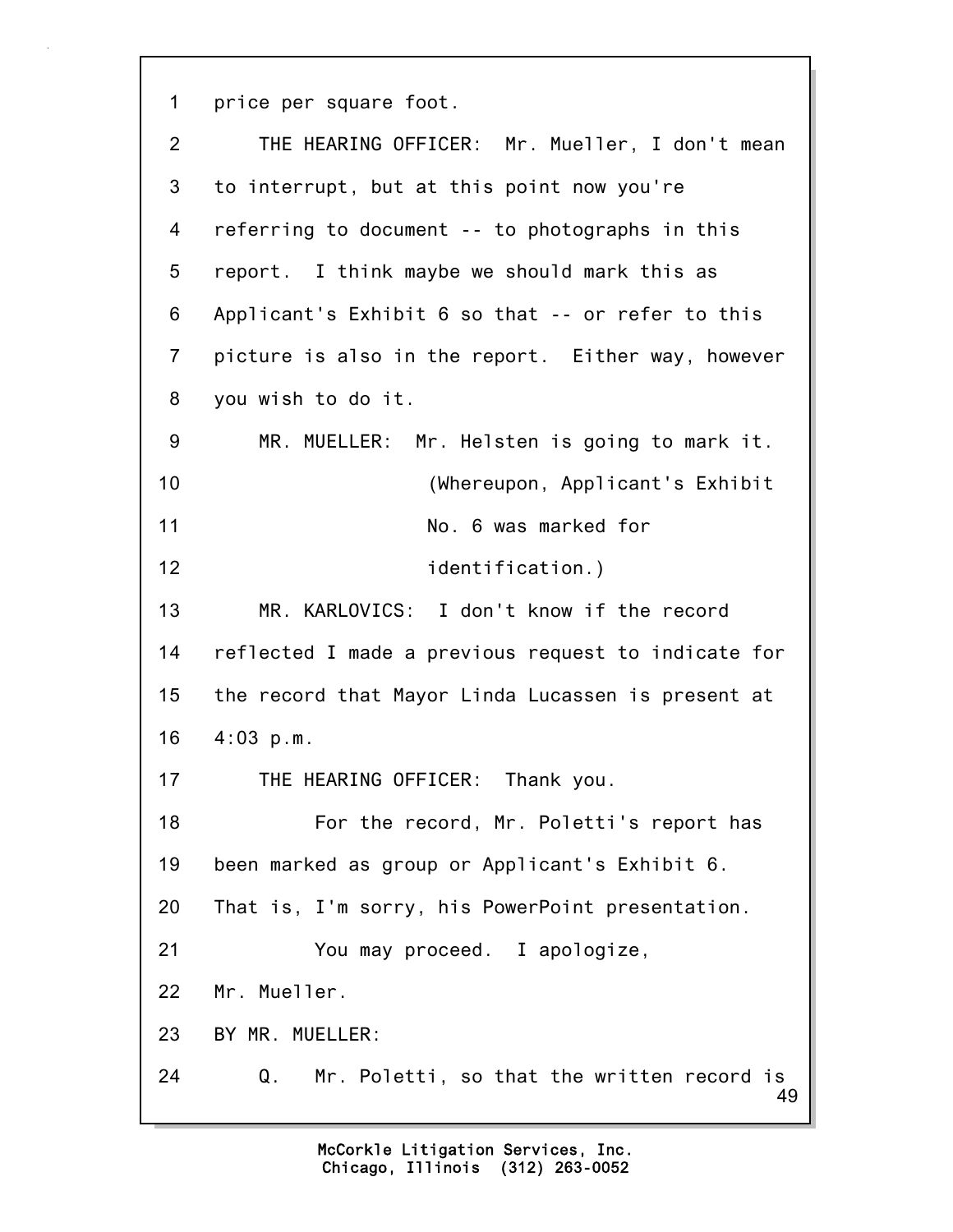price per square foot.

THE HEARING OFFICER: Mr. Mueller, I don't mean to interrupt, but at this point now you're referring to document -- to photographs in this report. I think maybe we should mark this as Applicant's Exhibit 6 so that -- or refer to this picture is also in the report. Either way, however you wish to do it.

MR. MUELLER: Mr. Helsten is going to mark it.

(Whereupon, Applicant's Exhibit No. 6 was marked for identification.)

MR. KARLOVICS: I don't know if the record reflected I made a previous request to indicate for the record that Mayor Linda Lucassen is present at 4:03 p.m.

THE HEARING OFFICER: Thank you.

For the record, Mr. Poletti's report has been marked as group or Applicant's Exhibit 6. That is, I'm sorry, his PowerPoint presentation.

You may proceed. I apologize, Mr. Mueller.

BY MR. MUELLER:

Q. Mr. Poletti, so that the written record is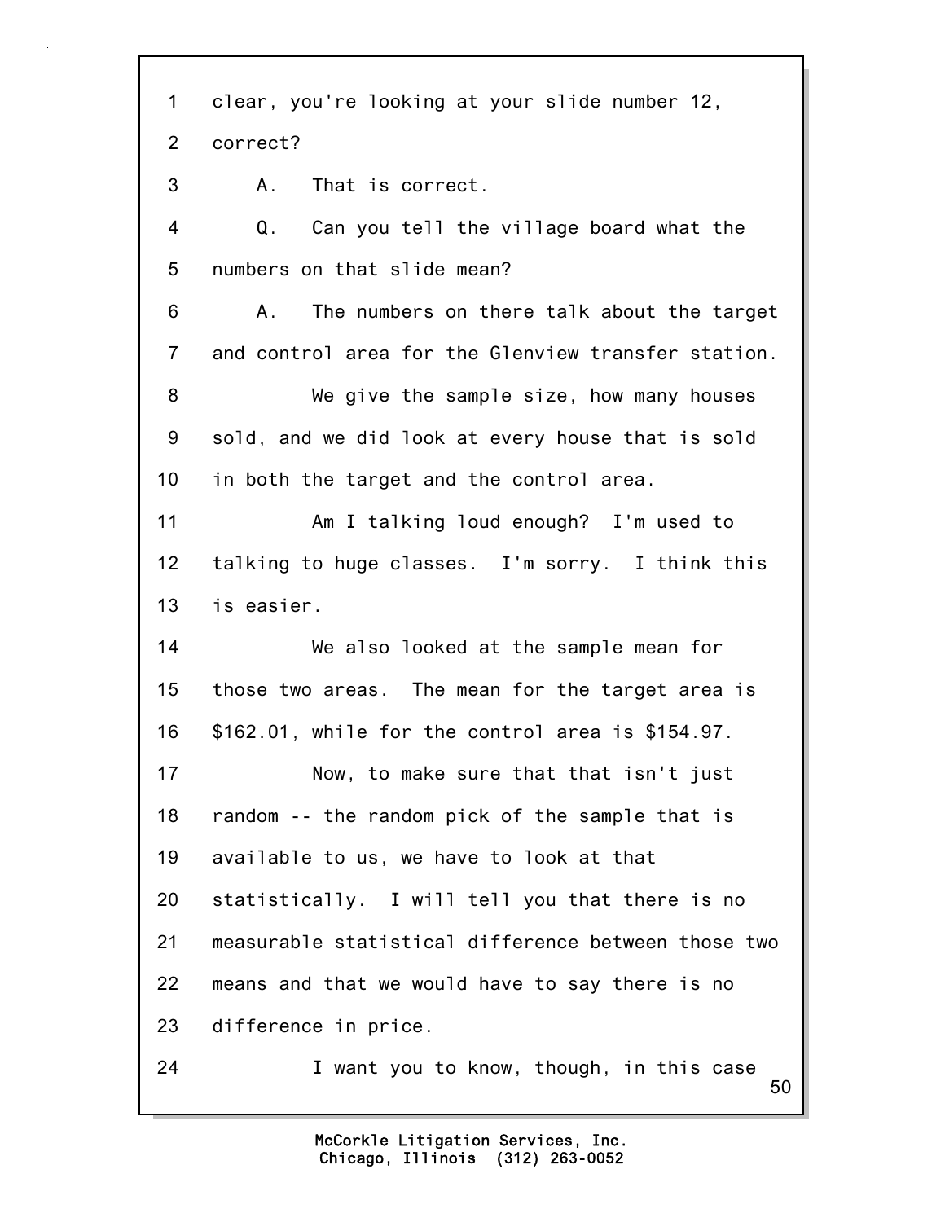1 clear, you're looking at your slide number 12,
2 correct?
3 A. That is correct.
4 Q. Can you tell the village board what the
5 numbers on that slide mean?
6 A. The numbers on there talk about the target
7 and control area for the Glenview transfer station.
8 We give the sample size, how many houses
9 sold, and we did look at every house that is sold
10 in both the target and the control area.
11 Am I talking loud enough? I'm used to
12 talking to huge classes. I'm sorry. I think this
13 is easier.
14 We also looked at the sample mean for
15 those two areas. The mean for the target area is
16 $162.01, while for the control area is $154.97.
17 Now, to make sure that that isn't just
18 random -- the random pick of the sample that is
19 available to us, we have to look at that
20 statistically. I will tell you that there is no
21 measurable statistical difference between those two
22 means and that we would have to say there is no
23 difference in price.
24 I want you to know, though, in this case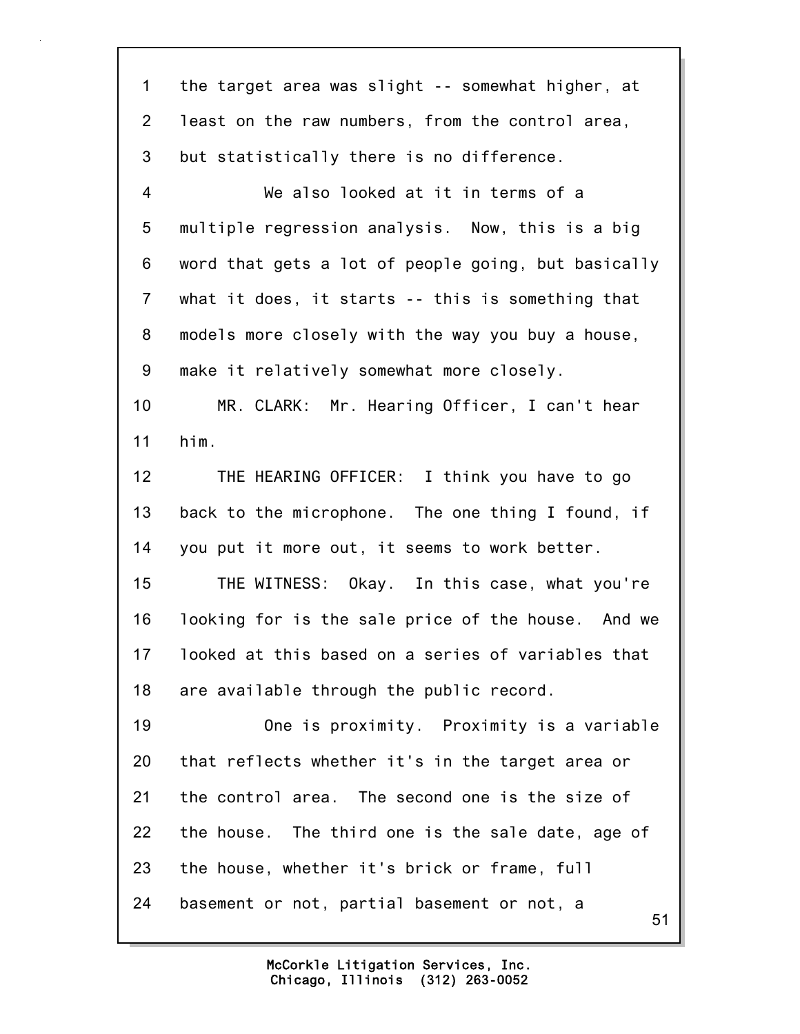the target area was slight -- somewhat higher, at least on the raw numbers, from the control area, but statistically there is no difference.

We also looked at it in terms of a multiple regression analysis. Now, this is a big word that gets a lot of people going, but basically what it does, it starts -- this is something that models more closely with the way you buy a house, make it relatively somewhat more closely.

MR. CLARK: Mr. Hearing Officer, I can't hear him.

THE HEARING OFFICER: I think you have to go back to the microphone. The one thing I found, if you put it more out, it seems to work better.

THE WITNESS: Okay. In this case, what you're looking for is the sale price of the house. And we looked at this based on a series of variables that are available through the public record.

One is proximity. Proximity is a variable that reflects whether it's in the target area or the control area. The second one is the size of the house. The third one is the sale date, age of the house, whether it's brick or frame, full basement or not, partial basement or not, a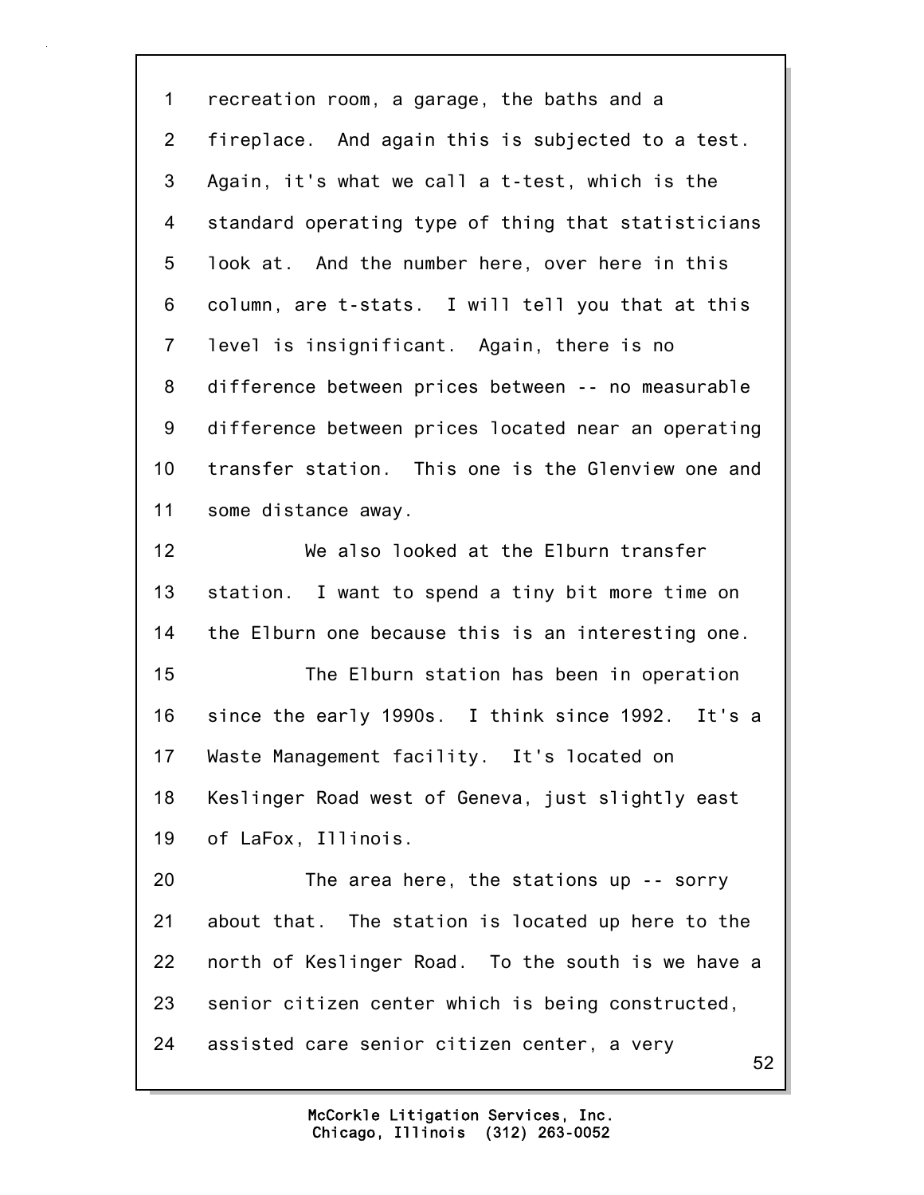recreation room, a garage, the baths and a fireplace. And again this is subjected to a test. Again, it's what we call a t-test, which is the standard operating type of thing that statisticians look at. And the number here, over here in this column, are t-stats. I will tell you that at this level is insignificant. Again, there is no difference between prices between -- no measurable difference between prices located near an operating transfer station. This one is the Glenview one and some distance away.

We also looked at the Elburn transfer station. I want to spend a tiny bit more time on the Elburn one because this is an interesting one.

The Elburn station has been in operation since the early 1990s. I think since 1992. It's a Waste Management facility. It's located on Keslinger Road west of Geneva, just slightly east of LaFox, Illinois.

The area here, the stations up -- sorry about that. The station is located up here to the north of Keslinger Road. To the south is we have a senior citizen center which is being constructed, assisted care senior citizen center, a very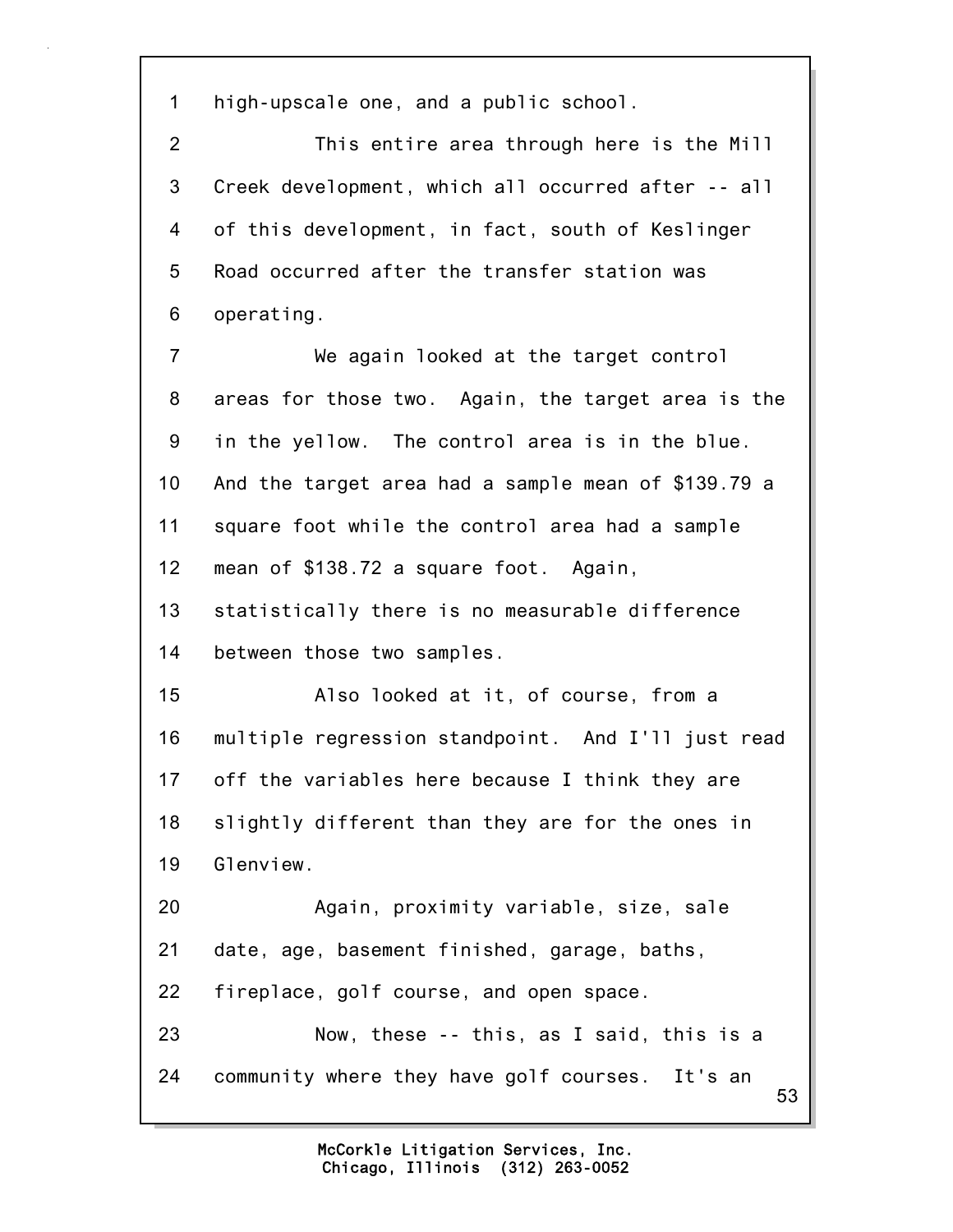high-upscale one, and a public school.

This entire area through here is the Mill Creek development, which all occurred after -- all of this development, in fact, south of Keslinger Road occurred after the transfer station was operating.

We again looked at the target control areas for those two. Again, the target area is the in the yellow. The control area is in the blue. And the target area had a sample mean of $139.79 a square foot while the control area had a sample mean of $138.72 a square foot. Again, statistically there is no measurable difference between those two samples.

Also looked at it, of course, from a multiple regression standpoint. And I'll just read off the variables here because I think they are slightly different than they are for the ones in Glenview.

Again, proximity variable, size, sale date, age, basement finished, garage, baths, fireplace, golf course, and open space.

Now, these -- this, as I said, this is a community where they have golf courses. It's an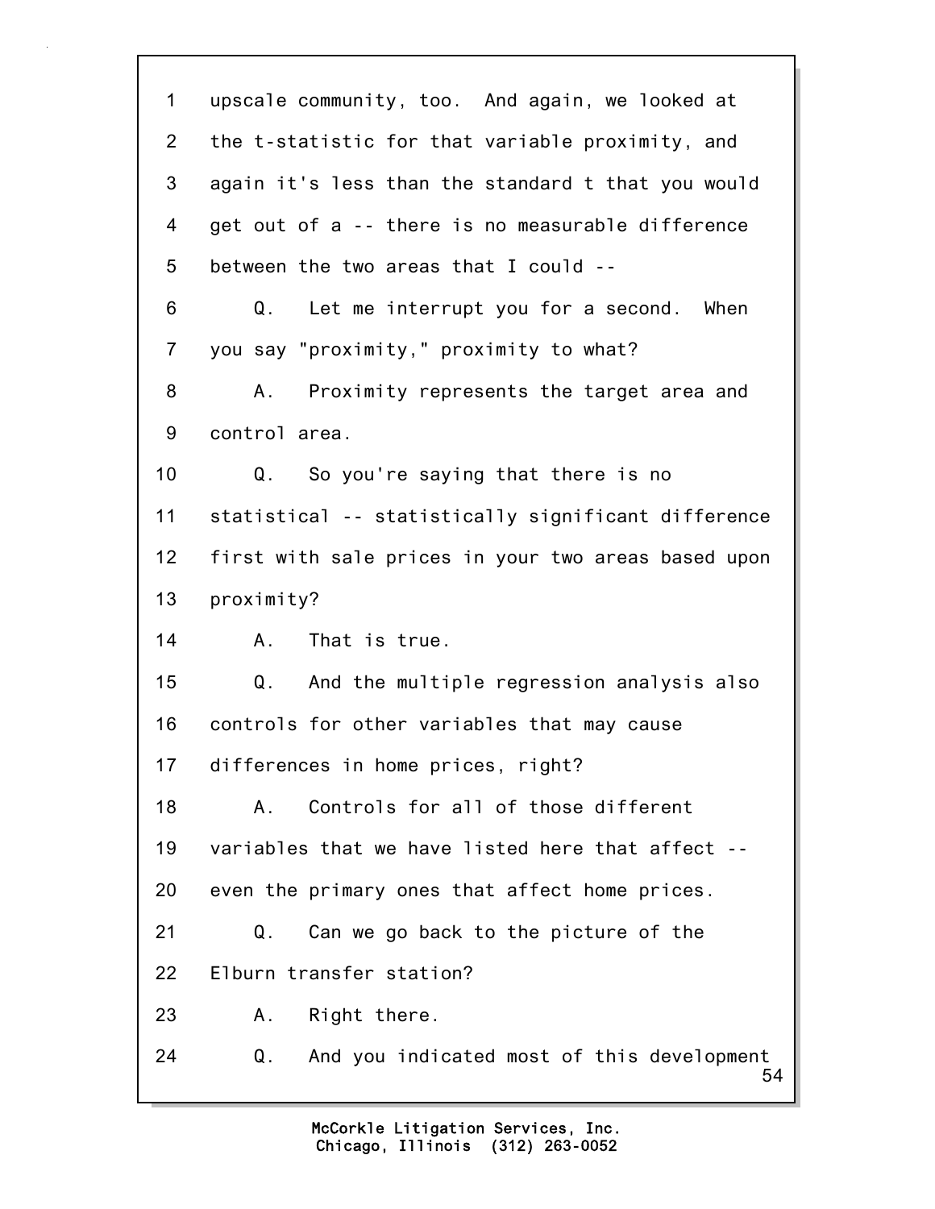1 upscale community, too. And again, we looked at
2 the t-statistic for that variable proximity, and
3 again it's less than the standard t that you would
4 get out of a -- there is no measurable difference
5 between the two areas that I could --
6 Q. Let me interrupt you for a second. When
7 you say "proximity," proximity to what?
8 A. Proximity represents the target area and
9 control area.
10 Q. So you're saying that there is no
11 statistical -- statistically significant difference
12 first with sale prices in your two areas based upon
13 proximity?
14 A. That is true.
15 Q. And the multiple regression analysis also
16 controls for other variables that may cause
17 differences in home prices, right?
18 A. Controls for all of those different
19 variables that we have listed here that affect --
20 even the primary ones that affect home prices.
21 Q. Can we go back to the picture of the
22 Elburn transfer station?
23 A. Right there.
24 Q. And you indicated most of this development

McCorkle Litigation Services, Inc.
Chicago, Illinois (312) 263-0052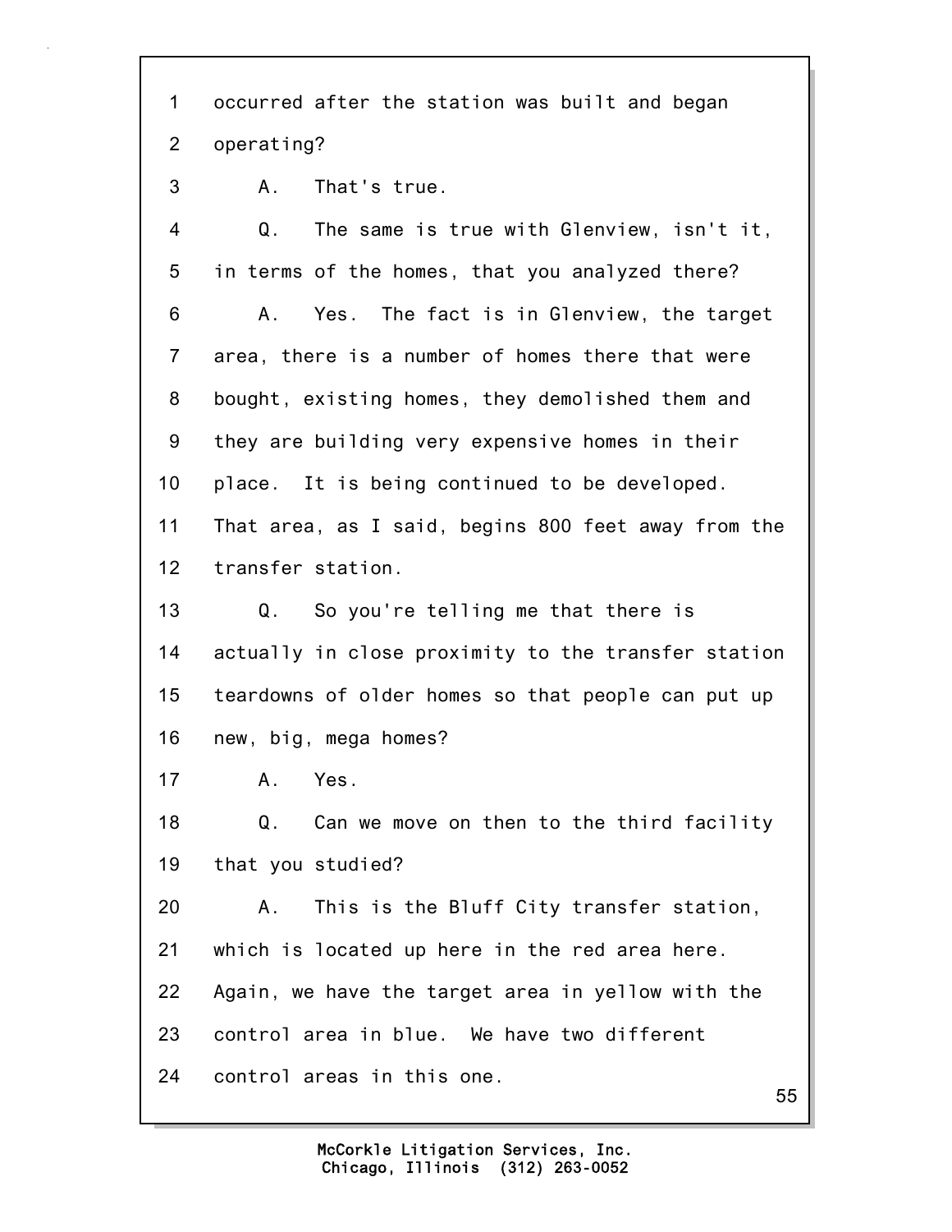1 occurred after the station was built and began
2 operating?
3 A. That's true.
4 Q. The same is true with Glenview, isn't it,
5 in terms of the homes, that you analyzed there?
6 A. Yes. The fact is in Glenview, the target
7 area, there is a number of homes there that were
8 bought, existing homes, they demolished them and
9 they are building very expensive homes in their
10 place. It is being continued to be developed.
11 That area, as I said, begins 800 feet away from the
12 transfer station.
13 Q. So you're telling me that there is
14 actually in close proximity to the transfer station
15 teardowns of older homes so that people can put up
16 new, big, mega homes?
17 A. Yes.
18 Q. Can we move on then to the third facility
19 that you studied?
20 A. This is the Bluff City transfer station,
21 which is located up here in the red area here.
22 Again, we have the target area in yellow with the
23 control area in blue. We have two different
24 control areas in this one.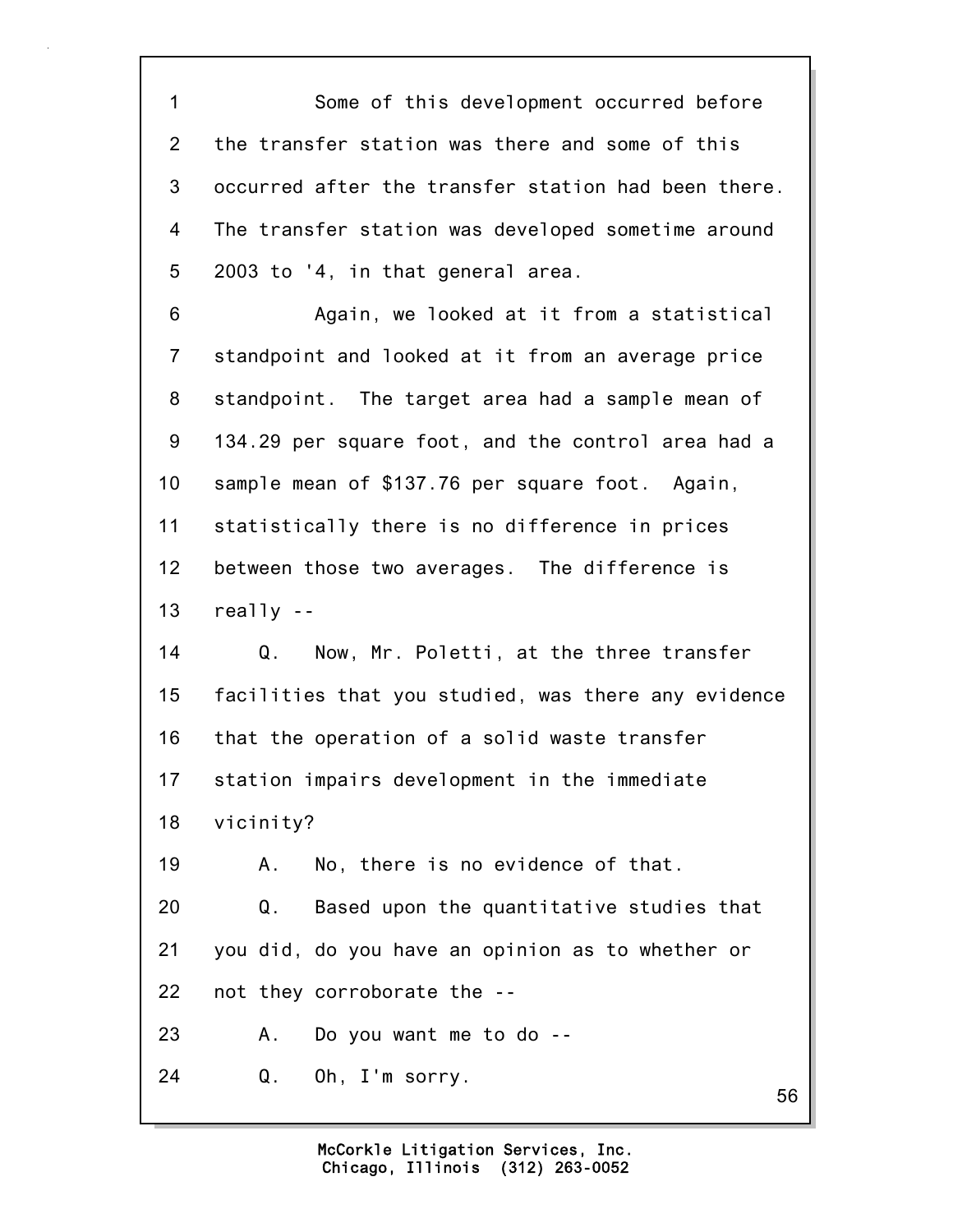Some of this development occurred before the transfer station was there and some of this occurred after the transfer station had been there. The transfer station was developed sometime around 2003 to '4, in that general area.

Again, we looked at it from a statistical standpoint and looked at it from an average price standpoint. The target area had a sample mean of 134.29 per square foot, and the control area had a sample mean of $137.76 per square foot. Again, statistically there is no difference in prices between those two averages. The difference is really --

Q. Now, Mr. Poletti, at the three transfer facilities that you studied, was there any evidence that the operation of a solid waste transfer station impairs development in the immediate vicinity?

A. No, there is no evidence of that.

Q. Based upon the quantitative studies that you did, do you have an opinion as to whether or not they corroborate the --

A. Do you want me to do --

Q. Oh, I'm sorry.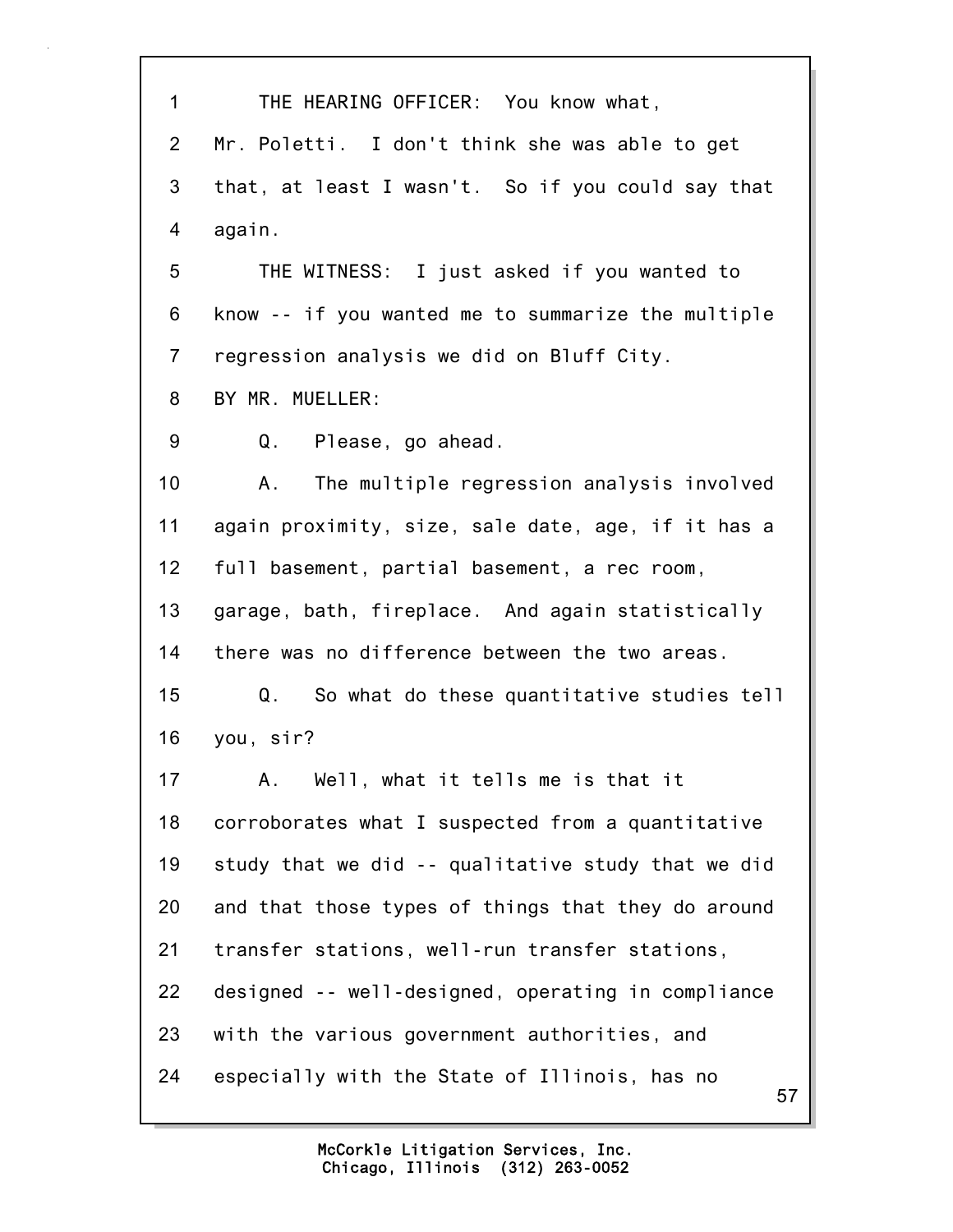1 THE HEARING OFFICER: You know what,
2 Mr. Poletti. I don't think she was able to get
3 that, at least I wasn't. So if you could say that
4 again.
5 THE WITNESS: I just asked if you wanted to
6 know -- if you wanted me to summarize the multiple
7 regression analysis we did on Bluff City.
8 BY MR. MUELLER:
9 Q. Please, go ahead.
10 A. The multiple regression analysis involved
11 again proximity, size, sale date, age, if it has a
12 full basement, partial basement, a rec room,
13 garage, bath, fireplace. And again statistically
14 there was no difference between the two areas.
15 Q. So what do these quantitative studies tell
16 you, sir?
17 A. Well, what it tells me is that it
18 corroborates what I suspected from a quantitative
19 study that we did -- qualitative study that we did
20 and that those types of things that they do around
21 transfer stations, well-run transfer stations,
22 designed -- well-designed, operating in compliance
23 with the various government authorities, and
24 especially with the State of Illinois, has no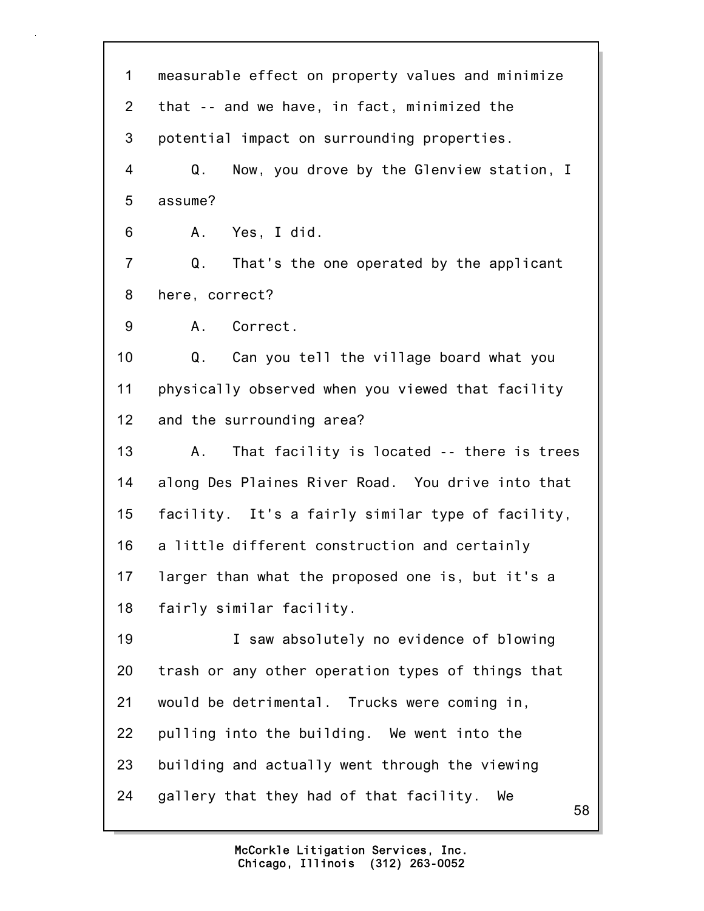measurable effect on property values and minimize that -- and we have, in fact, minimized the potential impact on surrounding properties.

Q. Now, you drove by the Glenview station, I assume?

A. Yes, I did.

Q. That's the one operated by the applicant here, correct?

A. Correct.

Q. Can you tell the village board what you physically observed when you viewed that facility and the surrounding area?

A. That facility is located -- there is trees along Des Plaines River Road. You drive into that facility. It's a fairly similar type of facility, a little different construction and certainly larger than what the proposed one is, but it's a fairly similar facility.

I saw absolutely no evidence of blowing trash or any other operation types of things that would be detrimental. Trucks were coming in, pulling into the building. We went into the building and actually went through the viewing gallery that they had of that facility. We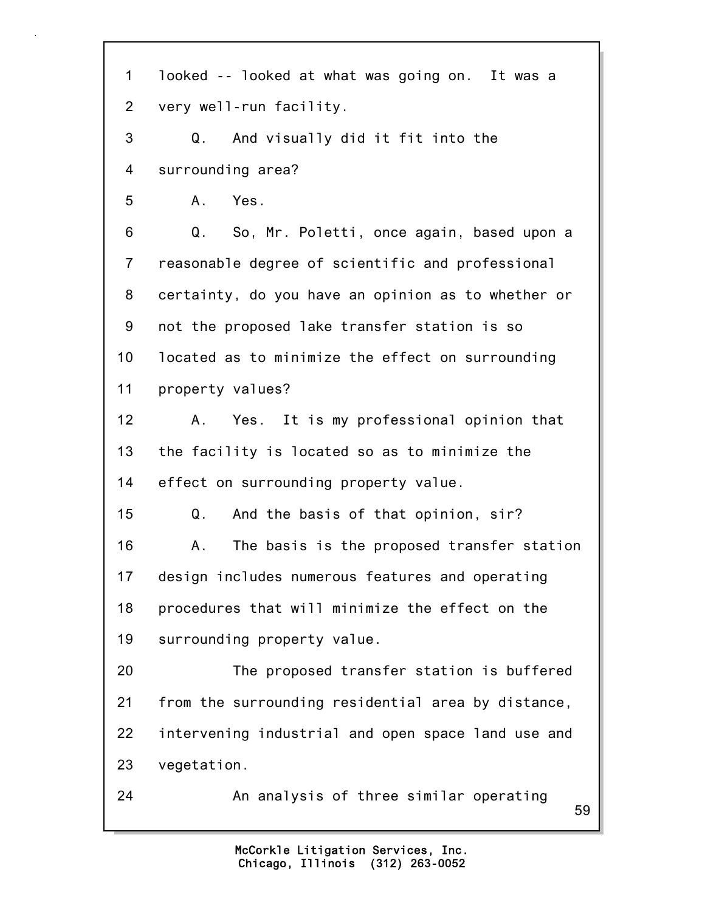looked -- looked at what was going on. It was a very well-run facility.

Q. And visually did it fit into the surrounding area?

A. Yes.

Q. So, Mr. Poletti, once again, based upon a reasonable degree of scientific and professional certainty, do you have an opinion as to whether or not the proposed lake transfer station is so located as to minimize the effect on surrounding property values?

A. Yes. It is my professional opinion that the facility is located so as to minimize the effect on surrounding property value.

Q. And the basis of that opinion, sir?

A. The basis is the proposed transfer station design includes numerous features and operating procedures that will minimize the effect on the surrounding property value.

The proposed transfer station is buffered from the surrounding residential area by distance, intervening industrial and open space land use and vegetation.

An analysis of three similar operating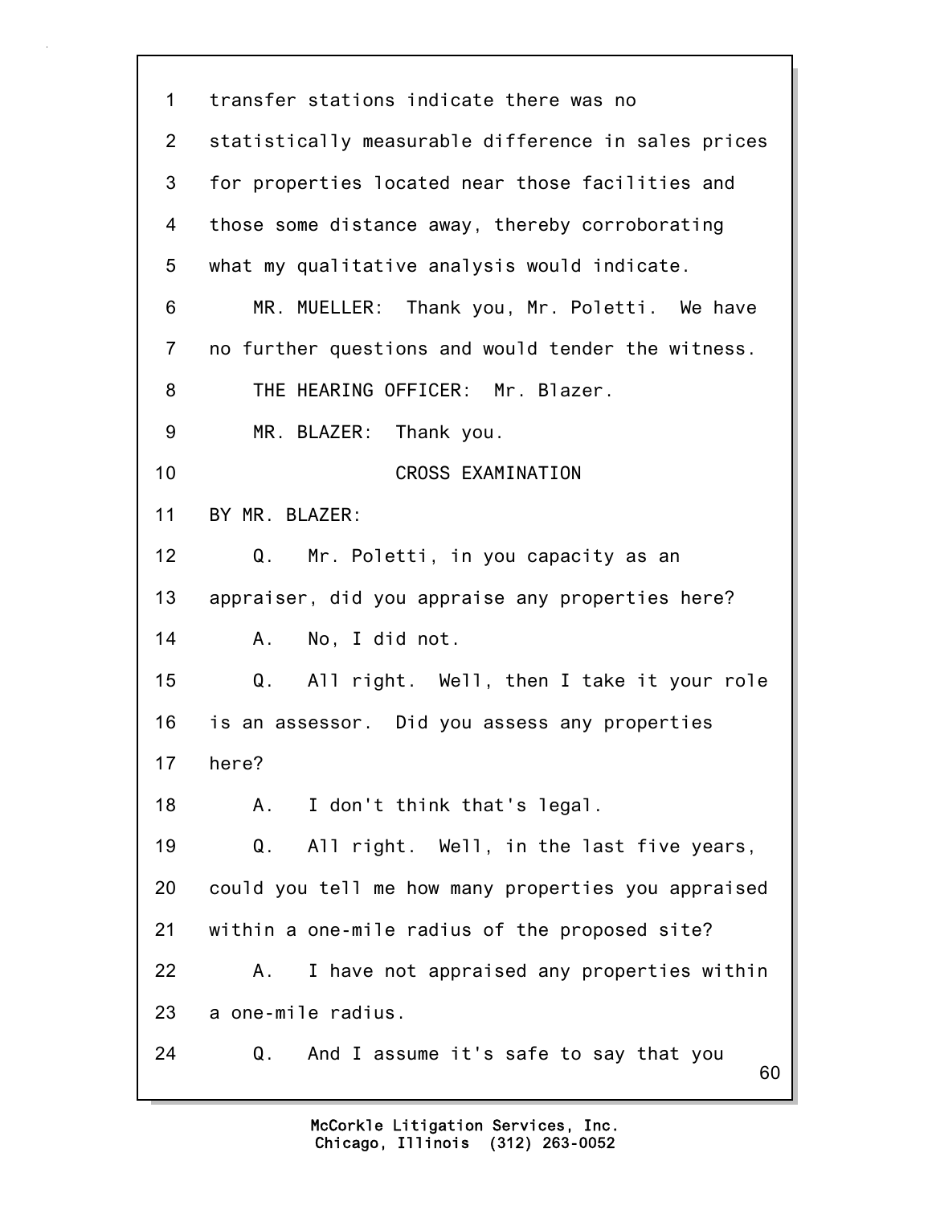transfer stations indicate there was no statistically measurable difference in sales prices for properties located near those facilities and those some distance away, thereby corroborating what my qualitative analysis would indicate.

MR. MUELLER: Thank you, Mr. Poletti. We have no further questions and would tender the witness.

THE HEARING OFFICER: Mr. Blazer.

MR. BLAZER: Thank you.

CROSS EXAMINATION

BY MR. BLAZER:

Q. Mr. Poletti, in you capacity as an appraiser, did you appraise any properties here?

A. No, I did not.

Q. All right. Well, then I take it your role is an assessor. Did you assess any properties here?

A. I don't think that's legal.

Q. All right. Well, in the last five years, could you tell me how many properties you appraised within a one-mile radius of the proposed site?

A. I have not appraised any properties within a one-mile radius.

Q. And I assume it's safe to say that you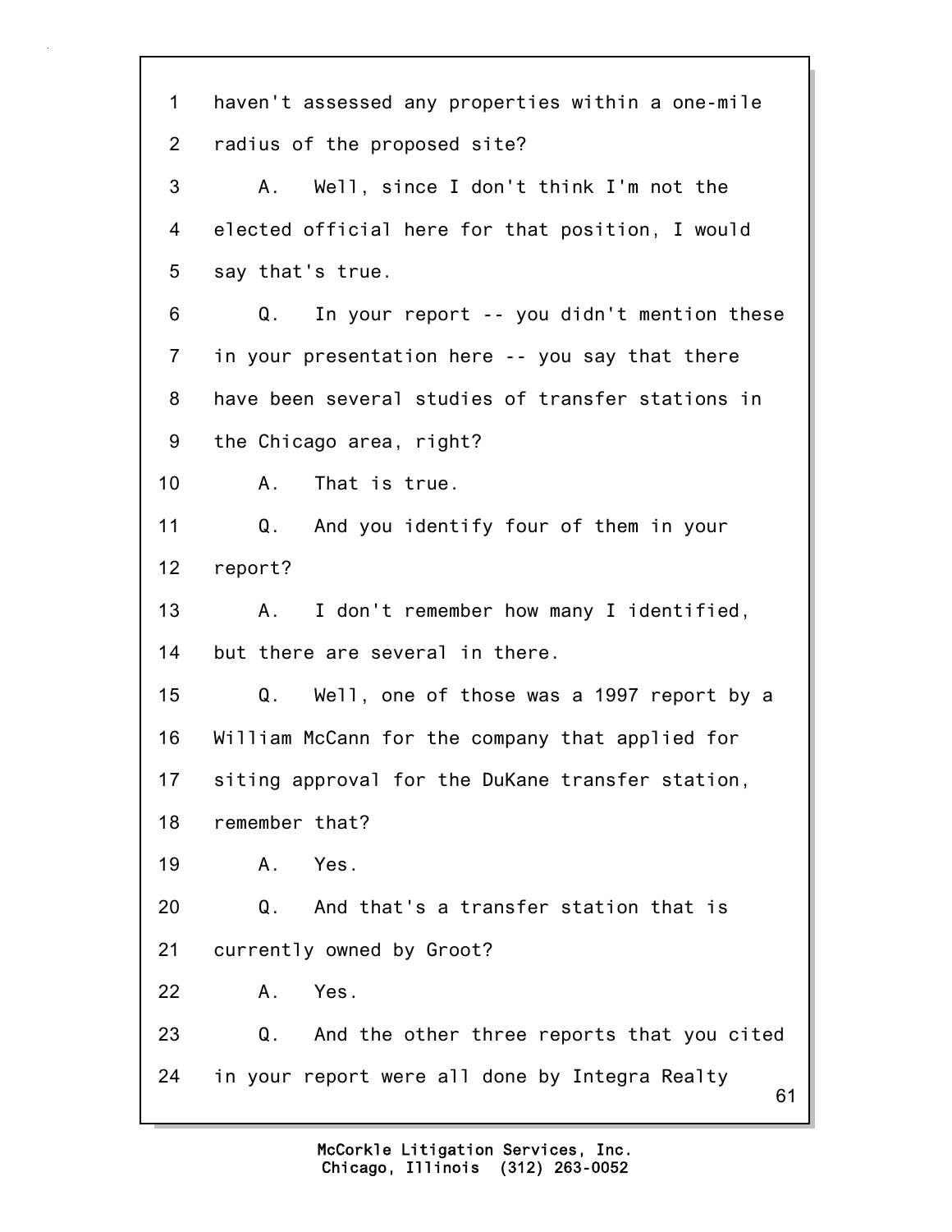1 haven't assessed any properties within a one-mile
2 radius of the proposed site?
3 A. Well, since I don't think I'm not the
4 elected official here for that position, I would
5 say that's true.
6 Q. In your report -- you didn't mention these
7 in your presentation here -- you say that there
8 have been several studies of transfer stations in
9 the Chicago area, right?
10 A. That is true.
11 Q. And you identify four of them in your
12 report?
13 A. I don't remember how many I identified,
14 but there are several in there.
15 Q. Well, one of those was a 1997 report by a
16 William McCann for the company that applied for
17 siting approval for the DuKane transfer station,
18 remember that?
19 A. Yes.
20 Q. And that's a transfer station that is
21 currently owned by Groot?
22 A. Yes.
23 Q. And the other three reports that you cited
24 in your report were all done by Integra Realty

McCorkle Litigation Services, Inc.
Chicago, Illinois (312) 263-0052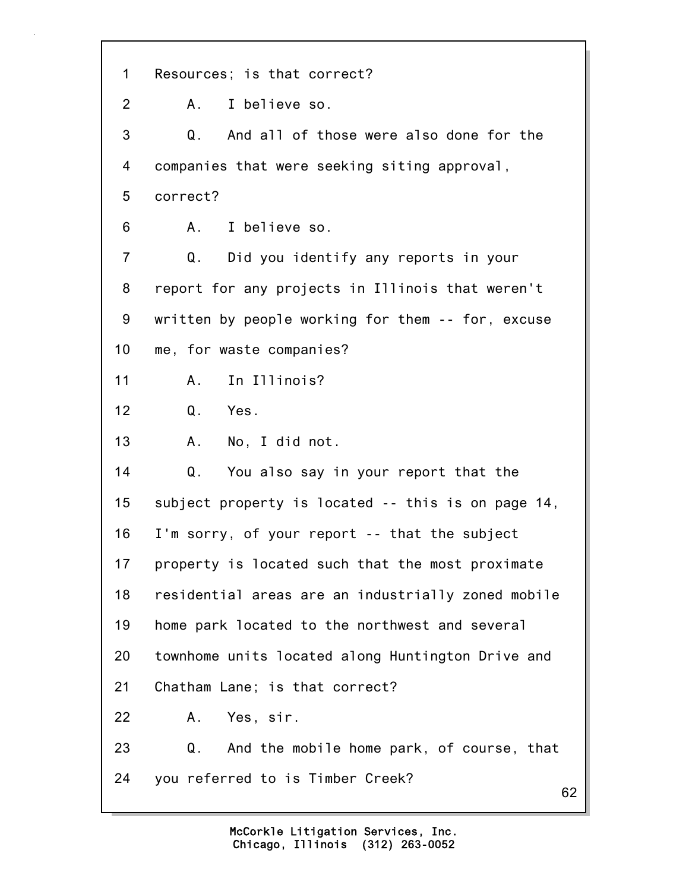1 Resources; is that correct?

2 A. I believe so.

3 Q. And all of those were also done for the

4 companies that were seeking siting approval,

5 correct?

6 A. I believe so.

7 Q. Did you identify any reports in your

8 report for any projects in Illinois that weren't

9 written by people working for them -- for, excuse

10 me, for waste companies?

11 A. In Illinois?

12 Q. Yes.

13 A. No, I did not.

14 Q. You also say in your report that the

15 subject property is located -- this is on page 14,

16 I'm sorry, of your report -- that the subject

17 property is located such that the most proximate

18 residential areas are an industrially zoned mobile

19 home park located to the northwest and several

20 townhome units located along Huntington Drive and

21 Chatham Lane; is that correct?

22 A. Yes, sir.

23 Q. And the mobile home park, of course, that

24 you referred to is Timber Creek?

McCorkle Litigation Services, Inc.
Chicago, Illinois (312) 263-0052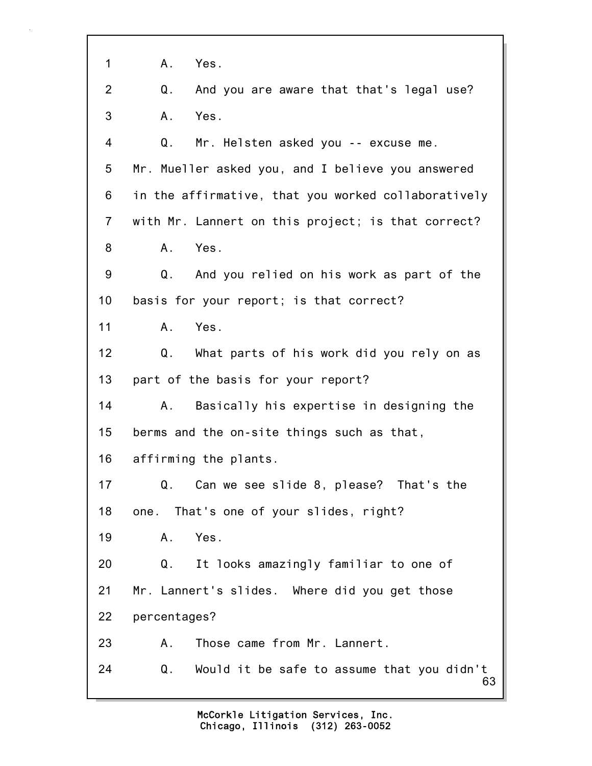1 A. Yes.

2 Q. And you are aware that that's legal use?

3 A. Yes.

4 Q. Mr. Helsten asked you -- excuse me.

5 Mr. Mueller asked you, and I believe you answered

6 in the affirmative, that you worked collaboratively

7 with Mr. Lannert on this project; is that correct?

8 A. Yes.

9 Q. And you relied on his work as part of the

10 basis for your report; is that correct?

11 A. Yes.

12 Q. What parts of his work did you rely on as

13 part of the basis for your report?

14 A. Basically his expertise in designing the

15 berms and the on-site things such as that,

16 affirming the plants.

17 Q. Can we see slide 8, please? That's the

18 one. That's one of your slides, right?

19 A. Yes.

20 Q. It looks amazingly familiar to one of

21 Mr. Lannert's slides. Where did you get those

22 percentages?

23 A. Those came from Mr. Lannert.

24 Q. Would it be safe to assume that you didn't

McCorkle Litigation Services, Inc.
Chicago, Illinois (312) 263-0052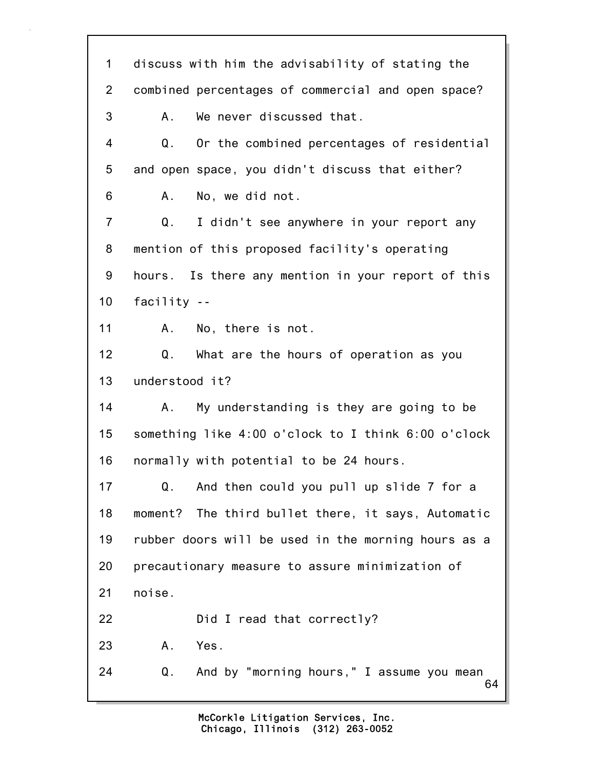1 discuss with him the advisability of stating the
2 combined percentages of commercial and open space?
3 A. We never discussed that.
4 Q. Or the combined percentages of residential
5 and open space, you didn't discuss that either?
6 A. No, we did not.
7 Q. I didn't see anywhere in your report any
8 mention of this proposed facility's operating
9 hours. Is there any mention in your report of this
10 facility --
11 A. No, there is not.
12 Q. What are the hours of operation as you
13 understood it?
14 A. My understanding is they are going to be
15 something like 4:00 o'clock to I think 6:00 o'clock
16 normally with potential to be 24 hours.
17 Q. And then could you pull up slide 7 for a
18 moment? The third bullet there, it says, Automatic
19 rubber doors will be used in the morning hours as a
20 precautionary measure to assure minimization of
21 noise.
22 Did I read that correctly?
23 A. Yes.
24 Q. And by "morning hours," I assume you mean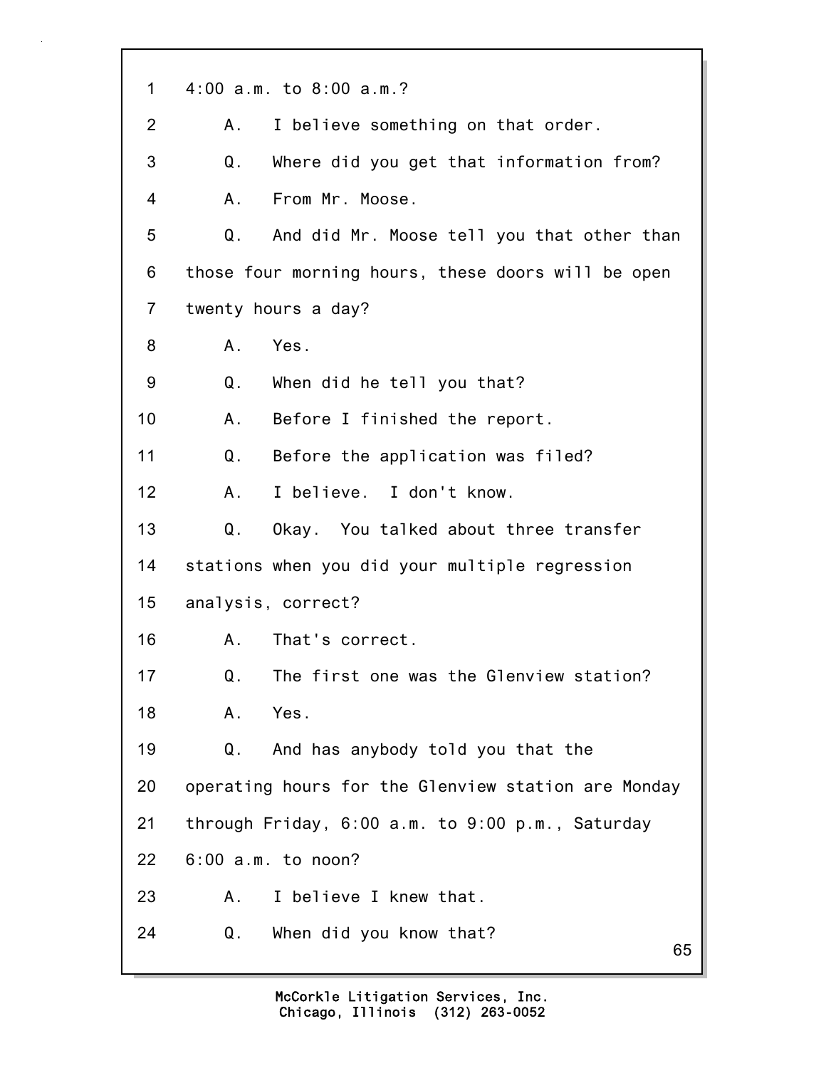1 4:00 a.m. to 8:00 a.m.?

2 A. I believe something on that order.

3 Q. Where did you get that information from?

4 A. From Mr. Moose.

5 Q. And did Mr. Moose tell you that other than

6 those four morning hours, these doors will be open

7 twenty hours a day?

8 A. Yes.

9 Q. When did he tell you that?

10 A. Before I finished the report.

11 Q. Before the application was filed?

12 A. I believe. I don't know.

13 Q. Okay. You talked about three transfer

14 stations when you did your multiple regression

15 analysis, correct?

16 A. That's correct.

17 Q. The first one was the Glenview station?

18 A. Yes.

19 Q. And has anybody told you that the

20 operating hours for the Glenview station are Monday

21 through Friday, 6:00 a.m. to 9:00 p.m., Saturday

22 6:00 a.m. to noon?

23 A. I believe I knew that.

24 Q. When did you know that?

McCorkle Litigation Services, Inc.
Chicago, Illinois (312) 263-0052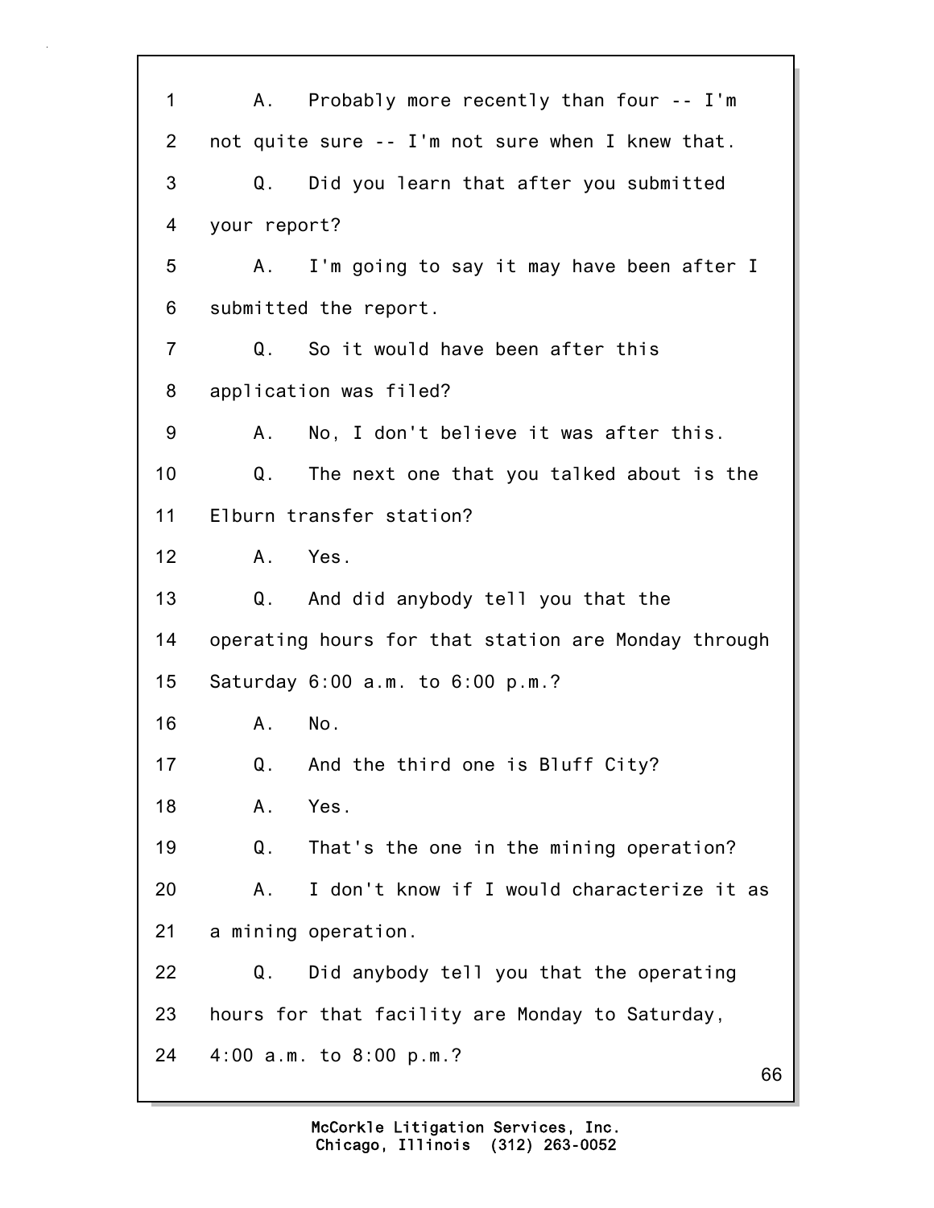A. Probably more recently than four -- I'm not quite sure -- I'm not sure when I knew that.

Q. Did you learn that after you submitted your report?

A. I'm going to say it may have been after I submitted the report.

Q. So it would have been after this application was filed?

A. No, I don't believe it was after this.

Q. The next one that you talked about is the Elburn transfer station?

A. Yes.

Q. And did anybody tell you that the operating hours for that station are Monday through Saturday 6:00 a.m. to 6:00 p.m.?

A. No.

Q. And the third one is Bluff City?

A. Yes.

Q. That's the one in the mining operation?

A. I don't know if I would characterize it as a mining operation.

Q. Did anybody tell you that the operating hours for that facility are Monday to Saturday, 4:00 a.m. to 8:00 p.m.?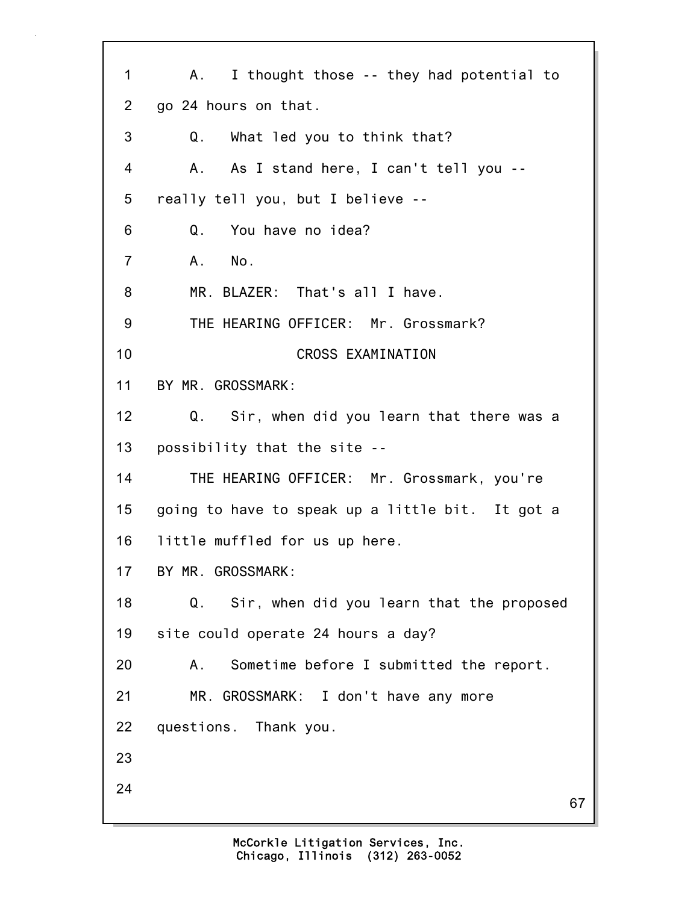A. I thought those -- they had potential to go 24 hours on that.

Q. What led you to think that?

A. As I stand here, I can't tell you -- really tell you, but I believe --

Q. You have no idea?

A. No.

MR. BLAZER: That's all I have.

THE HEARING OFFICER: Mr. Grossmark?

CROSS EXAMINATION

BY MR. GROSSMARK:

Q. Sir, when did you learn that there was a possibility that the site --

THE HEARING OFFICER: Mr. Grossmark, you're going to have to speak up a little bit. It got a little muffled for us up here.

BY MR. GROSSMARK:

Q. Sir, when did you learn that the proposed site could operate 24 hours a day?

A. Sometime before I submitted the report.

MR. GROSSMARK: I don't have any more questions. Thank you.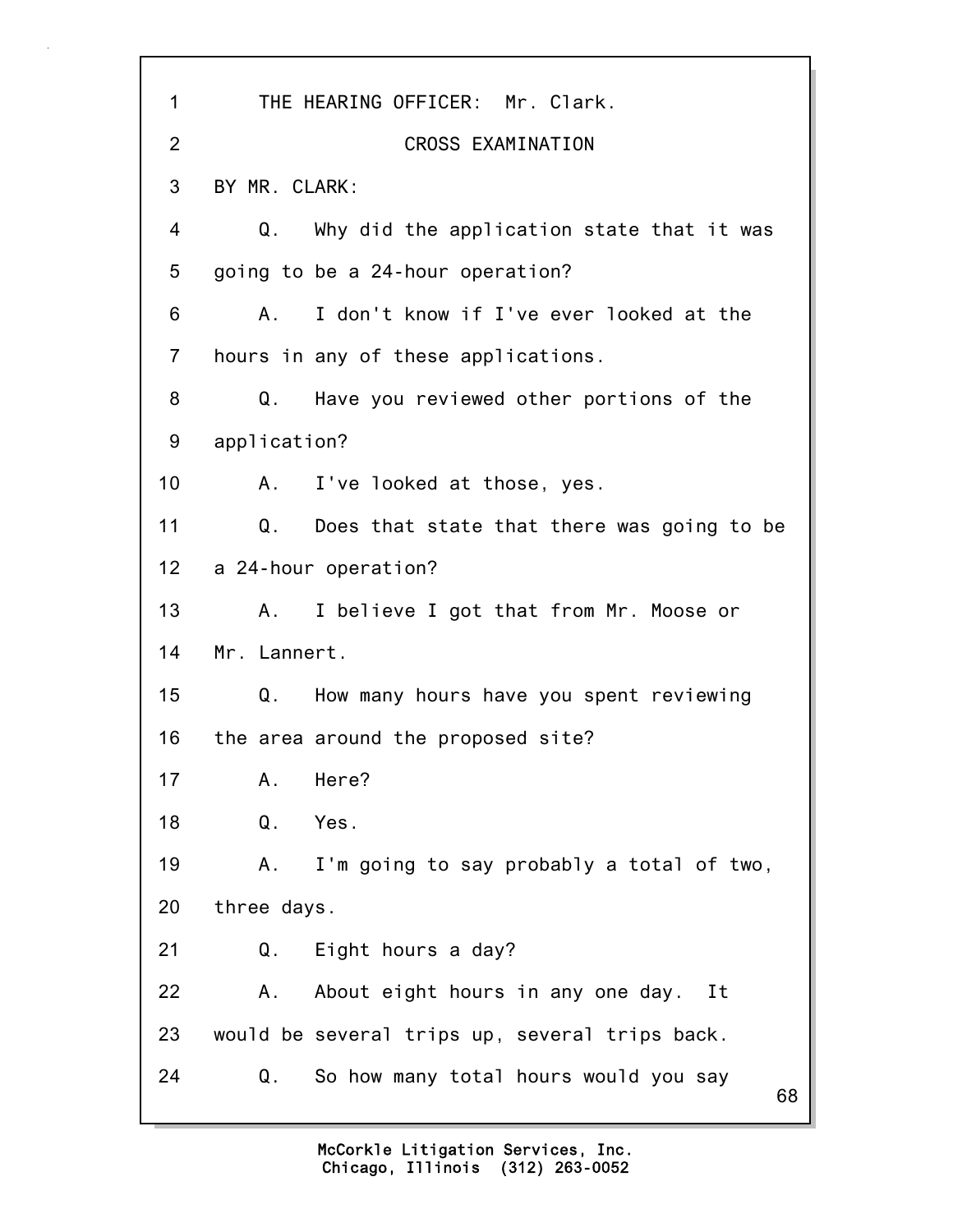THE HEARING OFFICER: Mr. Clark.

CROSS EXAMINATION

BY MR. CLARK:

Q. Why did the application state that it was going to be a 24-hour operation?

A. I don't know if I've ever looked at the hours in any of these applications.

Q. Have you reviewed other portions of the application?

A. I've looked at those, yes.

Q. Does that state that there was going to be a 24-hour operation?

A. I believe I got that from Mr. Moose or Mr. Lannert.

Q. How many hours have you spent reviewing the area around the proposed site?

A. Here?

Q. Yes.

A. I'm going to say probably a total of two, three days.

Q. Eight hours a day?

A. About eight hours in any one day. It would be several trips up, several trips back.

Q. So how many total hours would you say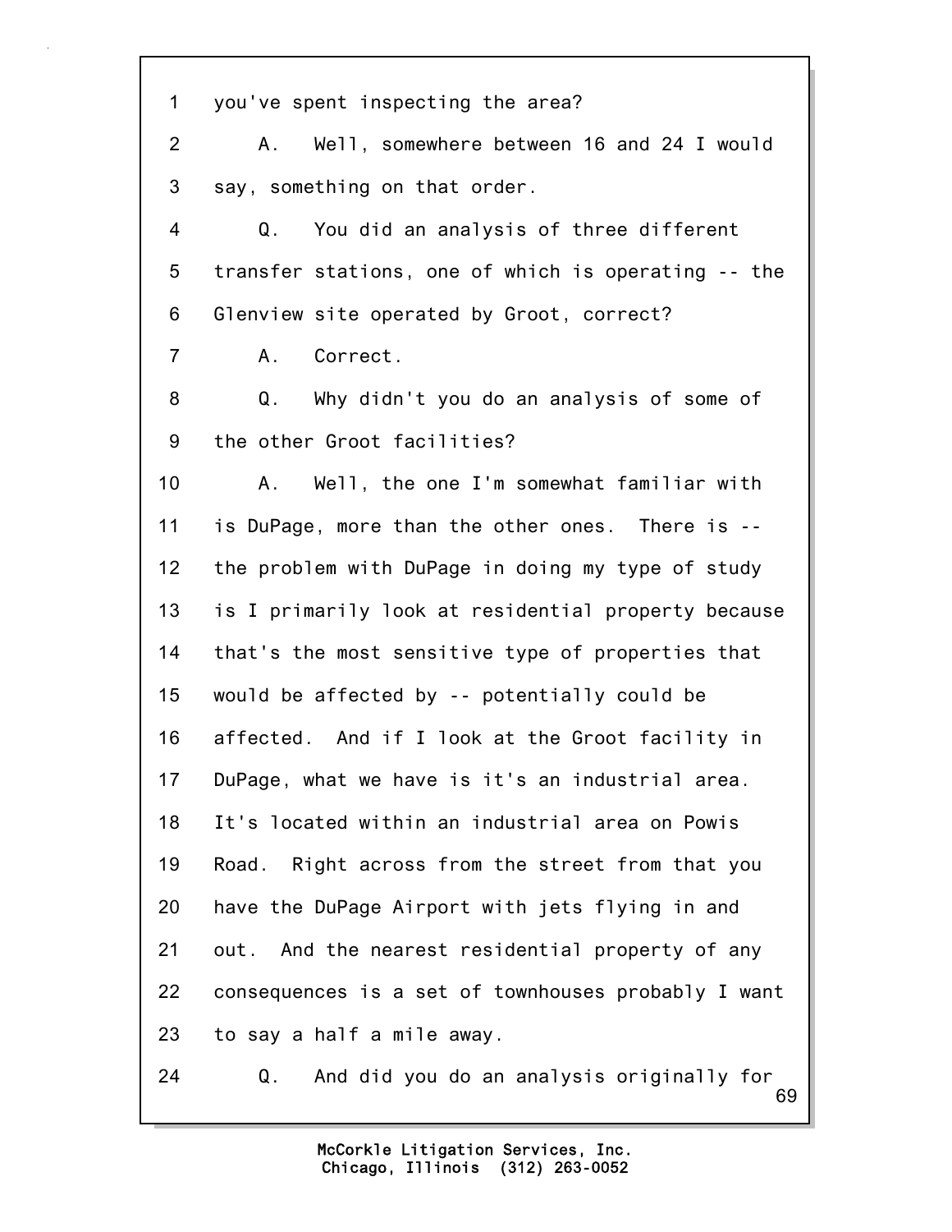1 you've spent inspecting the area?

2 A. Well, somewhere between 16 and 24 I would

3 say, something on that order.

4 Q. You did an analysis of three different

5 transfer stations, one of which is operating -- the

6 Glenview site operated by Groot, correct?

7 A. Correct.

8 Q. Why didn't you do an analysis of some of

9 the other Groot facilities?

10 A. Well, the one I'm somewhat familiar with

11 is DuPage, more than the other ones. There is --

12 the problem with DuPage in doing my type of study

13 is I primarily look at residential property because

14 that's the most sensitive type of properties that

15 would be affected by -- potentially could be

16 affected. And if I look at the Groot facility in

17 DuPage, what we have is it's an industrial area.

18 It's located within an industrial area on Powis

19 Road. Right across from the street from that you

20 have the DuPage Airport with jets flying in and

21 out. And the nearest residential property of any

22 consequences is a set of townhouses probably I want

23 to say a half a mile away.

24 Q. And did you do an analysis originally for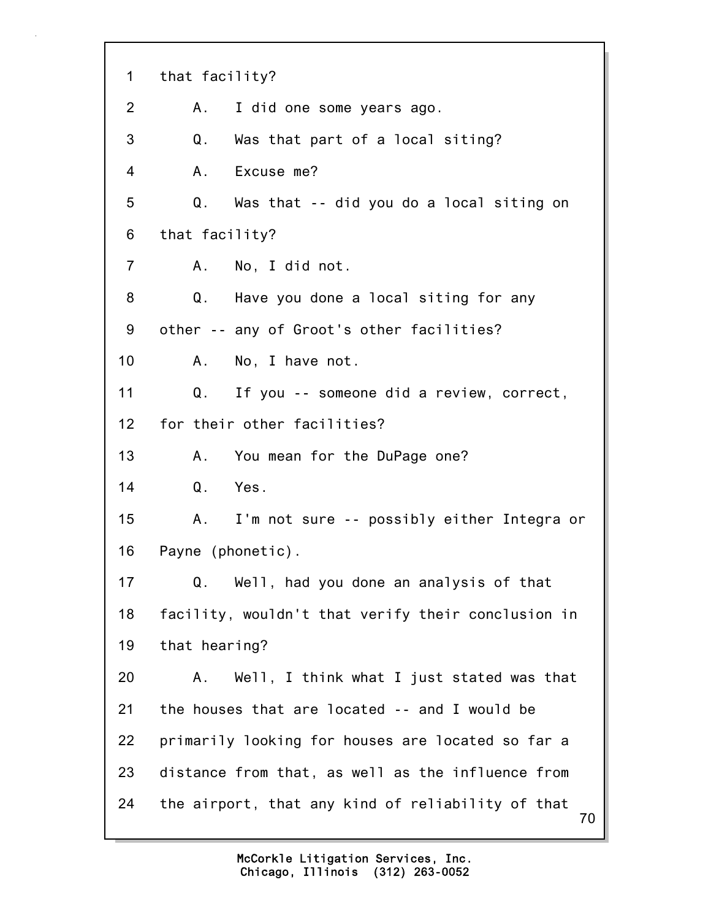1 that facility?

2 A. I did one some years ago.

3 Q. Was that part of a local siting?

4 A. Excuse me?

5 Q. Was that -- did you do a local siting on

6 that facility?

7 A. No, I did not.

8 Q. Have you done a local siting for any

9 other -- any of Groot's other facilities?

10 A. No, I have not.

11 Q. If you -- someone did a review, correct,

12 for their other facilities?

13 A. You mean for the DuPage one?

14 Q. Yes.

15 A. I'm not sure -- possibly either Integra or

16 Payne (phonetic).

17 Q. Well, had you done an analysis of that

18 facility, wouldn't that verify their conclusion in

19 that hearing?

20 A. Well, I think what I just stated was that

21 the houses that are located -- and I would be

22 primarily looking for houses are located so far a

23 distance from that, as well as the influence from

24 the airport, that any kind of reliability of that

McCorkle Litigation Services, Inc.
Chicago, Illinois (312) 263-0052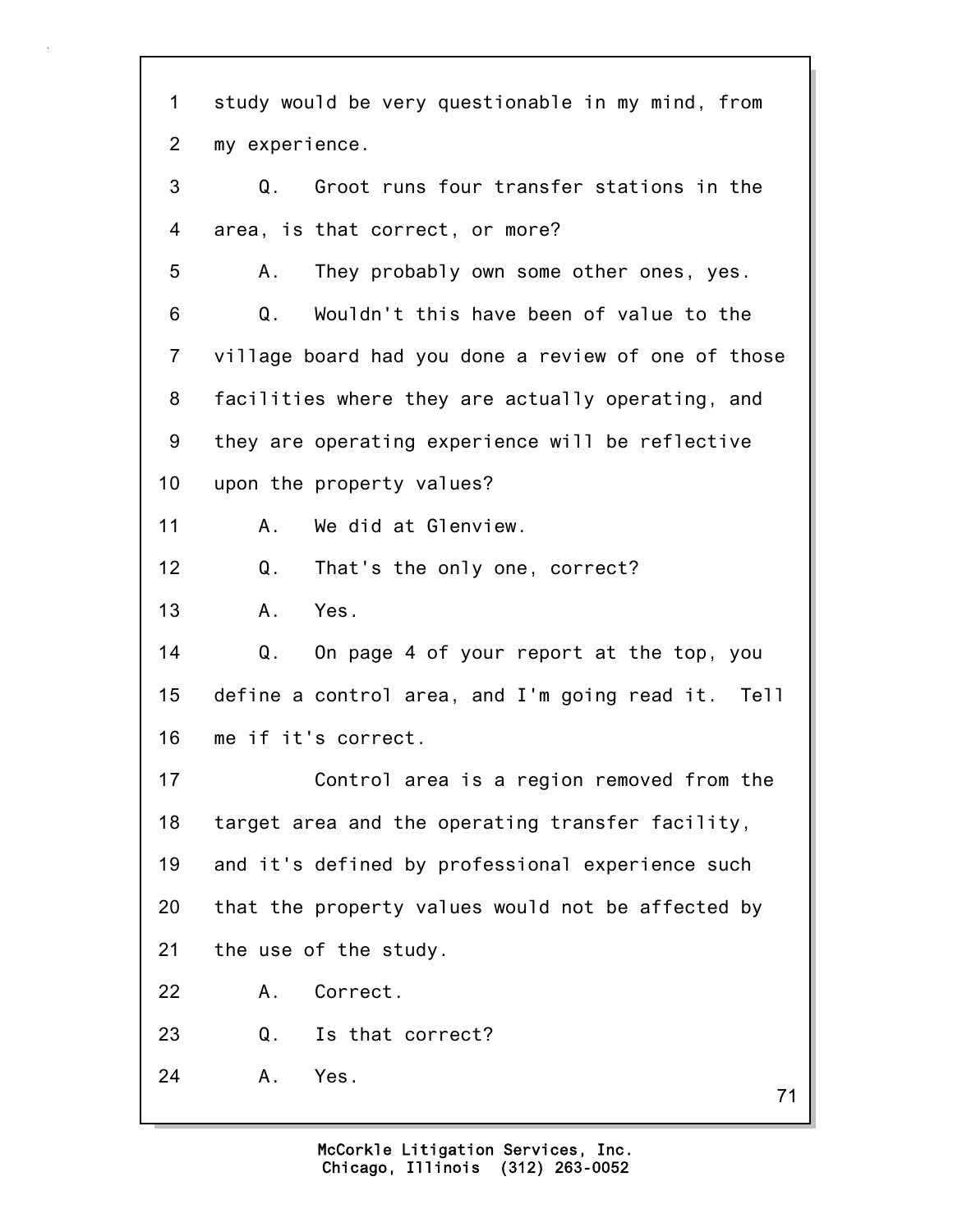1 study would be very questionable in my mind, from
2 my experience.
3 Q. Groot runs four transfer stations in the
4 area, is that correct, or more?
5 A. They probably own some other ones, yes.
6 Q. Wouldn't this have been of value to the
7 village board had you done a review of one of those
8 facilities where they are actually operating, and
9 they are operating experience will be reflective
10 upon the property values?
11 A. We did at Glenview.
12 Q. That's the only one, correct?
13 A. Yes.
14 Q. On page 4 of your report at the top, you
15 define a control area, and I'm going read it. Tell
16 me if it's correct.
17 Control area is a region removed from the
18 target area and the operating transfer facility,
19 and it's defined by professional experience such
20 that the property values would not be affected by
21 the use of the study.
22 A. Correct.
23 Q. Is that correct?
24 A. Yes.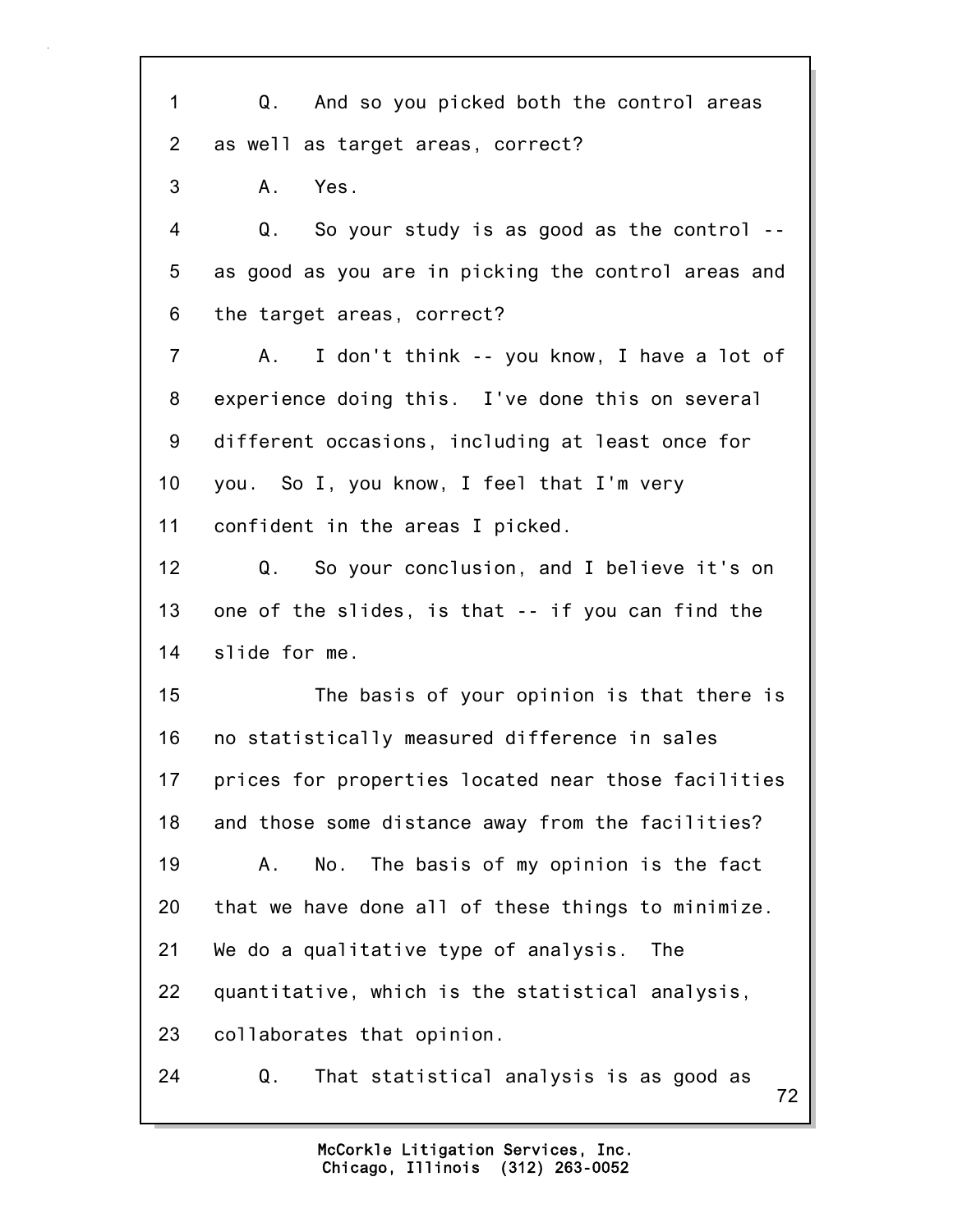1 Q. And so you picked both the control areas
2 as well as target areas, correct?
3 A. Yes.
4 Q. So your study is as good as the control --
5 as good as you are in picking the control areas and
6 the target areas, correct?
7 A. I don't think -- you know, I have a lot of
8 experience doing this. I've done this on several
9 different occasions, including at least once for
10 you. So I, you know, I feel that I'm very
11 confident in the areas I picked.
12 Q. So your conclusion, and I believe it's on
13 one of the slides, is that -- if you can find the
14 slide for me.
15 The basis of your opinion is that there is
16 no statistically measured difference in sales
17 prices for properties located near those facilities
18 and those some distance away from the facilities?
19 A. No. The basis of my opinion is the fact
20 that we have done all of these things to minimize.
21 We do a qualitative type of analysis. The
22 quantitative, which is the statistical analysis,
23 collaborates that opinion.
24 Q. That statistical analysis is as good as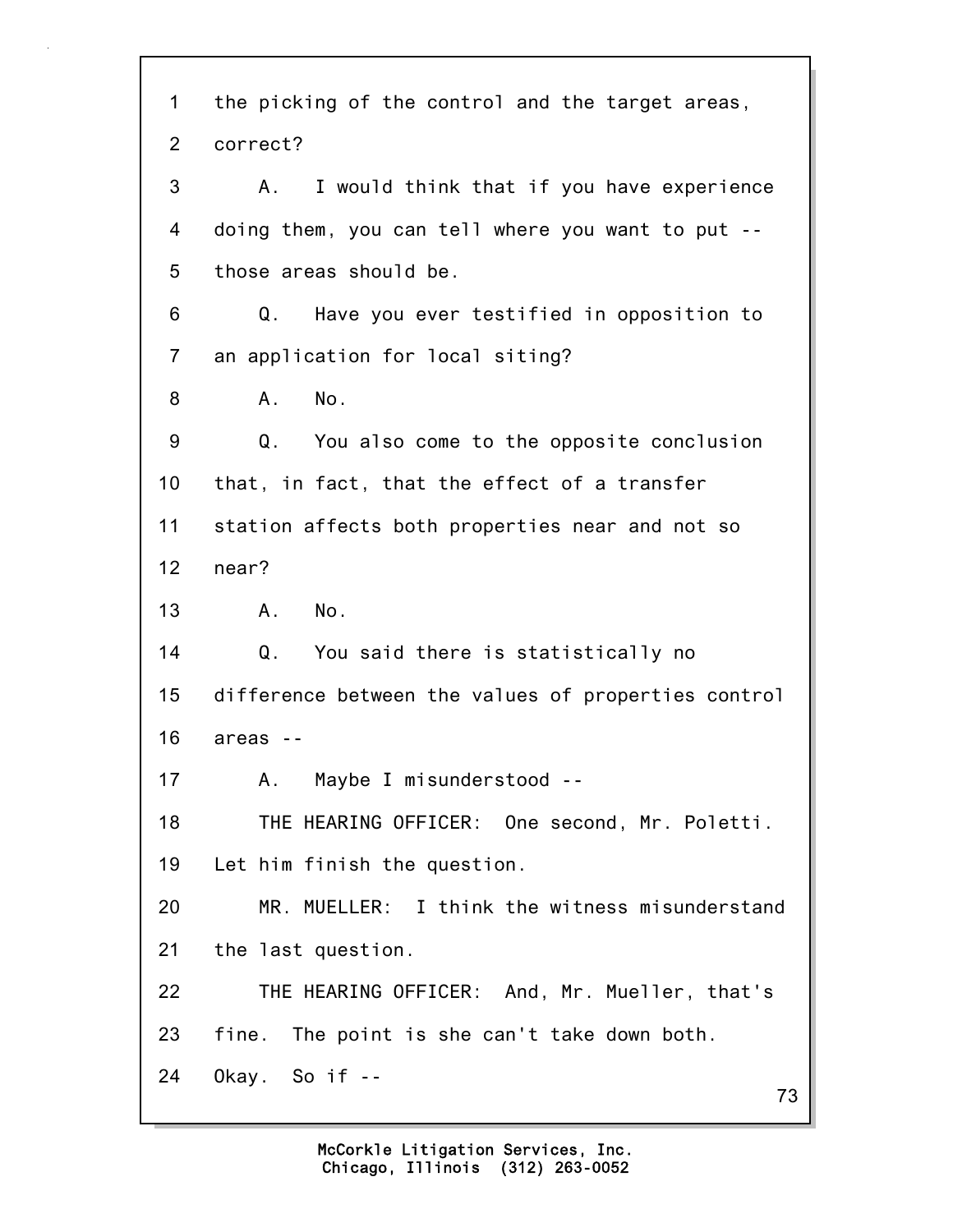1 the picking of the control and the target areas,
2 correct?
3 A. I would think that if you have experience
4 doing them, you can tell where you want to put --
5 those areas should be.
6 Q. Have you ever testified in opposition to
7 an application for local siting?
8 A. No.
9 Q. You also come to the opposite conclusion
10 that, in fact, that the effect of a transfer
11 station affects both properties near and not so
12 near?
13 A. No.
14 Q. You said there is statistically no
15 difference between the values of properties control
16 areas --
17 A. Maybe I misunderstood --
18 THE HEARING OFFICER: One second, Mr. Poletti.
19 Let him finish the question.
20 MR. MUELLER: I think the witness misunderstand
21 the last question.
22 THE HEARING OFFICER: And, Mr. Mueller, that's
23 fine. The point is she can't take down both.
24 Okay. So if --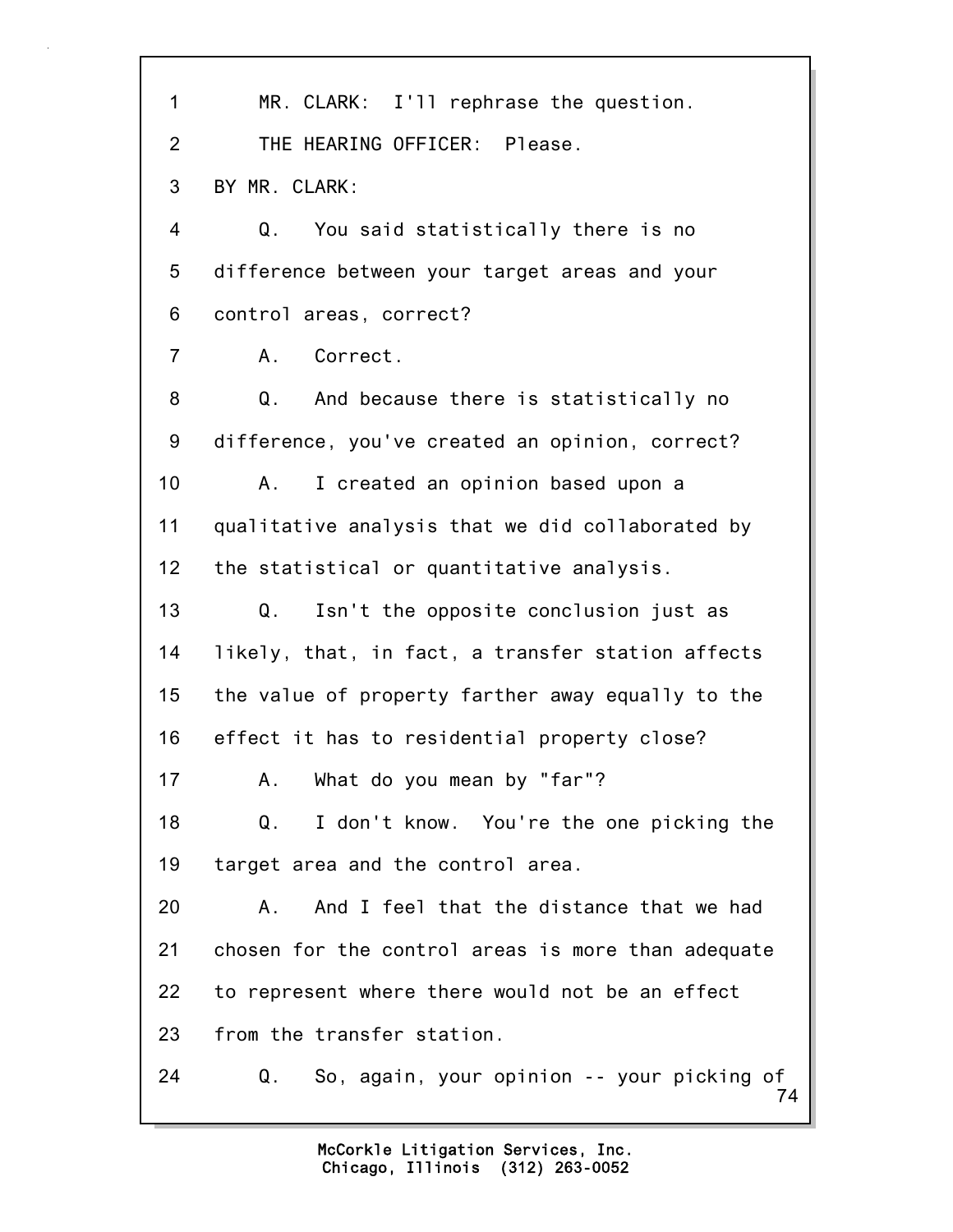MR. CLARK: I'll rephrase the question.

THE HEARING OFFICER: Please.

BY MR. CLARK:

Q. You said statistically there is no difference between your target areas and your control areas, correct?

A. Correct.

Q. And because there is statistically no difference, you've created an opinion, correct?

A. I created an opinion based upon a qualitative analysis that we did collaborated by the statistical or quantitative analysis.

Q. Isn't the opposite conclusion just as likely, that, in fact, a transfer station affects the value of property farther away equally to the effect it has to residential property close?

A. What do you mean by "far"?

Q. I don't know. You're the one picking the target area and the control area.

A. And I feel that the distance that we had chosen for the control areas is more than adequate to represent where there would not be an effect from the transfer station.

Q. So, again, your opinion -- your picking of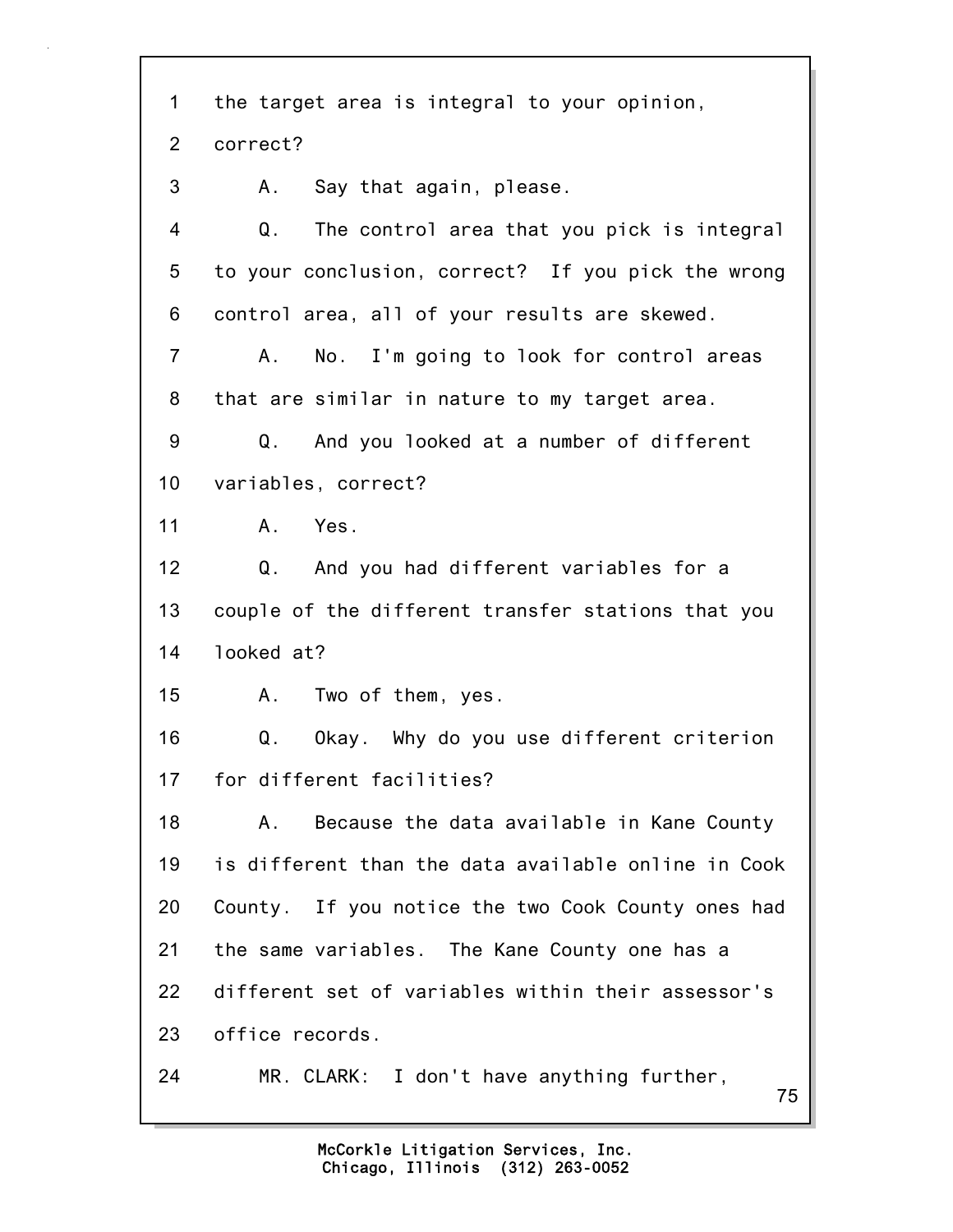1 the target area is integral to your opinion,

2 correct?

3 A. Say that again, please.

4 Q. The control area that you pick is integral

5 to your conclusion, correct? If you pick the wrong

6 control area, all of your results are skewed.

7 A. No. I'm going to look for control areas

8 that are similar in nature to my target area.

9 Q. And you looked at a number of different

10 variables, correct?

11 A. Yes.

12 Q. And you had different variables for a

13 couple of the different transfer stations that you

14 looked at?

15 A. Two of them, yes.

16 Q. Okay. Why do you use different criterion

17 for different facilities?

18 A. Because the data available in Kane County

19 is different than the data available online in Cook

20 County. If you notice the two Cook County ones had

21 the same variables. The Kane County one has a

22 different set of variables within their assessor's

23 office records.

24 MR. CLARK: I don't have anything further,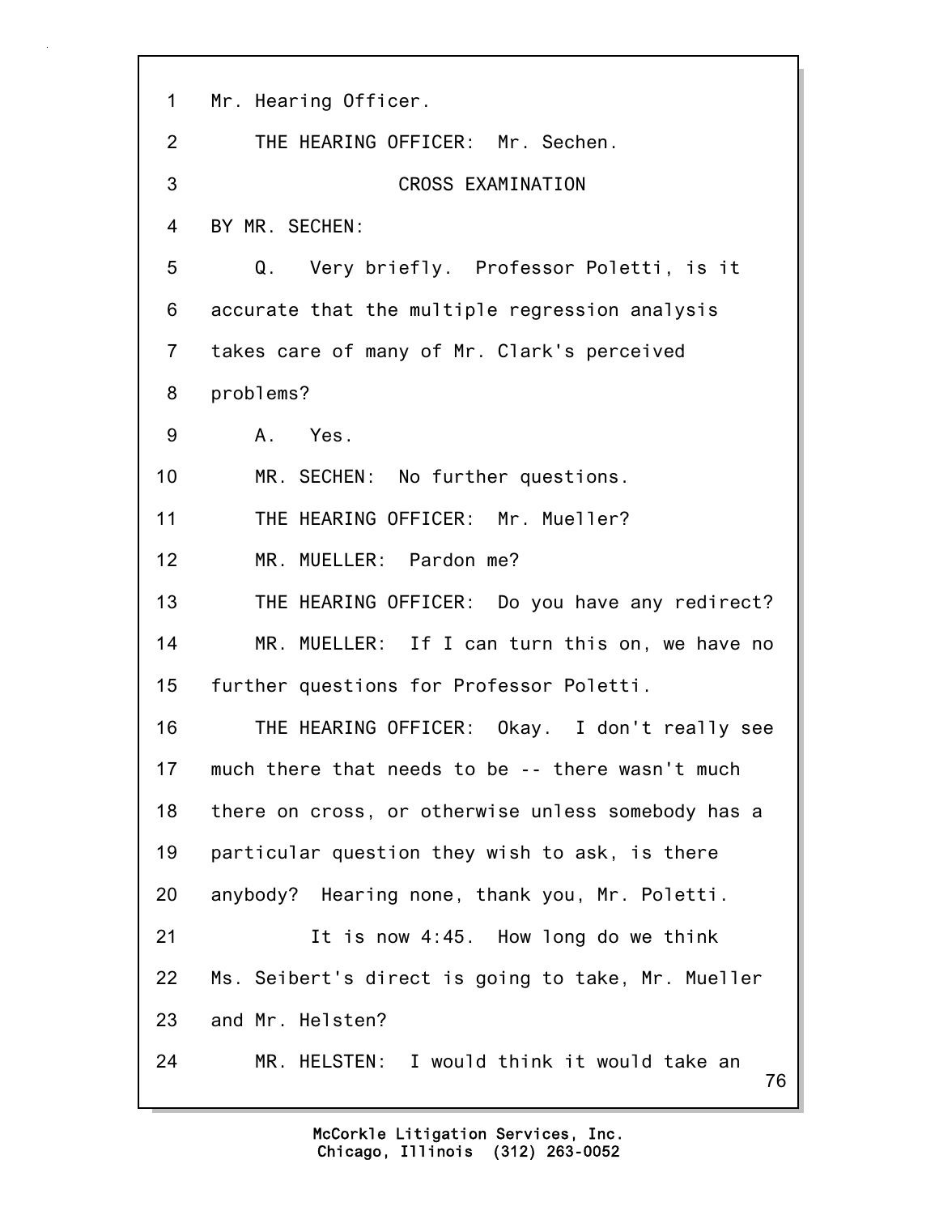1 Mr. Hearing Officer.

2 THE HEARING OFFICER: Mr. Sechen.

3 CROSS EXAMINATION

4 BY MR. SECHEN:

5 Q. Very briefly. Professor Poletti, is it

6 accurate that the multiple regression analysis

7 takes care of many of Mr. Clark's perceived

8 problems?

9 A. Yes.

10 MR. SECHEN: No further questions.

11 THE HEARING OFFICER: Mr. Mueller?

12 MR. MUELLER: Pardon me?

13 THE HEARING OFFICER: Do you have any redirect?

14 MR. MUELLER: If I can turn this on, we have no

15 further questions for Professor Poletti.

16 THE HEARING OFFICER: Okay. I don't really see

17 much there that needs to be -- there wasn't much

18 there on cross, or otherwise unless somebody has a

19 particular question they wish to ask, is there

20 anybody? Hearing none, thank you, Mr. Poletti.

21 It is now 4:45. How long do we think

22 Ms. Seibert's direct is going to take, Mr. Mueller

23 and Mr. Helsten?

24 MR. HELSTEN: I would think it would take an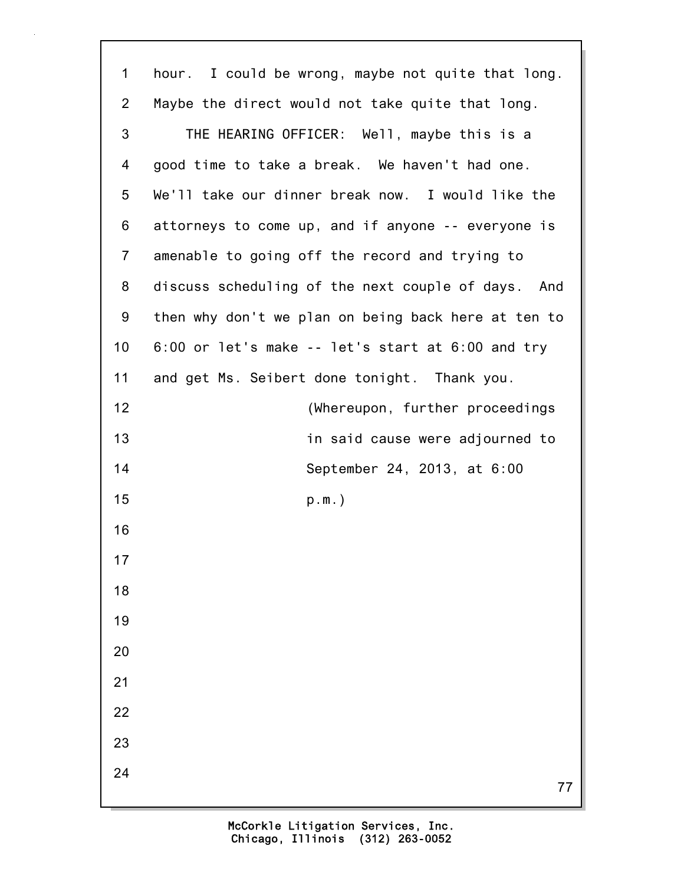hour. I could be wrong, maybe not quite that long. Maybe the direct would not take quite that long.

THE HEARING OFFICER: Well, maybe this is a good time to take a break. We haven't had one. We'll take our dinner break now. I would like the attorneys to come up, and if anyone -- everyone is amenable to going off the record and trying to discuss scheduling of the next couple of days. And then why don't we plan on being back here at ten to 6:00 or let's make -- let's start at 6:00 and try and get Ms. Seibert done tonight. Thank you.

(Whereupon, further proceedings in said cause were adjourned to September 24, 2013, at 6:00 p.m.)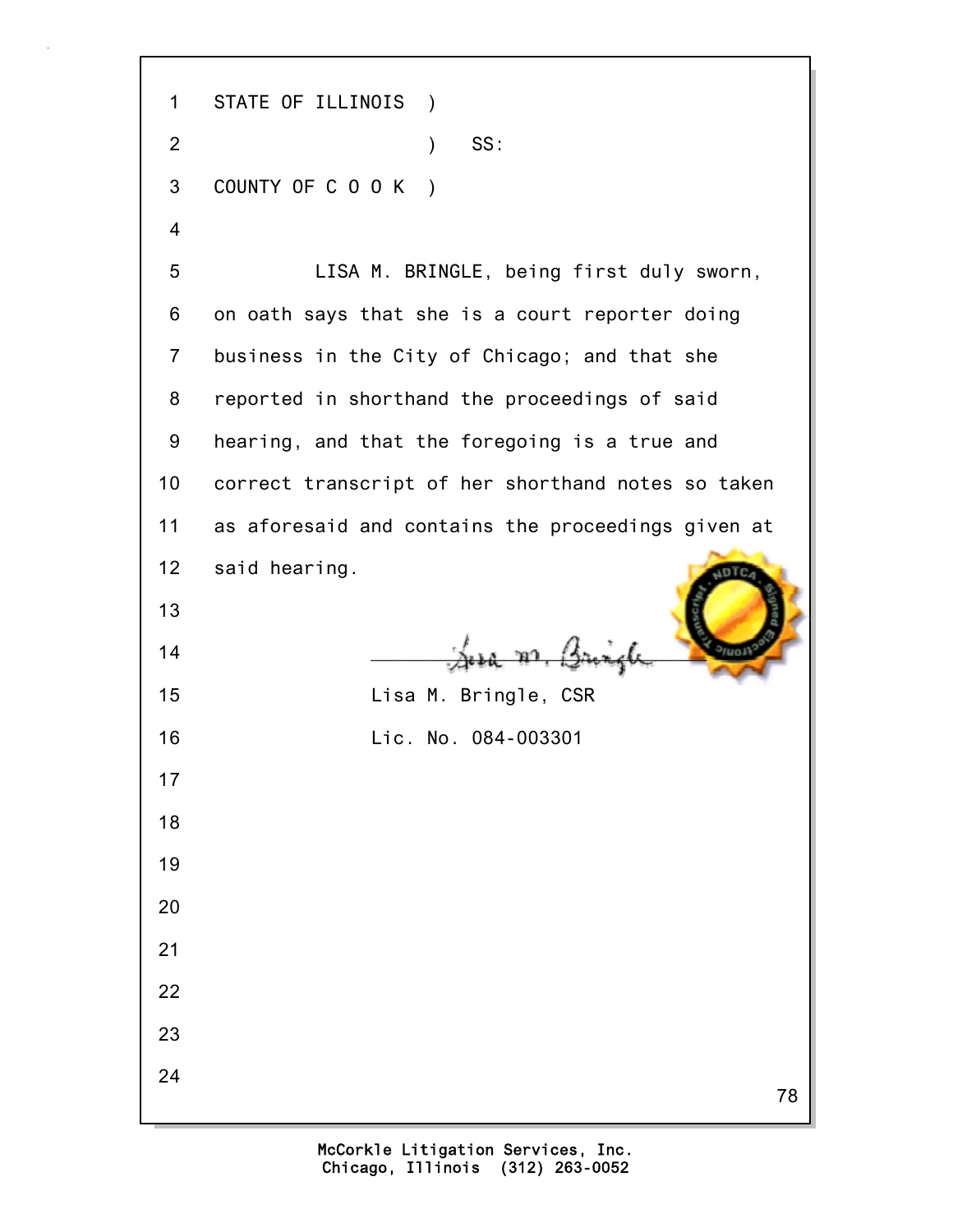STATE OF ILLINOIS )
) SS:
COUNTY OF C O O K )

LISA M. BRINGLE, being first duly sworn, on oath says that she is a court reporter doing business in the City of Chicago; and that she reported in shorthand the proceedings of said hearing, and that the foregoing is a true and correct transcript of her shorthand notes so taken as aforesaid and contains the proceedings given at said hearing.

Lisa M. Bringle, CSR
Lic. No. 084-003301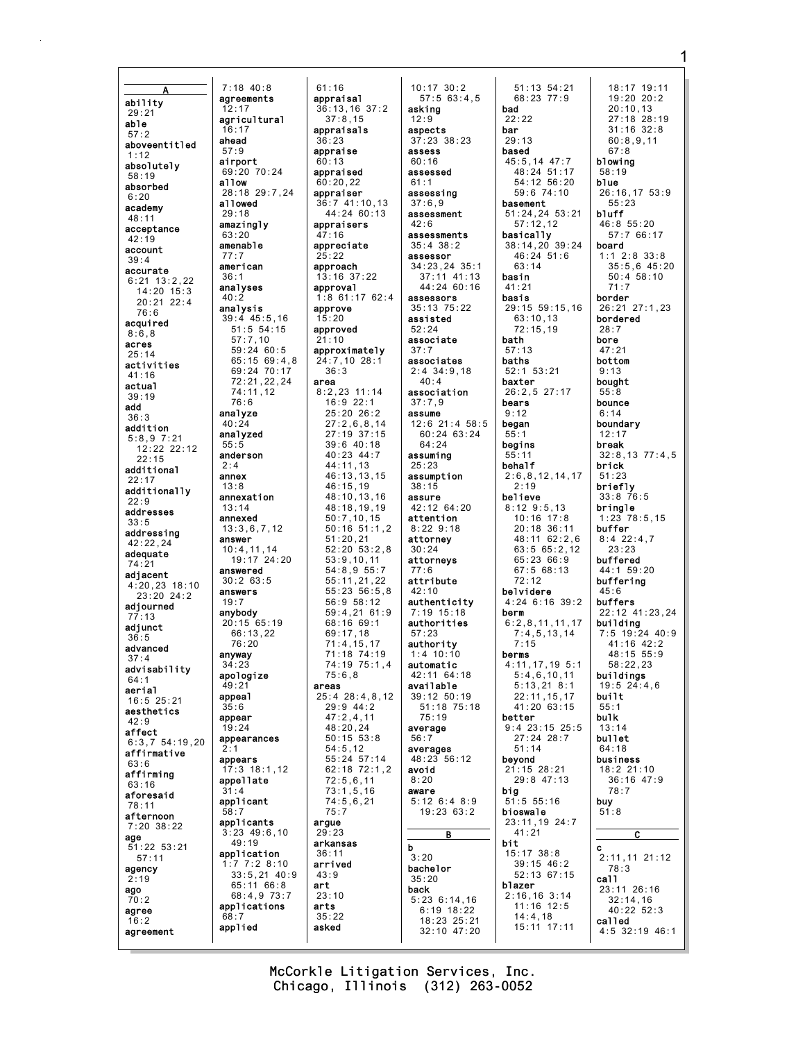**A**

**ability**
29:21
**able**
57:2
**aboveentitled**
1:12
**absolutely**
58:19
**absorbed**
6:20
**academy**
48:11
**acceptance**
42:19
**account**
39:4
**accurate**
6:21 13:2,22 14:20 15:3 20:21 22:4 76:6
**acquired**
8:6,8
**acres**
25:14
**activities**
41:16
**actual**
39:19
**add**
36:3
**addition**
5:8,9 7:21 12:22 22:12 22:15
**additional**
22:17
**additionally**
22:9
**addresses**
33:5
**addressing**
42:22,24
**adequate**
74:21
**adjacent**
4:20,23 18:10 23:20 24:2
**adjourned**
77:13
**adjunct**
36:5
**advanced**
37:4
**advisability**
64:1
**aerial**
16:5 25:21
**aesthetics**
42:9
**affect**
6:3,7 54:19,20
**affirmative**
63:6
**affirming**
63:16
**aforesaid**
78:11
**afternoon**
7:20 38:22
**age**
51:22 53:21 57:11
**agency**
2:19
**ago**
70:2
**agree**
16:2
**agreement**
7:18 40:8
**agreements**
12:17
**agricultural**
16:17
**ahead**
57:9
**airport**
69:20 70:24
**allow**
28:18 29:7,24
**allowed**
29:18
**amazingly**
63:20
**amenable**
77:7
**american**
36:1
**analyses**
40:2
**analysis**
39:4 45:5,16 51:5 54:15 57:7,10 59:24 60:5 65:15 69:4,8 69:24 70:17 72:21,22,24 74:11,12 76:6
**analyze**
40:24
**analyzed**
55:5
**anderson**
2:4
**annex**
13:8
**annexation**
13:14
**annexed**
13:3,6,7,12
**answer**
10:4,11,14 19:17 24:20
**answered**
30:2 63:5
**answers**
19:7
**anybody**
20:15 65:19 66:13,22 76:20
**anyway**
34:23
**apologize**
49:21
**appeal**
35:6
**appear**
19:24
**appearances**
2:1
**appears**
17:3 18:1,12
**appellate**
31:4
**applicant**
58:7
**applicants**
3:23 49:6,10 49:19
**application**
1:7 7:2 8:10 33:5,21 40:9 65:11 66:8 68:4,9 73:7
**applications**
68:7
**applied**
61:16
**appraisal**
36:13,16 37:2 37:8,15
**appraisals**
36:23
**appraise**
60:13
**appraised**
60:20,22
**appraiser**
36:7 41:10,13 44:24 60:13
**appraisers**
47:16
**appreciate**
25:22
**approach**
13:16 37:22
**approval**
1:8 61:17 62:4
**approve**
15:20
**approved**
21:10
**approximately**
24:7,10 28:1 36:3
**area**
8:2,23 11:14 16:9 22:1 25:20 26:2 27:2,6,8,14 27:19 37:15 39:6 40:18 40:23 44:7 44:11,13 46:13,13,15 46:15,19 48:10,13,16 48:18,19,19 50:7,10,15 50:16 51:1,2 51:20,21 52:20 53:2,8 53:9,10,11 54:8,9 55:7 55:11,21,22 55:23 56:5,8 56:9 58:12 59:4,21 61:9 68:16 69:1 69:17,18 71:4,15,17 71:18 74:19 74:19 75:1,4 75:6,8
**areas**
25:4 28:4,8,12 29:9 44:2 47:2,4,11 48:20,24 50:15 53:8 54:5,12 55:24 57:14 62:18 72:1,2 72:5,6,11 73:1,5,16 74:5,6,21 75:7
**argue**
29:23
**arkansas**
36:11
**arrived**
43:9
**art**
23:10
**arts**
35:22
**asked**
10:17 30:2 57:5 63:4,5
**asking**
12:9
**aspects**
37:23 38:23
**assess**
60:16
**assessed**
61:1
**assessing**
37:6,9
**assessment**
42:6
**assessments**
35:4 38:2
**assessor**
34:23,24 35:1 37:11 41:13 44:24 60:16
**assessors**
35:13 75:22
**assisted**
52:24
**associate**
37:7
**associates**
2:4 34:9,18 40:4
**association**
37:7,9
**assume**
12:6 21:4 58:5 60:24 63:24 64:24
**assuming**
25:23
**assumption**
38:15
**assure**
42:12 64:20
**attention**
8:22 9:18
**attorney**
30:24
**attorneys**
77:6
**attribute**
42:10
**authenticity**
7:19 15:18
**authorities**
57:23
**authority**
1:4 10:10
**automatic**
42:11 64:18
**available**
39:12 50:19 51:18 75:18 75:19
**average**
56:7
**averages**
48:23 56:12
**avoid**
8:20
**aware**
5:12 6:4 8:9 19:23 63:2

**B**

**b**
3:20
**bachelor**
35:20
**back**
5:23 6:14,16 6:19 18:22 18:23 25:21 32:10 47:20 51:13 54:21 68:23 77:9
**bad**
22:22
**bar**
29:13
**based**
45:5,14 47:7 48:24 51:17 54:12 56:20 59:6 74:10
**basement**
51:24,24 53:21 57:12,12
**basically**
38:14,20 39:24 46:24 51:6 63:14
**basin**
41:21
**basis**
29:15 59:15,16 63:10,13 72:15,19
**bath**
57:13
**baths**
52:1 53:21
**baxter**
26:2,5 27:17
**bears**
9:12
**began**
55:1
**begins**
55:11
**behalf**
2:6,8,12,14,17 2:19
**believe**
8:12 9:5,13 10:16 17:8 20:18 36:11 48:11 62:2,6 63:5 65:2,12 65:23 66:9 67:5 68:13 72:12
**belvidere**
4:24 6:16 39:2
**berm**
6:2,8,11,11,17 7:4,5,13,14 7:15
**berms**
4:11,17,19 5:1 5:4,6,10,11 5:13,21 8:1 22:11,15,17 41:20 63:15
**better**
9:4 23:15 25:5 27:24 28:7 51:14
**beyond**
21:15 28:21 29:8 47:13
**big**
51:5 55:16
**bioswale**
23:11,19 24:7 41:21
**bit**
15:17 38:8 39:15 46:2 52:13 67:15
**blazer**
2:16,16 3:14 11:16 12:5 14:4,18 15:11 17:11 18:17 19:11 19:20 20:2 20:10,13 27:18 28:19 31:16 32:8 60:8,9,11 67:8
**blowing**
58:19
**blue**
26:16,17 53:9 55:23
**bluff**
46:8 55:20 57:7 66:17
**board**
1:1 2:8 33:8 35:5,6 45:20 50:4 58:10 71:7
**border**
26:21 27:1,23
**bordered**
28:7
**bore**
47:21
**bottom**
9:13
**bought**
55:8
**bounce**
6:14
**boundary**
12:17
**break**
32:8,13 77:4,5
**brick**
51:23
**briefly**
33:8 76:5
**bringle**
1:23 78:5,15
**buffer**
8:4 22:4,7 23:23
**buffered**
44:1 59:20
**buffering**
45:6
**buffers**
22:12 41:23,24
**building**
7:5 19:24 40:9 41:16 42:2 48:15 55:9 58:22,23
**buildings**
19:5 24:4,6
**built**
55:1
**bulk**
13:14
**bullet**
64:18
**business**
18:2 21:10 36:16 47:9 78:7
**buy**
51:8

**C**

**c**
2:11,11 21:12 78:3
**call**
23:11 26:16 32:14,16 40:22 52:3
**called**
4:5 32:19 46:1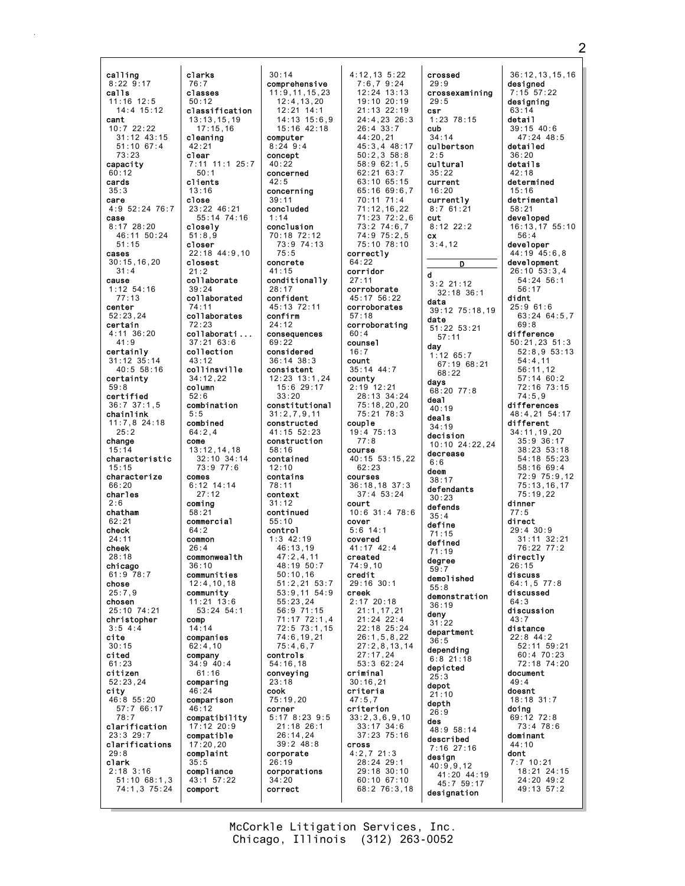calling
8:22 9:17
calls
11:16 12:5
14:4 15:12
cant
10:7 22:22
31:12 43:15
51:10 67:4
73:23
capacity
60:12
cards
35:3
care
4:9 52:24 76:7
case
8:17 28:20
46:11 50:24
51:15
cases
30:15,16,20
31:4
cause
1:12 54:16
77:13
center
52:23,24
certain
4:11 36:20
41:9
certainly
31:12 35:14
40:5 58:16
certainty
59:8
certified
36:7 37:1,5
chainlink
11:7,8 24:18
25:2
change
15:14
characteristic
15:15
characterize
66:20
charles
2:6
chatham
62:21
check
24:11
cheek
28:18
chicago
61:9 78:7
chose
25:7,9
chosen
25:10 74:21
christopher
3:5 4:4
cite
30:15
cited
61:23
citizen
52:23,24
city
46:8 55:20
57:7 66:17
78:7
clarification
23:3 29:7
clarifications
29:8
clark
2:18 3:16
51:10 68:1,3
74:1,3 75:24

clarks
76:7
classes
50:12
classification
13:13,15,19
17:15,16
cleaning
42:21
clear
7:11 11:1 25:7
50:1
clients
13:16
close
23:22 46:21
55:14 74:16
closely
51:8,9
closer
22:18 44:9,10
closest
21:2
collaborate
39:24
collaborated
74:11
collaborates
72:23
collaborati...
37:21 63:6
collection
43:12
collinsville
34:12,22
column
52:6
combination
5:5
combined
64:2,4
come
13:12,14,18
32:10 34:14
73:9 77:6
comes
6:12 14:14
27:12
coming
58:21
commercial
64:2
common
26:4
commonwealth
36:10
communities
12:4,10,18
community
11:21 13:6
53:24 54:1
comp
14:14
companies
62:4,10
company
34:9 40:4
61:16
comparing
46:24
comparison
46:12
compatibility
17:12 20:9
compatible
17:20,20
complaint
35:5
compliance
43:1 57:22
comport

30:14
comprehensive
11:9,11,15,23
12:4,13,20
12:21 14:1
14:13 15:6,9
15:16 42:18
computer
8:24 9:4
concept
40:22
concerned
42:5
concerning
39:11
concluded
1:14
conclusion
70:18 72:12
73:9 74:13
75:5
concrete
41:15
conditionally
28:17
confident
45:13 72:11
confirm
24:12
consequences
69:22
considered
36:14 38:3
consistent
12:23 13:1,24
15:6 29:17
33:20
constitutional
31:2,7,9,11
constructed
41:15 52:23
construction
58:16
contained
12:10
contains
78:11
context
31:12
continued
55:10
control
1:3 42:19
46:13,19
47:2,4,11
48:19 50:7
50:10,16
51:2,21 53:7
53:9,11 54:9
55:23,24
56:9 71:15
71:17 72:1,4
72:5 73:1,15
74:6,19,21
75:4,6,7
controls
54:16,18
conveying
23:18
cook
75:19,20
corner
5:17 8:23 9:5
21:18 26:1
26:14,24
39:2 48:8
corporate
26:19
corporations
34:20
correct

4:12,13 5:22
7:6,7 9:24
12:24 13:13
19:10 20:19
21:13 22:19
24:4,23 26:3
26:4 33:7
44:20,21
45:3,4 48:17
50:2,3 58:8
58:9 62:1,5
62:21 63:7
63:10 65:15
65:16 69:6,7
70:11 71:4
71:12,16,22
71:23 72:2,6
73:2 74:6,7
74:9 75:2,5
75:10 78:10
correctly
64:22
corridor
27:11
corroborate
45:17 56:22
corroborates
57:18
corroborating
60:4
counsel
16:7
count
35:14 44:7
county
2:19 12:21
28:13 34:24
75:18,20,20
75:21 78:3
couple
19:4 75:13
77:8
course
40:15 53:15,22
62:23
courses
36:18,18 37:3
37:4 53:24
court
10:6 31:4 78:6
cover
5:6 14:1
covered
41:17 42:4
created
74:9,10
credit
29:16 30:1
creek
2:17 20:18
21:1,17,21
21:24 22:4
22:18 25:24
26:1,5,8,22
27:2,8,13,14
27:17,24
53:3 62:24
criminal
30:16,21
criteria
47:5,7
criterion
33:2,3,6,9,10
33:17 34:6
37:23 75:16
cross
4:2,7 21:3
28:24 29:1
29:18 30:10
60:10 67:10
68:2 76:3,18

crossed
29:9
crossexamining
29:5
csr
1:23 78:15
cub
34:14
culbertson
2:5
cultural
35:22
current
16:20
currently
8:7 61:21
cut
8:12 22:2
cx
3:4,12

D

d
3:2 21:12
32:18 36:1
data
39:12 75:18,19
date
51:22 53:21
57:11
day
1:12 65:7
67:19 68:21
68:22
days
68:20 77:8
deal
40:19
deals
34:19
decision
10:10 24:22,24
decrease
6:6
deem
38:17
defendants
30:23
defends
35:4
define
71:15
defined
71:19
degree
59:7
demolished
55:8
demonstration
36:19
deny
31:22
department
36:5
depending
6:8 21:18
depicted
25:3
depot
21:10
depth
26:9
des
48:9 58:14
described
7:16 27:16
design
40:9,9,12
41:20 44:19
45:7 59:17
designation

36:12,13,15,16
designed
7:15 57:22
designing
63:14
detail
39:15 40:6
47:24 48:5
detailed
36:20
details
42:18
determined
15:16
detrimental
58:21
developed
16:13,17 55:10
56:4
developer
44:19 45:6,8
development
26:10 53:3,4
54:24 56:1
56:17
didnt
25:9 61:6
63:24 64:5,7
69:8
difference
50:21,23 51:3
52:8,9 53:13
54:4,11
56:11,12
57:14 60:2
72:16 73:15
74:5,9
differences
48:4,21 54:17
different
34:11,19,20
35:9 36:17
38:23 53:18
54:18 55:23
58:16 69:4
72:9 75:9,12
75:13,16,17
75:19,22
dinner
77:5
direct
29:4 30:9
31:11 32:21
76:22 77:2
directly
26:15
discuss
64:1,5 77:8
discussed
64:3
discussion
43:7
distance
22:8 44:2
52:11 59:21
60:4 70:23
72:18 74:20
document
49:4
doesnt
18:18 31:7
doing
69:12 72:8
73:4 78:6
dominant
44:10
dont
7:7 10:21
18:21 24:15
24:20 49:2
49:13 57:2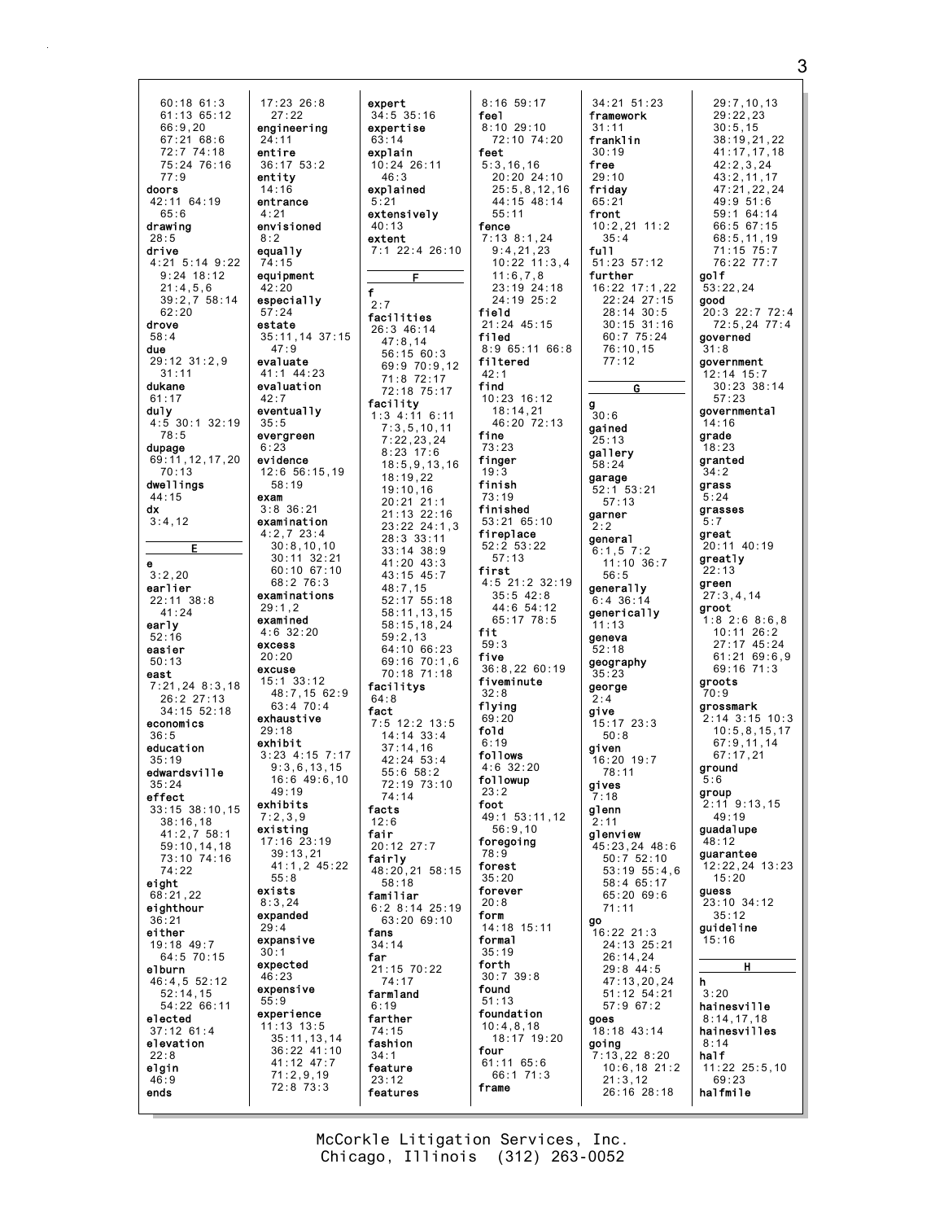60:18 61:3
61:13 65:12
66:9,20
67:21 68:6
72:7 74:18
75:24 76:16
77:9

**doors**
42:11 64:19
65:6

**drawing**
28:5

**drive**
4:21 5:14 9:22
9:24 18:12
21:4,5,6
39:2,7 58:14
62:20

**drove**
58:4

**due**
29:12 31:2,9
31:11

**dukane**
61:17

**duly**
4:5 30:1 32:19
78:5

**dupage**
69:11,12,17,20
70:13

**dwellings**
44:15

**dx**
3:4,12

## E

**e**
3:2,20

**earlier**
22:11 38:8
41:24

**early**
52:16

**easier**
50:13

**east**
7:21,24 8:3,18
26:2 27:13
34:15 52:18

**economics**
36:5

**education**
35:19

**edwardsville**
35:24

**effect**
33:15 38:10,15
38:16,18
41:2,7 58:1
59:10,14,18
73:10 74:16
74:22

**eight**
68:21,22

**eighthour**
36:21

**either**
19:18 49:7
64:5 70:15

**elburn**
46:4,5 52:12
52:14,15
54:22 66:11

**elected**
37:12 61:4

**elevation**
22:8

**elgin**
46:9

**ends**
17:23 26:8
27:22

**engineering**
24:11

**entire**
36:17 53:2

**entity**
14:16

**entrance**
4:21

**envisioned**
8:2

**equally**
74:15

**equipment**
42:20

**especially**
57:24

**estate**
35:11,14 37:15
47:9

**evaluate**
41:1 44:23

**evaluation**
42:7

**eventually**
35:5

**evergreen**
6:23

**evidence**
12:6 56:15,19
58:19

**exam**
3:8 36:21

**examination**
4:2,7 23:4
30:8,10,10
30:11 32:21
60:10 67:10
68:2 76:3

**examinations**
29:1,2

**examined**
4:6 32:20

**excess**
20:20

**excuse**
15:1 33:12
48:7,15 62:9
63:4 70:4

**exhaustive**
29:18

**exhibit**
3:23 4:15 7:17
9:3,6,13,15
16:6 49:6,10
49:19

**exhibits**
7:2,3,9

**existing**
17:16 23:19
39:13,21
41:1,2 45:22
55:8

**exists**
8:3,24

**expanded**
29:4

**expansive**
30:1

**expected**
46:23

**expensive**
55:9

**experience**
11:13 13:5
35:11,13,14
36:22 41:10
41:12 47:7
71:2,9,19
72:8 73:3

**expert**
34:5 35:16

**expertise**
63:14

**explain**
10:24 26:11
46:3

**explained**
5:21

**extensively**
40:13

**extent**
7:1 22:4 26:10

## F

**f**
2:7

**facilities**
26:3 46:14
47:8,14
56:15 60:3
69:9 70:9,12
71:8 72:17
72:18 75:17

**facility**
1:3 4:11 6:11
7:3,5,10,11
7:22,23,24
8:23 17:6
18:5,9,13,16
18:19,22
19:10,16
20:21 21:1
21:13 22:16
23:22 24:1,3
28:3 33:11
33:14 38:9
41:20 43:3
43:15 45:7
48:7,15
52:17 55:18
58:11,13,15
58:15,18,24
59:2,13
64:10 66:23
69:16 70:1,6
70:18 71:18

**facilitys**
64:8

**fact**
7:5 12:2 13:5
14:14 33:4
37:14,16
42:24 53:4
55:6 58:2
72:19 73:10
74:14

**facts**
12:6

**fair**
20:12 27:7

**fairly**
48:20,21 58:15
58:18

**familiar**
6:2 8:14 25:19
63:20 69:10

**fans**
34:14

**far**
21:15 70:22
74:17

**farmland**
6:19

**farther**
74:15

**fashion**
34:1

**feature**
23:12

**features**
8:16 59:17

**feel**
8:10 29:10
72:10 74:20

**feet**
5:3,16,16
20:20 24:10
25:5,8,12,16
44:15 48:14
55:11

**fence**
7:13 8:1,24
9:4,21,23
10:22 11:3,4
11:6,7,8
23:19 24:18
24:19 25:2

**field**
21:24 45:15

**filed**
8:9 65:11 66:8

**filtered**
42:1

**find**
10:23 16:12
18:14,21
46:20 72:13

**fine**
73:23

**finger**
19:3

**finish**
73:19

**finished**
53:21 65:10

**fireplace**
52:2 53:22
57:13

**first**
4:5 21:2 32:19
35:5 42:8
44:6 54:12
65:17 78:5

**fit**
59:3

**five**
36:8,22 60:19

**fiveminute**
32:8

**flying**
69:20

**fold**
6:19

**follows**
4:6 32:20

**followup**
23:2

**foot**
49:1 53:11,12
56:9,10

**foregoing**
78:9

**forest**
35:20

**forever**
20:8

**form**
14:18 15:11

**formal**
35:19

**forth**
30:7 39:8

**found**
51:13

**foundation**
10:4,8,18
18:17 19:20

**four**
61:11 65:6
66:1 71:3

**frame**
34:21 51:23

**framework**
31:11

**franklin**
30:19

**free**
29:10

**friday**
65:21

**front**
10:2,21 11:2
35:4

**full**
51:23 57:12

**further**
16:22 17:1,22
22:24 27:15
28:14 30:5
30:15 31:16
60:7 75:24
76:10,15
77:12

## G

**g**
30:6

**gained**
25:13

**gallery**
58:24

**garage**
52:1 53:21
57:13

**garner**
2:2

**general**
6:1,5 7:2
11:10 36:7
56:5

**generally**
6:4 36:14

**generically**
11:13

**geneva**
52:18

**geography**
35:23

**george**
2:4

**give**
15:17 23:3
50:8

**given**
16:20 19:7
78:11

**gives**
7:18

**glenn**
2:11

**glenview**
45:23,24 48:6
50:7 52:10
53:19 55:4,6
58:4 65:17
65:20 69:6
71:11

**go**
16:22 21:3
24:13 25:21
26:14,24
29:8 44:5
47:13,20,24
51:12 54:21
57:9 67:2

**goes**
18:18 43:14

**going**
7:13,22 8:20
10:6,18 21:2
21:3,12
26:16 28:18
29:7,10,13
29:22,23
30:5,15
38:19,21,22
41:17,17,18
42:2,3,24
43:2,11,17
47:21,22,24
49:9 51:6
59:1 64:14
66:5 67:15
68:5,11,19
71:15 75:7
76:22 77:7

**golf**
53:22,24

**good**
20:3 22:7 72:4
72:5,24 77:4

**governed**
31:8

**government**
12:14 15:7
30:23 38:14
57:23

**governmental**
14:16

**grade**
18:23

**granted**
34:2

**grass**
5:24

**grasses**
5:7

**great**
20:11 40:19

**greatly**
22:13

**green**
27:3,4,14

**groot**
1:8 2:6 8:6,8
10:11 26:2
27:17 45:24
61:21 69:6,9
69:16 71:3

**groots**
70:9

**grossmark**
2:14 3:15 10:3
10:5,8,15,17
67:9,11,14
67:17,21

**ground**
5:6

**group**
2:11 9:13,15
49:19

**guadalupe**
48:12

**guarantee**
12:22,24 13:23
15:20

**guess**
23:10 34:12
35:12

**guideline**
15:16

## H

**h**
3:20

**hainesville**
8:14,17,18

**hainesvilles**
8:14

**half**
11:22 25:5,10
69:23

**halfmile**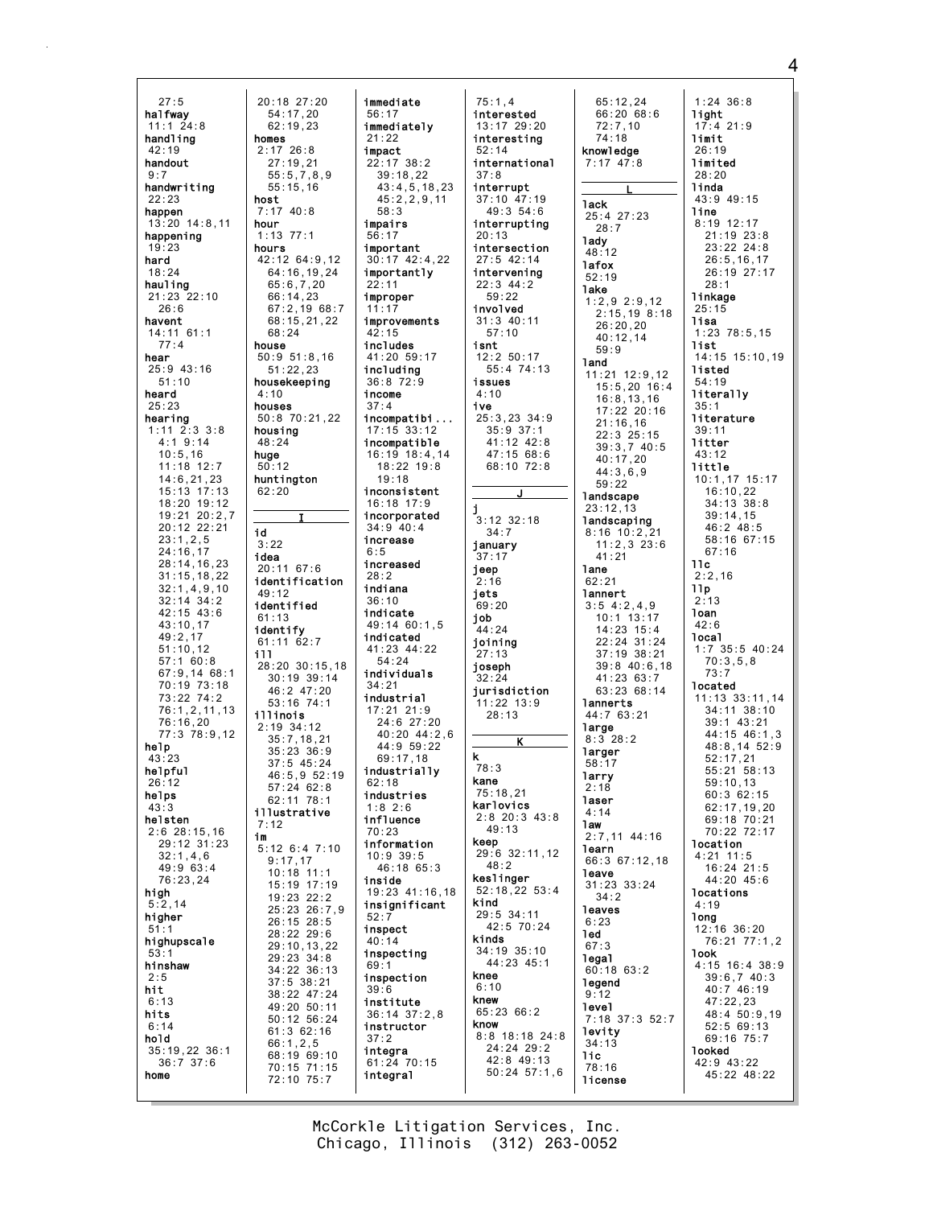27:5
halfway
11:1 24:8
handling
42:19
handout
9:7
handwriting
22:23
happen
13:20 14:8,11
happening
19:23
hard
18:24
hauling
21:23 22:10
26:6
havent
14:11 61:1
77:4
hear
25:9 43:16
51:10
heard
25:23
hearing
1:11 2:3 3:8
4:1 9:14
10:5,16
11:18 12:7
14:6,21,23
15:13 17:13
18:20 19:12
19:21 20:2,7
20:12 22:21
23:1,2,5
24:16,17
28:14,16,23
31:15,18,22
32:1,4,9,10
32:14 34:2
42:15 43:6
43:10,17
49:2,17
51:10,12
57:1 60:8
67:9,14 68:1
70:19 73:18
73:22 74:2
76:1,2,11,13
76:16,20
77:3 78:9,12
help
43:23
helpful
26:12
helps
43:3
helsten
2:6 28:15,16
29:12 31:23
32:1,4,6
49:9 63:4
76:23,24
high
5:2,14
higher
51:1
highupscale
53:1
hinshaw
2:5
hit
6:13
hits
6:14
hold
35:19,22 36:1
36:7 37:6
home
20:18 27:20
54:17,20
62:19,23
homes
2:17 26:8
27:19,21
55:5,7,8,9
55:15,16
host
7:17 40:8
hour
1:13 77:1
hours
42:12 64:9,12
64:16,19,24
65:6,7,20
66:14,23
67:2,19 68:7
68:15,21,22
68:24
house
50:9 51:8,16
51:22,23
housekeeping
4:10
houses
50:8 70:21,22
housing
48:24
huge
50:12
huntington
62:20

**I**

id
3:22
idea
20:11 67:6
identification
49:12
identified
61:13
identify
61:11 62:7
ill
28:20 30:15,18
30:19 39:14
46:2 47:20
53:16 74:1
illinois
2:19 34:12
35:7,18,21
35:23 36:9
37:5 45:24
46:5,9 52:19
57:24 62:8
62:11 78:1
illustrative
7:12
im
5:12 6:4 7:10
9:17,17
10:18 11:1
15:19 17:19
19:23 22:2
25:23 26:7,9
26:15 28:5
28:22 29:6
29:10,13,22
29:23 34:8
34:22 36:13
37:5 38:21
38:22 47:24
49:20 50:11
50:12 56:24
61:3 62:16
66:1,2,5
68:19 69:10
70:15 71:15
72:10 75:7
immediate
56:17
immediately
21:22
impact
22:17 38:2
39:18,22
43:4,5,18,23
45:2,2,9,11
58:3
impairs
56:17
important
30:17 42:4,22
importantly
22:11
improper
11:17
improvements
42:15
includes
41:20 59:17
including
36:8 72:9
income
37:4
incompatibi...
17:15 33:12
incompatible
16:19 18:4,14
18:22 19:8
19:18
inconsistent
16:18 17:9
incorporated
34:9 40:4
increase
6:5
increased
28:2
indiana
36:10
indicate
49:14 60:1,5
indicated
41:23 44:22
54:24
individuals
34:21
industrial
17:21 21:9
24:6 27:20
40:20 44:2,6
44:9 59:22
69:17,18
industrially
62:18
industries
1:8 2:6
influence
70:23
information
10:9 39:5
46:18 65:3
inside
19:23 41:16,18
insignificant
52:7
inspect
40:14
inspecting
69:1
inspection
39:6
institute
36:14 37:2,8
instructor
37:2
integra
61:24 70:15
integral
75:1,4
interested
13:17 29:20
interesting
52:14
international
37:8
interrupt
37:10 47:19
49:3 54:6
interrupting
20:13
intersection
27:5 42:14
intervening
22:3 44:2
59:22
involved
31:3 40:11
57:10
isnt
12:2 50:17
55:4 74:13
issues
4:10
ive
25:3,23 34:9
35:9 37:1
41:12 42:8
47:15 68:6
68:10 72:8

**J**

j
3:12 32:18
34:7
january
37:17
jeep
2:16
jets
69:20
job
44:24
joining
27:13
joseph
32:24
jurisdiction
11:22 13:9
28:13

**K**

k
78:3
kane
75:18,21
karlovics
2:8 20:3 43:8
49:13
keep
29:6 32:11,12
48:2
keslinger
52:18,22 53:4
kind
29:5 34:11
42:5 70:24
kinds
34:19 35:10
44:23 45:1
knee
6:10
knew
65:23 66:2
know
8:8 18:18 24:8
24:24 29:2
42:8 49:13
50:24 57:1,6
65:12,24
66:20 68:6
72:7,10
74:18
knowledge
7:17 47:8

**L**

lack
25:4 27:23
28:7
lady
48:12
lafox
52:19
lake
1:2,9 2:9,12
2:15,19 8:18
26:20,20
40:12,14
59:9
land
11:21 12:9,12
15:5,20 16:4
16:8,13,16
17:22 20:16
21:16,16
22:3 25:15
39:3,7 40:5
40:17,20
44:3,6,9
59:22
landscape
23:12,13
landscaping
8:16 10:2,21
11:2,3 23:6
41:21
lane
62:21
lannert
3:5 4:2,4,9
10:1 13:17
14:23 15:4
22:24 31:24
37:19 38:21
39:8 40:6,18
41:23 63:7
63:23 68:14
lannerts
44:7 63:21
large
8:3 28:2
larger
58:17
larry
2:18
laser
4:14
law
2:7,11 44:16
learn
66:3 67:12,18
leave
31:23 33:24
34:2
leaves
6:23
led
67:3
legal
60:18 63:2
legend
9:12
level
7:18 37:3 52:7
levity
34:13
lic
78:16
license
1:24 36:8
light
17:4 21:9
limit
26:19
limited
28:20
linda
43:9 49:15
line
8:19 12:17
21:19 23:8
23:22 24:8
26:5,16,17
26:19 27:17
28:1
linkage
25:15
lisa
1:23 78:5,15
list
14:15 15:10,19
listed
54:19
literally
35:1
literature
39:11
litter
43:12
little
10:1,17 15:17
16:10,22
34:13 38:8
39:14,15
46:2 48:5
58:16 67:15
67:16
llc
2:2,16
llp
2:13
loan
42:6
local
1:7 35:5 40:24
70:3,5,8
73:7
located
11:13 33:11,14
34:11 38:10
39:1 43:21
44:15 46:1,3
48:8,14 52:9
52:17,21
55:21 58:13
59:10,13
60:3 62:15
62:17,19,20
69:18 70:21
70:22 72:17
location
4:21 11:5
16:24 21:5
44:20 45:6
locations
4:19
long
12:16 36:20
76:21 77:1,2
look
4:15 16:4 38:9
39:6,7 40:3
40:7 46:19
47:22,23
48:4 50:9,19
52:5 69:13
69:16 75:7
looked
42:9 43:22
45:22 48:22

McCorkle Litigation Services, Inc.
Chicago, Illinois (312) 263-0052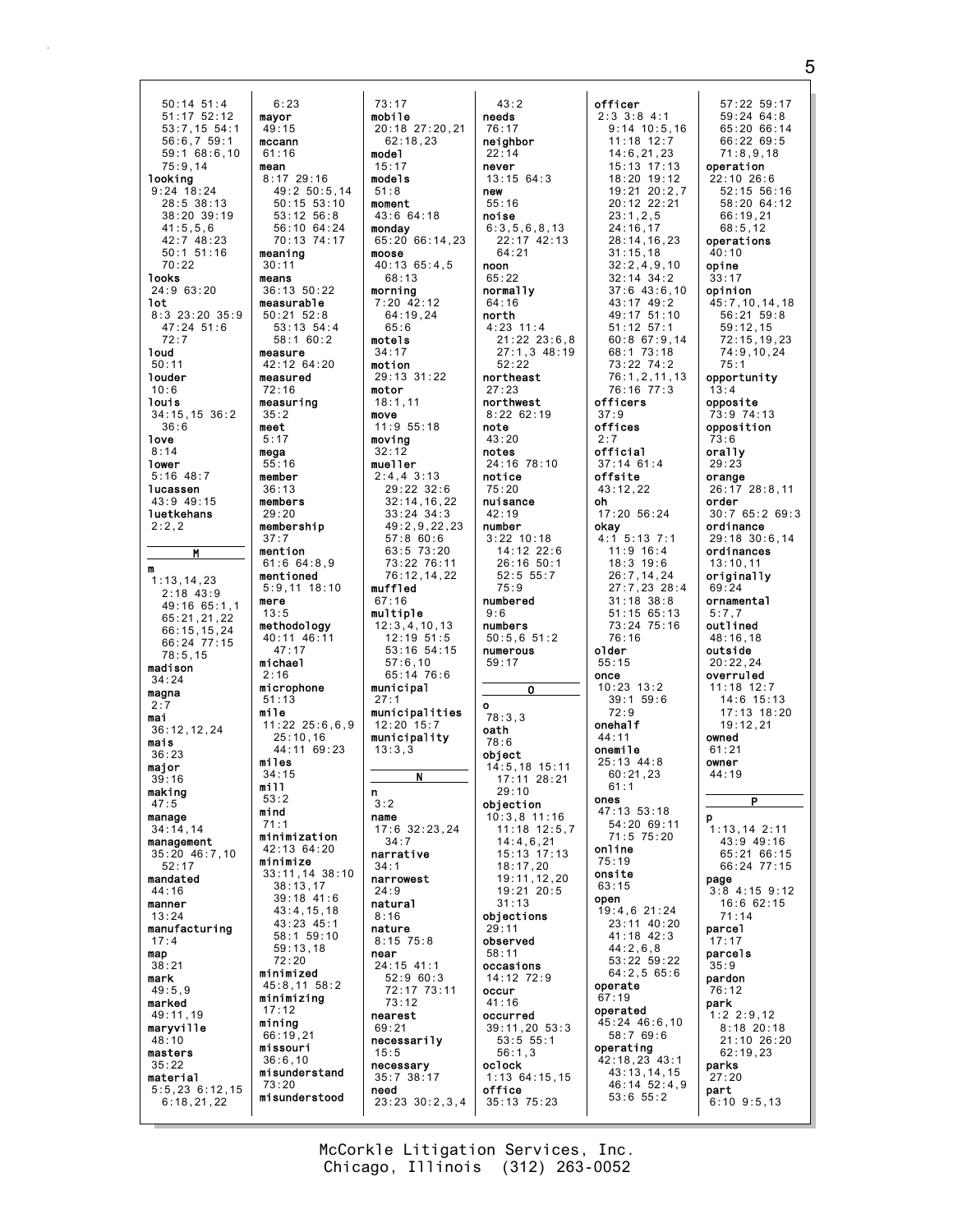50:14 51:4
51:17 52:12
53:7,15 54:1
56:6,7 59:1
59:1 68:6,10
75:9,14

**looking**
9:24 18:24
28:5 38:13
38:20 39:19
41:5,5,6
42:7 48:23
50:1 51:16
70:22

**looks**
24:9 63:20

**lot**
8:3 23:20 35:9
47:24 51:6
72:7

**loud**
50:11

**louder**
10:6

**louis**
34:15,15 36:2
36:6

**love**
8:14

**lower**
5:16 48:7

**lucassen**
43:9 49:15

**luetkehans**
2:2,2

## M

**m**
1:13,14,23
2:18 43:9
49:16 65:1,1
65:21,21,22
66:15,15,24
66:24 77:15
78:5,15

**madison**
34:24

**magna**
2:7

**mai**
36:12,12,24

**mais**
36:23

**major**
39:16

**making**
47:5

**manage**
34:14,14

**management**
35:20 46:7,10
52:17

**mandated**
44:16

**manner**
13:24

**manufacturing**
17:4

**map**
38:21

**mark**
49:5,9

**marked**
49:11,19

**maryville**
48:10

**masters**
35:22

**material**
5:5,23 6:12,15
6:18,21,22

6:23

**mayor**
49:15

**mccann**
61:16

**mean**
8:17 29:16
49:2 50:5,14
50:15 53:10
53:12 56:8
56:10 64:24
70:13 74:17

**meaning**
30:11

**means**
36:13 50:22

**measurable**
50:21 52:8
53:13 54:4
58:1 60:2

**measure**
42:12 64:20

**measured**
72:16

**measuring**
35:2

**meet**
5:17

**mega**
55:16

**member**
36:13

**members**
29:20

**membership**
37:7

**mention**
61:6 64:8,9

**mentioned**
5:9,11 18:10

**mere**
13:5

**methodology**
40:11 46:11
47:17

**michael**
2:16

**microphone**
51:13

**mile**
11:22 25:6,6,9
25:10,16
44:11 69:23

**miles**
34:15

**mill**
53:2

**mind**
71:1

**minimization**
42:13 64:20

**minimize**
33:11,14 38:10
38:13,17
39:18 41:6
43:4,15,18
43:23 45:1
58:1 59:10
59:13,18
72:20

**minimized**
45:8,11 58:2

**minimizing**
17:12

**mining**
66:19,21

**missouri**
36:6,10

**misunderstand**
73:20

**misunderstood**

73:17

**mobile**
20:18 27:20,21
62:18,23

**model**
15:17

**models**
51:8

**moment**
43:6 64:18

**monday**
65:20 66:14,23

**moose**
40:13 65:4,5
68:13

**morning**
7:20 42:12
64:19,24
65:6

**motels**
34:17

**motion**
29:13 31:22

**motor**
18:1,11

**move**
11:9 55:18

**moving**
32:12

**mueller**
2:4,4 3:13
29:22 32:6
32:14,16,22
33:24 34:3
49:2,9,22,23
57:8 60:6
63:5 73:20
73:22 76:11
76:12,14,22

**muffled**
67:16

**multiple**
12:3,4,10,13
12:19 51:5
53:16 54:15
57:6,10
65:14 76:6

**municipal**
27:1

**municipalities**
12:20 15:7

**municipality**
13:3,3

## N

**n**
3:2

**name**
17:6 32:23,24
34:7

**narrative**
34:1

**narrowest**
24:9

**natural**
8:16

**nature**
8:15 75:8

**near**
24:15 41:1
52:9 60:3
72:17 73:11
73:12

**nearest**
69:21

**necessarily**
15:5

**necessary**
35:7 38:17

**need**
23:23 30:2,3,4

43:2

**needs**
76:17

**neighbor**
22:14

**never**
13:15 64:3

**new**
55:16

**noise**
6:3,5,6,8,13
22:17 42:13
64:21

**noon**
65:22

**normally**
64:16

**north**
4:23 11:4
21:22 23:6,8
27:1,3 48:19
52:22

**northeast**
27:23

**northwest**
8:22 62:19

**note**
43:20

**notes**
24:16 78:10

**notice**
75:20

**nuisance**
42:19

**number**
3:22 10:18
14:12 22:6
26:16 50:1
52:5 55:7
75:9

**numbered**
9:6

**numbers**
50:5,6 51:2

**numerous**
59:17

## O

**o**
78:3,3

**oath**
78:6

**object**
14:5,18 15:11
17:11 28:21
29:10

**objection**
10:3,8 11:16
11:18 12:5,7
14:4,6,21
15:13 17:13
18:17,20
19:11,12,20
19:21 20:5
31:13

**objections**
29:11

**observed**
58:11

**occasions**
14:12 72:9

**occur**
41:16

**occurred**
39:11,20 53:3
53:5 55:1
56:1,3

**oclock**
1:13 64:15,15

**office**
35:13 75:23

**officer**
2:3 3:8 4:1
9:14 10:5,16
11:18 12:7
14:6,21,23
15:13 17:13
18:20 19:12
19:21 20:2,7
20:12 22:21
23:1,2,5
24:16,17
28:14,16,23
31:15,18
32:2,4,9,10
32:14 34:2
37:6 43:6,10
43:17 49:2
49:17 51:10
51:12 57:1
60:8 67:9,14
68:1 73:18
73:22 74:2
76:1,2,11,13
76:16 77:3

**officers**
37:9

**offices**
2:7

**official**
37:14 61:4

**offsite**
43:12,22

**oh**
17:20 56:24

**okay**
4:1 5:13 7:1
11:9 16:4
18:3 19:6
26:7,14,24
27:7,23 28:4
31:18 38:8
51:15 65:13
73:24 75:16
76:16

**older**
55:15

**once**
10:23 13:2
39:1 59:6
72:9

**onehalf**
44:11

**onemile**
25:13 44:8
60:21,23
61:1

**ones**
47:13 53:18
54:20 69:11
71:5 75:20

**online**
75:19

**onsite**
63:15

**open**
19:4,6 21:24
23:11 40:20
41:18 42:3
44:2,6,8
53:22 59:22
64:2,5 65:6

**operate**
67:19

**operated**
45:24 46:6,10
58:7 69:6

**operating**
42:18,23 43:1
43:13,14,15
46:14 52:4,9
53:6 55:2

57:22 59:17
59:24 64:8
65:20 66:14
66:22 69:5
71:8,9,18

**operation**
22:10 26:6
52:15 56:16
58:20 64:12
66:19,21
68:5,12

**operations**
40:10

**opine**
33:17

**opinion**
45:7,10,14,18
56:21 59:8
59:12,15
72:15,19,23
74:9,10,24
75:1

**opportunity**
13:4

**opposite**
73:9 74:13

**opposition**
73:6

**orally**
29:23

**orange**
26:17 28:8,11

**order**
30:7 65:2 69:3

**ordinance**
29:18 30:6,14

**ordinances**
13:10,11

**originally**
69:24

**ornamental**
5:7,7

**outlined**
48:16,18

**outside**
20:22,24

**overruled**
11:18 12:7
14:6 15:13
17:13 18:20
19:12,21

**owned**
61:21

**owner**
44:19

## P

**p**
1:13,14 2:11
43:9 49:16
65:21 66:15
66:24 77:15

**page**
3:8 4:15 9:12
16:6 62:15
71:14

**parcel**
17:17

**parcels**
35:9

**pardon**
76:12

**park**
1:2 2:9,12
8:18 20:18
21:10 26:20
62:19,23

**parks**
27:20

**part**
6:10 9:5,13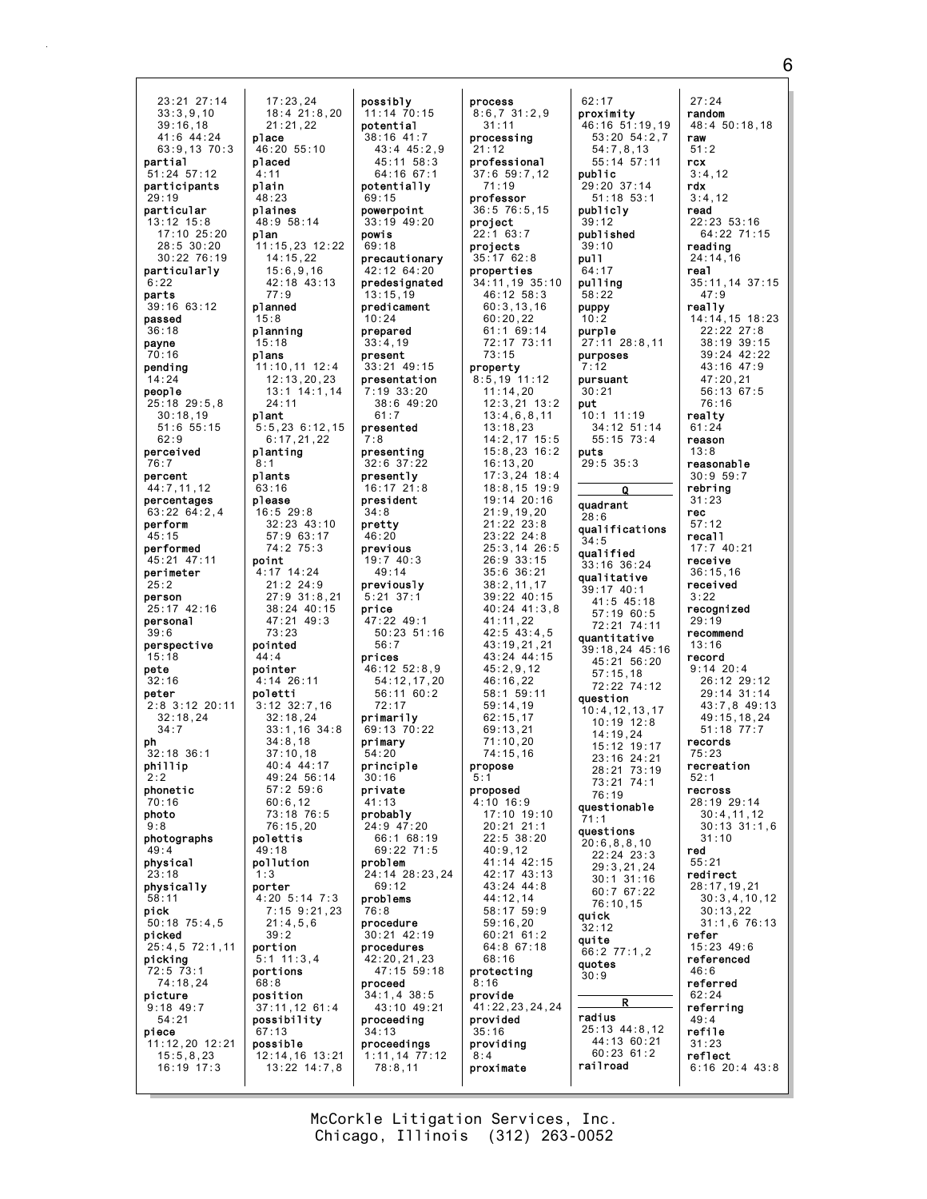23:21 27:14
33:3,9,10
39:16,18
41:6 44:24
63:9,13 70:3
**partial**
51:24 57:12
**participants**
29:19
**particular**
13:12 15:8
17:10 25:20
28:5 30:20
30:22 76:19
**particularly**
6:22
**parts**
39:16 63:12
**passed**
36:18
**payne**
70:16
**pending**
14:24
**people**
25:18 29:5,8
30:18,19
51:6 55:15
62:9
**perceived**
76:7
**percent**
44:7,11,12
**percentages**
63:22 64:2,4
**perform**
45:15
**performed**
45:21 47:11
**perimeter**
25:2
**person**
25:17 42:16
**personal**
39:6
**perspective**
15:18
**pete**
32:16
**peter**
2:8 3:12 20:11
32:18,24
34:7
**ph**
32:18 36:1
**phillip**
2:2
**phonetic**
70:16
**photo**
9:8
**photographs**
49:4
**physical**
23:18
**physically**
58:11
**pick**
50:18 75:4,5
**picked**
25:4,5 72:1,11
**picking**
72:5 73:1
74:18,24
**picture**
9:18 49:7
54:21
**piece**
11:12,20 12:21
15:5,8,23
16:19 17:3

17:23,24
18:4 21:8,20
21:21,22
**place**
46:20 55:10
**placed**
4:11
**plain**
48:23
**plaines**
48:9 58:14
**plan**
11:15,23 12:22
14:15,22
15:6,9,16
42:18 43:13
77:9
**planned**
15:8
**planning**
15:18
**plans**
11:10,11 12:4
12:13,20,23
13:1 14:1,14
24:11
**plant**
5:5,23 6:12,15
6:17,21,22
**planting**
8:1
**plants**
63:16
**please**
16:5 29:8
32:23 43:10
57:9 63:17
74:2 75:3
**point**
4:17 14:24
21:2 24:9
27:9 31:8,21
38:24 40:15
47:21 49:3
73:23
**pointed**
44:4
**pointer**
4:14 26:11
**poletti**
3:12 32:7,16
32:18,24
33:1,16 34:8
34:8,18
37:10,18
40:4 44:17
49:24 56:14
57:2 59:6
60:6,12
73:18 76:5
76:15,20
**polettis**
49:18
**pollution**
1:3
**porter**
4:20 5:14 7:3
7:15 9:21,23
21:4,5,6
39:2
**portion**
5:1 11:3,4
**portions**
68:8
**position**
37:11,12 61:4
**possibility**
67:13
**possible**
12:14,16 13:21
13:22 14:7,8

**possibly**
11:14 70:15
**potential**
38:16 41:7
43:4 45:2,9
45:11 58:3
64:16 67:1
**potentially**
69:15
**powerpoint**
33:19 49:20
**powis**
69:18
**precautionary**
42:12 64:20
**predesignated**
13:15,19
**predicament**
10:24
**prepared**
33:4,19
**present**
33:21 49:15
**presentation**
7:19 33:20
38:6 49:20
61:7
**presented**
7:8
**presenting**
32:6 37:22
**presently**
16:17 21:8
**president**
34:8
**pretty**
46:20
**previous**
19:7 40:3
49:14
**previously**
5:21 37:1
**price**
47:22 49:1
50:23 51:16
56:7
**prices**
46:12 52:8,9
54:12,17,20
56:11 60:2
72:17
**primarily**
69:13 70:22
**primary**
54:20
**principle**
30:16
**private**
41:13
**probably**
24:9 47:20
66:1 68:19
69:22 71:5
**problem**
24:14 28:23,24
69:12
**problems**
76:8
**procedure**
30:21 42:19
**procedures**
42:20,21,23
47:15 59:18
**proceed**
34:1,4 38:5
43:10 49:21
**proceeding**
34:13
**proceedings**
1:11,14 77:12
78:8,11

**process**
8:6,7 31:2,9
31:11
**processing**
21:12
**professional**
37:6 59:7,12
71:19
**professor**
36:5 76:5,15
**project**
22:1 63:7
**projects**
35:17 62:8
**properties**
34:11,19 35:10
46:12 58:3
60:3,13,16
60:20,22
61:1 69:14
72:17 73:11
73:15
**property**
8:5,19 11:12
11:14,20
12:3,21 13:2
13:4,6,8,11
13:18,23
14:2,17 15:5
15:8,23 16:2
16:13,20
17:3,24 18:4
18:8,15 19:9
19:14 20:16
21:9,19,20
21:22 23:8
23:22 24:8
25:3,14 26:5
26:9 33:15
35:6 36:21
38:2,11,17
39:22 40:15
40:24 41:3,8
41:11,22
42:5 43:4,5
43:19,21,21
43:24 44:15
45:2,9,12
46:16,22
58:1 59:11
59:14,19
62:15,17
69:13,21
71:10,20
74:15,16
**propose**
5:1
**proposed**
4:10 16:9
17:10 19:10
20:21 21:1
22:5 38:20
40:9,12
41:14 42:15
42:17 43:13
43:24 44:8
44:12,14
58:17 59:9
59:16,20
60:21 61:2
64:8 67:18
68:16
**protecting**
8:16
**provide**
41:22,23,24,24
**provided**
35:16
**providing**
8:4
**proximate**

62:17
**proximity**
46:16 51:19,19
53:20 54:2,7
54:7,8,13
55:14 57:11
**public**
29:20 37:14
51:18 53:1
**publicly**
39:12
**published**
39:10
**pull**
64:17
**pulling**
58:22
**puppy**
10:2
**purple**
27:11 28:8,11
**purposes**
7:12
**pursuant**
30:21
**put**
10:1 11:19
34:12 51:14
55:15 73:4
**puts**
29:5 35:3

**Q**

**quadrant**
28:6
**qualifications**
34:5
**qualified**
33:16 36:24
**qualitative**
39:17 40:1
41:5 45:18
57:19 60:5
72:21 74:11
**quantitative**
39:18,24 45:16
45:21 56:20
57:15,18
72:22 74:12
**question**
10:4,12,13,17
10:19 12:8
14:19,24
15:12 19:17
23:16 24:21
28:21 73:19
73:21 74:1
76:19
**questionable**
71:1
**questions**
20:6,8,8,10
22:24 23:3
29:3,21,24
30:1 31:16
60:7 67:22
76:10,15
**quick**
32:12
**quite**
66:2 77:1,2
**quotes**
30:9

**R**

**radius**
25:13 44:8,12
44:13 60:21
60:23 61:2
**railroad**

27:24
**random**
48:4 50:18,18
**raw**
51:2
**rcx**
3:4,12
**rdx**
3:4,12
**read**
22:23 53:16
64:22 71:15
**reading**
24:14,16
**real**
35:11,14 37:15
47:9
**really**
14:14,15 18:23
22:22 27:8
38:19 39:15
39:24 42:22
43:16 47:9
47:20,21
56:13 67:5
76:16
**realty**
61:24
**reason**
13:8
**reasonable**
30:9 59:7
**rebring**
31:23
**rec**
57:12
**recall**
17:7 40:21
**receive**
36:15,16
**received**
3:22
**recognized**
29:19
**recommend**
13:16
**record**
9:14 20:4
26:12 29:12
29:14 31:14
43:7,8 49:13
49:15,18,24
51:18 77:7
**records**
75:23
**recreation**
52:1
**recross**
28:19 29:14
30:4,11,12
30:13 31:1,6
31:10
**red**
55:21
**redirect**
28:17,19,21
30:3,4,10,12
30:13,22
31:1,6 76:13
**refer**
15:23 49:6
**referenced**
46:6
**referred**
62:24
**referring**
49:4
**refile**
31:23
**reflect**
6:16 20:4 43:8

McCorkle Litigation Services, Inc.
Chicago, Illinois (312) 263-0052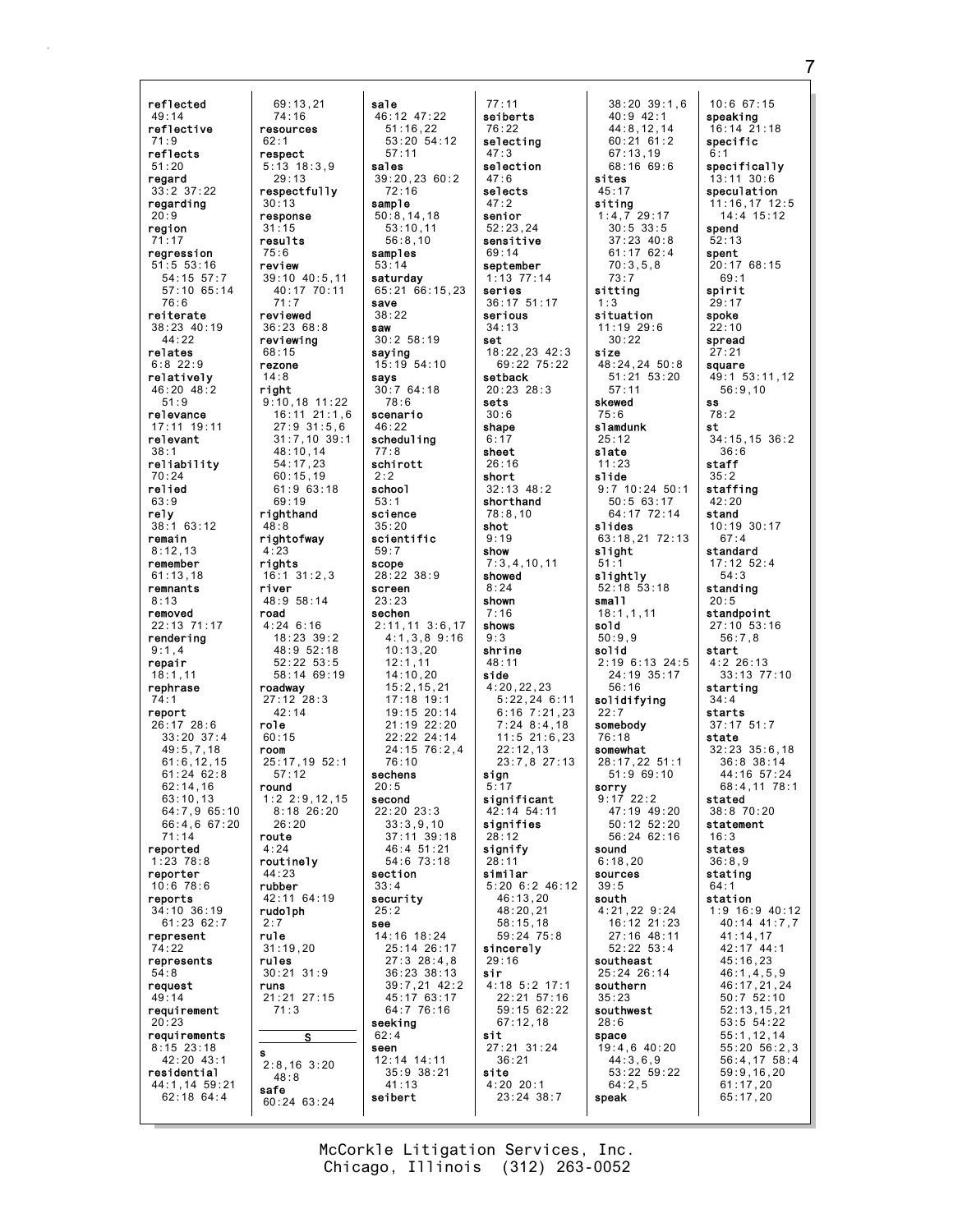reflected
49:14
reflective
71:9
reflects
51:20
regard
33:2 37:22
regarding
20:9
region
71:17
regression
51:5 53:16
54:15 57:7
57:10 65:14
76:6
reiterate
38:23 40:19
44:22
relates
6:8 22:9
relatively
46:20 48:2
51:9
relevance
17:11 19:11
relevant
38:1
reliability
70:24
relied
63:9
rely
38:1 63:12
remain
8:12,13
remember
61:13,18
remnants
8:13
removed
22:13 71:17
rendering
9:1,4
repair
18:1,11
rephrase
74:1
report
26:17 28:6
33:20 37:4
49:5,7,18
61:6,12,15
61:24 62:8
62:14,16
63:10,13
64:7,9 65:10
66:4,6 67:20
71:14
reported
1:23 78:8
reporter
10:6 78:6
reports
34:10 36:19
61:23 62:7
represent
74:22
represents
54:8
request
49:14
requirement
20:23
requirements
8:15 23:18
42:20 43:1
residential
44:1,14 59:21
62:18 64:4

69:13,21
74:16
resources
62:1
respect
5:13 18:3,9
29:13
respectfully
30:13
response
31:15
results
75:6
review
39:10 40:5,11
40:17 70:11
71:7
reviewed
36:23 68:8
reviewing
68:15
rezone
14:8
right
9:10,18 11:22
16:11 21:1,6
27:9 31:5,6
31:7,10 39:1
48:10,14
54:17,23
60:15,19
61:9 63:18
69:19
righthand
48:8
rightofway
4:23
rights
16:1 31:2,3
river
48:9 58:14
road
4:24 6:16
18:23 39:2
48:9 52:18
52:22 53:5
58:14 69:19
roadway
27:12 28:3
42:14
role
60:15
room
25:17,19 52:1
57:12
round
1:2 2:9,12,15
8:18 26:20
26:20
route
4:24
routinely
44:23
rubber
42:11 64:19
rudolph
2:7
rule
31:19,20
rules
30:21 31:9
runs
21:21 27:15
71:3

S

s
2:8,16 3:20
48:8
safe
60:24 63:24

sale
46:12 47:22
51:16,22
53:20 54:12
57:11
sales
39:20,23 60:2
72:16
sample
50:8,14,18
53:10,11
56:8,10
samples
53:14
saturday
65:21 66:15,23
save
38:22
saw
30:2 58:19
saying
15:19 54:10
says
30:7 64:18
78:6
scenario
46:22
scheduling
77:8
schirott
2:2
school
53:1
science
35:20
scientific
59:7
scope
28:22 38:9
screen
23:23
sechen
2:11,11 3:6,17
4:1,3,8 9:16
10:13,20
12:1,11
14:10,20
15:2,15,21
17:18 19:1
19:15 20:14
21:19 22:20
22:22 24:14
24:15 76:2,4
76:10
sechens
20:5
second
22:20 23:3
33:3,9,10
37:11 39:18
46:4 51:21
54:6 73:18
section
33:4
security
25:2
see
14:16 18:24
25:14 26:17
27:3 28:4,8
36:23 38:13
39:7,21 42:2
45:17 63:17
64:7 76:16
seeking
62:4
seen
12:14 14:11
35:9 38:21
41:13
seibert

77:11
seiberts
76:22
selecting
47:3
selection
47:6
selects
47:2
senior
52:23,24
sensitive
69:14
september
1:13 77:14
series
36:17 51:17
serious
34:13
set
18:22,23 42:3
69:22 75:22
setback
20:23 28:3
sets
30:6
shape
6:17
sheet
26:16
short
32:13 48:2
shorthand
78:8,10
shot
9:19
show
7:3,4,10,11
showed
8:24
shown
7:16
shows
9:3
shrine
48:11
side
4:20,22,23
5:22,24 6:11
6:16 7:21,23
7:24 8:4,18
11:5 21:6,23
22:12,13
23:7,8 27:13
sign
5:17
significant
42:14 54:11
signifies
28:12
signify
28:11
similar
5:20 6:2 46:12
46:13,20
48:20,21
58:15,18
59:24 75:8
sincerely
29:16
sir
4:18 5:2 17:1
22:21 57:16
59:15 62:22
67:12,18
sit
27:21 31:24
36:21
site
4:20 20:1
23:24 38:7

38:20 39:1,6
40:9 42:1
44:8,12,14
60:21 61:2
67:13,19
68:16 69:6
sites
45:17
siting
1:4,7 29:17
30:5 33:5
37:23 40:8
61:17 62:4
70:3,5,8
73:7
sitting
1:3
situation
11:19 29:6
30:22
size
48:24,24 50:8
51:21 53:20
57:11
skewed
75:6
slamdunk
25:12
slate
11:23
slide
9:7 10:24 50:1
50:5 63:17
64:17 72:14
slides
63:18,21 72:13
slight
51:1
slightly
52:18 53:18
small
18:1,1,11
sold
50:9,9
solid
2:19 6:13 24:5
24:19 35:17
56:16
solidifying
22:7
somebody
76:18
somewhat
28:17,22 51:1
51:9 69:10
sorry
9:17 22:2
47:19 49:20
50:12 52:20
56:24 62:16
sound
6:18,20
sources
39:5
south
4:21,22 9:24
16:12 21:23
27:16 48:11
52:22 53:4
southeast
25:24 26:14
southern
35:23
southwest
28:6
space
19:4,6 40:20
44:3,6,9
53:22 59:22
64:2,5
speak

10:6 67:15
speaking
16:14 21:18
specific
6:1
specifically
13:11 30:6
speculation
11:16,17 12:5
14:4 15:12
spend
52:13
spent
20:17 68:15
69:1
spirit
29:17
spoke
22:10
spread
27:21
square
49:1 53:11,12
56:9,10
ss
78:2
st
34:15,15 36:2
36:6
staff
35:2
staffing
42:20
stand
10:19 30:17
67:4
standard
17:12 52:4
54:3
standing
20:5
standpoint
27:10 53:16
56:7,8
start
4:2 26:13
33:13 77:10
starting
34:4
starts
37:17 51:7
state
32:23 35:6,18
36:8 38:14
44:16 57:24
68:4,11 78:1
stated
38:8 70:20
statement
16:3
states
36:8,9
stating
64:1
station
1:9 16:9 40:12
40:14 41:7,7
41:14,17
42:17 44:1
45:16,23
46:1,4,5,9
46:17,21,24
50:7 52:10
52:13,15,21
53:5 54:22
55:1,12,14
55:20 56:2,3
56:4,17 58:4
59:9,16,20
61:17,20
65:17,20

McCorkle Litigation Services, Inc.
Chicago, Illinois (312) 263-0052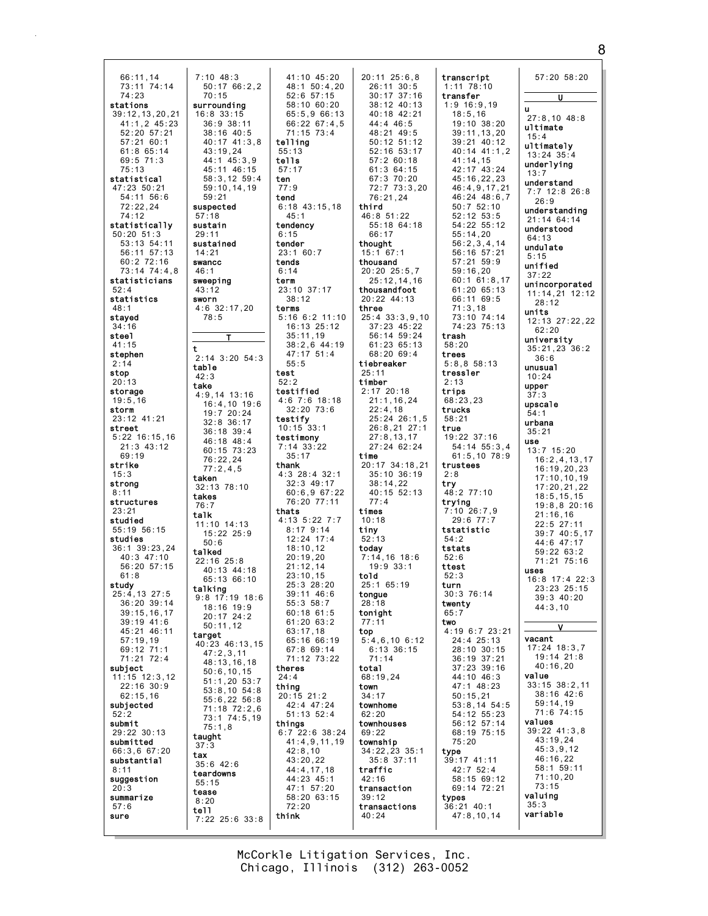66:11,14
73:11 74:14
74:23
**stations**
39:12,13,20,21
41:1,2 45:23
52:20 57:21
57:21 60:1
61:8 65:14
69:5 71:3
75:13
**statistical**
47:23 50:21
54:11 56:6
72:22,24
74:12
**statistically**
50:20 51:3
53:13 54:11
56:11 57:13
60:2 72:16
73:14 74:4,8
**statisticians**
52:4
**statistics**
48:1
**stayed**
34:16
**steel**
41:15
**stephen**
2:14
**stop**
20:13
**storage**
19:5,16
**storm**
23:12 41:21
**street**
5:22 16:15,16
21:3 43:12
69:19
**strike**
15:3
**strong**
8:11
**structures**
23:21
**studied**
55:19 56:15
**studies**
36:1 39:23,24
40:3 47:10
56:20 57:15
61:8
**study**
25:4,13 27:5
36:20 39:14
39:15,16,17
39:19 41:6
45:21 46:11
57:19,19
69:12 71:1
71:21 72:4
**subject**
11:15 12:3,12
22:16 30:9
62:15,16
**subjected**
52:2
**submit**
29:22 30:13
**submitted**
66:3,6 67:20
**substantial**
8:11
**suggestion**
20:3
**summarize**
57:6
**sure**
7:10 48:3
50:17 66:2,2
70:15
**surrounding**
16:8 33:15
36:9 38:11
38:16 40:5
40:17 41:3,8
43:19,24
44:1 45:3,9
45:11 46:15
58:3,12 59:4
59:10,14,19
59:21
**suspected**
57:18
**sustain**
29:11
**sustained**
14:21
**swancc**
46:1
**sweeping**
43:12
**sworn**
4:6 32:17,20
78:5

## T

**t**
2:14 3:20 54:3
**table**
42:3
**take**
4:9,14 13:16
16:4,10 19:6
19:7 20:24
32:8 36:17
36:18 39:4
46:18 48:4
60:15 73:23
76:22,24
77:2,4,5
**taken**
32:13 78:10
**takes**
76:7
**talk**
11:10 14:13
15:22 25:9
50:6
**talked**
22:16 25:8
40:13 44:18
65:13 66:10
**talking**
9:8 17:19 18:6
18:16 19:9
20:17 24:2
50:11,12
**target**
40:23 46:13,15
47:2,3,11
48:13,16,18
50:6,10,15
51:1,20 53:7
53:8,10 54:8
55:6,22 56:8
71:18 72:2,6
73:1 74:5,19
75:1,8
**taught**
37:3
**tax**
35:6 42:6
**teardowns**
55:15
**tease**
8:20
**tell**
7:22 25:6 33:8
41:10 45:20
48:1 50:4,20
52:6 57:15
58:10 60:20
65:5,9 66:13
66:22 67:4,5
71:15 73:4
**telling**
55:13
**tells**
57:17
**ten**
77:9
**tend**
6:18 43:15,18
45:1
**tendency**
6:15
**tender**
23:1 60:7
**tends**
6:14
**term**
23:10 37:17
38:12
**terms**
5:16 6:2 11:10
16:13 25:12
35:11,19
38:2,6 44:19
47:17 51:4
55:5
**test**
52:2
**testified**
4:6 7:6 18:18
32:20 73:6
**testify**
10:15 33:1
**testimony**
7:14 33:22
35:17
**thank**
4:3 28:4 32:1
32:3 49:17
60:6,9 67:22
76:20 77:11
**thats**
4:13 5:22 7:7
8:17 9:14
12:24 17:4
18:10,12
20:19,20
21:12,14
23:10,15
25:3 28:20
39:11 46:6
55:3 58:7
60:18 61:5
61:20 63:2
63:17,18
65:16 66:19
67:8 69:14
71:12 73:22
**theres**
24:4
**thing**
20:15 21:2
42:4 47:24
51:13 52:4
**things**
6:7 22:6 38:24
41:4,9,11,19
42:8,10
43:20,22
44:4,17,18
44:23 45:1
47:1 57:20
58:20 63:15
72:20
**think**
20:11 25:6,8
26:11 30:5
30:17 37:16
38:12 40:13
40:18 42:21
44:4 46:5
48:21 49:5
50:12 51:12
52:16 53:17
57:2 60:18
61:3 64:15
67:3 70:20
72:7 73:3,20
76:21,24
**third**
46:8 51:22
55:18 64:18
66:17
**thought**
15:1 67:1
**thousand**
20:20 25:5,7
25:12,14,16
**thousandfoot**
20:22 44:13
**three**
25:4 33:3,9,10
37:23 45:22
56:14 59:24
61:23 65:13
68:20 69:4
**tiebreaker**
25:11
**timber**
2:17 20:18
21:1,16,24
22:4,18
25:24 26:1,5
26:8,21 27:1
27:8,13,17
27:24 62:24
**time**
20:17 34:18,21
35:10 36:19
38:14,22
40:15 52:13
77:4
**times**
10:18
**tiny**
52:13
**today**
7:14,16 18:6
19:9 33:1
**told**
25:1 65:19
**tongue**
28:18
**tonight**
77:11
**top**
5:4,6,10 6:12
6:13 36:15
71:14
**total**
68:19,24
**town**
34:17
**townhome**
62:20
**townhouses**
69:22
**township**
34:22,23 35:1
35:8 37:11
**traffic**
42:16
**transaction**
39:12
**transactions**
40:24
**transcript**
1:11 78:10
**transfer**
1:9 16:9,19
18:5,16
19:10 38:20
39:11,13,20
39:21 40:12
40:14 41:1,2
41:14,15
42:17 43:24
45:16,22,23
46:4,9,17,21
46:24 48:6,7
50:7 52:10
52:12 53:5
54:22 55:12
55:14,20
56:2,3,4,14
56:16 57:21
57:21 59:9
59:16,20
60:1 61:8,17
61:20 65:13
66:11 69:5
71:3,18
73:10 74:14
74:23 75:13
**trash**
58:20
**trees**
5:8,8 58:13
**tressler**
2:13
**trips**
68:23,23
**trucks**
58:21
**true**
19:22 37:16
54:14 55:3,4
61:5,10 78:9
**trustees**
2:8
**try**
48:2 77:10
**trying**
7:10 26:7,9
29:6 77:7
**tstatistic**
54:2
**tstats**
52:6
**ttest**
52:3
**turn**
30:3 76:14
**twenty**
65:7
**two**
4:19 6:7 23:21
24:4 25:13
28:10 30:15
36:19 37:21
37:23 39:16
44:10 46:3
47:1 48:23
50:15,21
53:8,14 54:5
54:12 55:23
56:12 57:14
68:19 75:15
75:20
**type**
39:17 41:11
42:7 52:4
58:15 69:12
69:14 72:21
**types**
36:21 40:1
47:8,10,14
57:20 58:20

## U

**u**
27:8,10 48:8
**ultimate**
15:4
**ultimately**
13:24 35:4
**underlying**
13:7
**understand**
7:7 12:8 26:8
26:9
**understanding**
21:14 64:14
**understood**
64:13
**undulate**
5:15
**unified**
37:22
**unincorporated**
11:14,21 12:12
28:12
**units**
12:13 27:22,22
62:20
**university**
35:21,23 36:2
36:6
**unusual**
10:24
**upper**
37:3
**upscale**
54:1
**urbana**
35:21
**use**
13:7 15:20
16:2,4,13,17
16:19,20,23
17:10,10,19
17:20,21,22
18:5,15,15
19:8,8 20:16
21:16,16
22:5 27:11
39:7 40:5,17
44:6 47:17
59:22 63:2
71:21 75:16
**uses**
16:8 17:4 22:3
23:23 25:15
39:3 40:20
44:3,10

## V

**vacant**
17:24 18:3,7
19:14 21:8
40:16,20
**value**
33:15 38:2,11
38:16 42:6
59:14,19
71:6 74:15
**values**
39:22 41:3,8
43:19,24
45:3,9,12
46:16,22
58:1 59:11
71:10,20
73:15
**valuing**
35:3
**variable**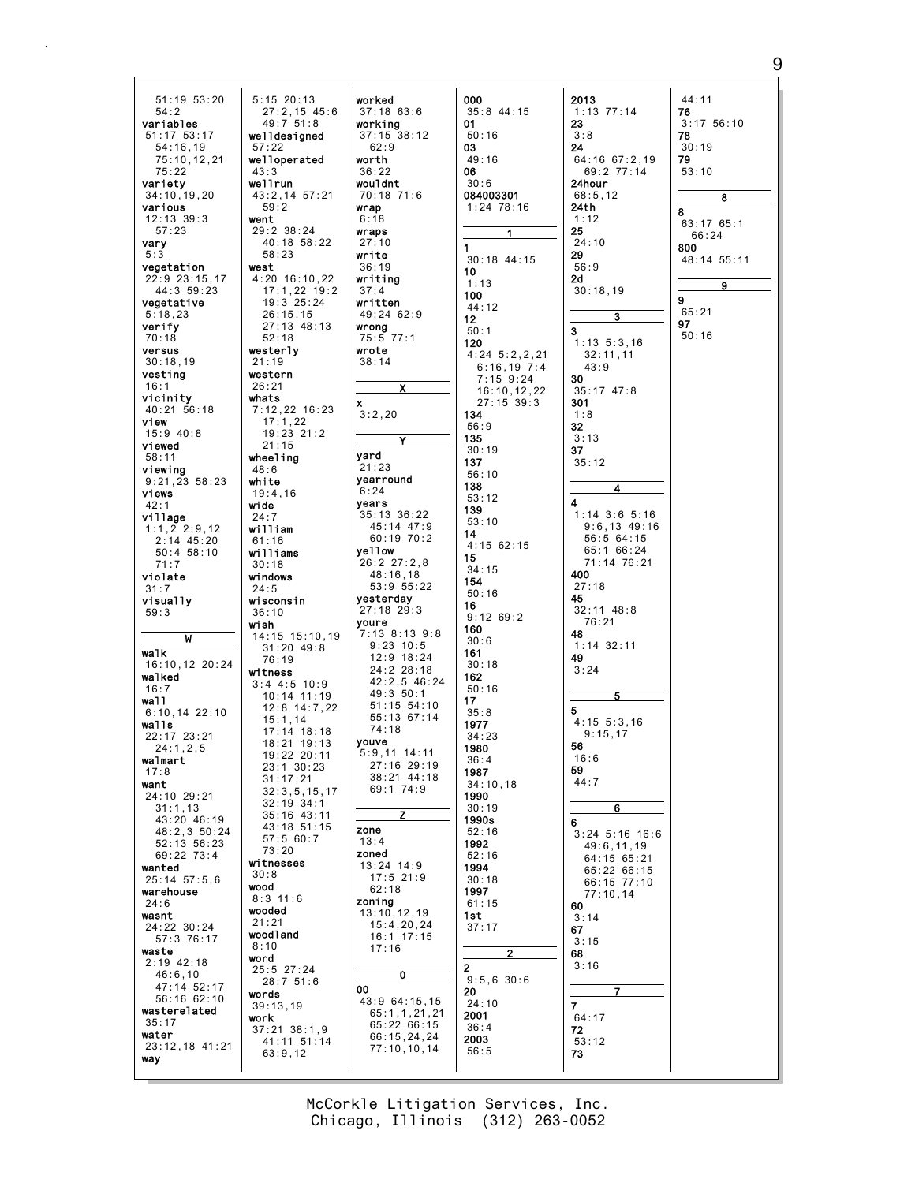51:19 53:20
54:2
**variables**
51:17 53:17
54:16,19
75:10,12,21
75:22
**variety**
34:10,19,20
**various**
12:13 39:3
57:23
**vary**
5:3
**vegetation**
22:9 23:15,17
44:3 59:23
**vegetative**
5:18,23
**verify**
70:18
**versus**
30:18,19
**vesting**
16:1
**vicinity**
40:21 56:18
**view**
15:9 40:8
**viewed**
58:11
**viewing**
9:21,23 58:23
**views**
42:1
**village**
1:1,2 2:9,12
2:14 45:20
50:4 58:10
71:7
**violate**
31:7
**visually**
59:3

**W**

**walk**
16:10,12 20:24
**walked**
16:7
**wall**
6:10,14 22:10
**walls**
22:17 23:21
24:1,2,5
**walmart**
17:8
**want**
24:10 29:21
31:1,13
43:20 46:19
48:2,3 50:24
52:13 56:23
69:22 73:4
**wanted**
25:14 57:5,6
**warehouse**
24:6
**wasnt**
24:22 30:24
57:3 76:17
**waste**
2:19 42:18
46:6,10
47:14 52:17
56:16 62:10
**wasterelated**
35:17
**water**
23:12,18 41:21
**way**
5:15 20:13
27:2,15 45:6
49:7 51:8
**welldesigned**
57:22
**welloperated**
43:3
**wellrun**
43:2,14 57:21
59:2
**went**
29:2 38:24
40:18 58:22
58:23
**west**
4:20 16:10,22
17:1,22 19:2
19:3 25:24
26:15,15
27:13 48:13
52:18
**westerly**
21:19
**western**
26:21
**whats**
7:12,22 16:23
17:1,22
19:23 21:2
21:15
**wheeling**
48:6
**white**
19:4,16
**wide**
24:7
**william**
61:16
**williams**
30:18
**windows**
24:5
**wisconsin**
36:10
**wish**
14:15 15:10,19
31:20 49:8
76:19
**witness**
3:4 4:5 10:9
10:14 11:19
12:8 14:7,22
15:1,14
17:14 18:18
18:21 19:13
19:22 20:11
23:1 30:23
31:17,21
32:3,5,15,17
32:19 34:1
35:16 43:11
43:18 51:15
57:5 60:7
73:20
**witnesses**
30:8
**wood**
8:3 11:6
**wooded**
21:21
**woodland**
8:10
**word**
25:5 27:24
28:7 51:6
**words**
39:13,19
**work**
37:21 38:1,9
41:11 51:14
63:9,12
**worked**
37:18 63:6
**working**
37:15 38:12
62:9
**worth**
36:22
**wouldnt**
70:18 71:6
**wrap**
6:18
**wraps**
27:10
**write**
36:19
**writing**
37:4
**written**
49:24 62:9
**wrong**
75:5 77:1
**wrote**
38:14

**X**

**x**
3:2,20

**Y**

**yard**
21:23
**yearround**
6:24
**years**
35:13 36:22
45:14 47:9
60:19 70:2
**yellow**
26:2 27:2,8
48:16,18
53:9 55:22
**yesterday**
27:18 29:3
**youre**
7:13 8:13 9:8
9:23 10:5
12:9 18:24
24:2 28:18
42:2,5 46:24
49:3 50:1
51:15 54:10
55:13 67:14
74:18
**youve**
5:9,11 14:11
27:16 29:19
38:21 44:18
69:1 74:9

**Z**

**zone**
13:4
**zoned**
13:24 14:9
17:5 21:9
62:18
**zoning**
13:10,12,19
15:4,20,24
16:1 17:15
17:16

**0**

**00**
43:9 64:15,15
65:1,1,21,21
65:22 66:15
66:15,24,24
77:10,10,14
**000**
35:8 44:15
**01**
50:16
**03**
49:16
**06**
30:6
**084003301**
1:24 78:16

**1**

**1**
30:18 44:15
**10**
1:13
**100**
44:12
**12**
50:1
**120**
4:24 5:2,2,21
6:16,19 7:4
7:15 9:24
16:10,12,22
27:15 39:3
**134**
56:9
**135**
30:19
**137**
56:10
**138**
53:12
**139**
53:10
**14**
4:15 62:15
**15**
34:15
**154**
50:16
**16**
9:12 69:2
**160**
30:6
**161**
30:18
**162**
50:16
**17**
35:8
**1977**
34:23
**1980**
36:4
**1987**
34:10,18
**1990**
30:19
**1990s**
52:16
**1992**
52:16
**1994**
30:18
**1997**
61:15
**1st**
37:17

**2**

**2**
9:5,6 30:6
**20**
24:10
**2001**
36:4
**2003**
56:5
**2013**
1:13 77:14
**23**
3:8
**24**
64:16 67:2,19
69:2 77:14
**24hour**
68:5,12
**24th**
1:12
**25**
24:10
**29**
56:9
**2d**
30:18,19

**3**

**3**
1:13 5:3,16
32:11,11
43:9
**30**
35:17 47:8
**301**
1:8
**32**
3:13
**37**
35:12

**4**

**4**
1:14 3:6 5:16
9:6,13 49:16
56:5 64:15
65:1 66:24
71:14 76:21
**400**
27:18
**45**
32:11 48:8
76:21
**48**
1:14 32:11
**49**
3:24

**5**

**5**
4:15 5:3,16
9:15,17
**56**
16:6
**59**
44:7

**6**

**6**
3:24 5:16 16:6
49:6,11,19
64:15 65:21
65:22 66:15
66:15 77:10
77:10,14
**60**
3:14
**67**
3:15
**68**
3:16

**7**

**7**
64:17
**72**
53:12
**73**
44:11
**76**
3:17 56:10
**78**
30:19
**79**
53:10

**8**

**8**
63:17 65:1
66:24
**800**
48:14 55:11

**9**

**9**
65:21
**97**
50:16